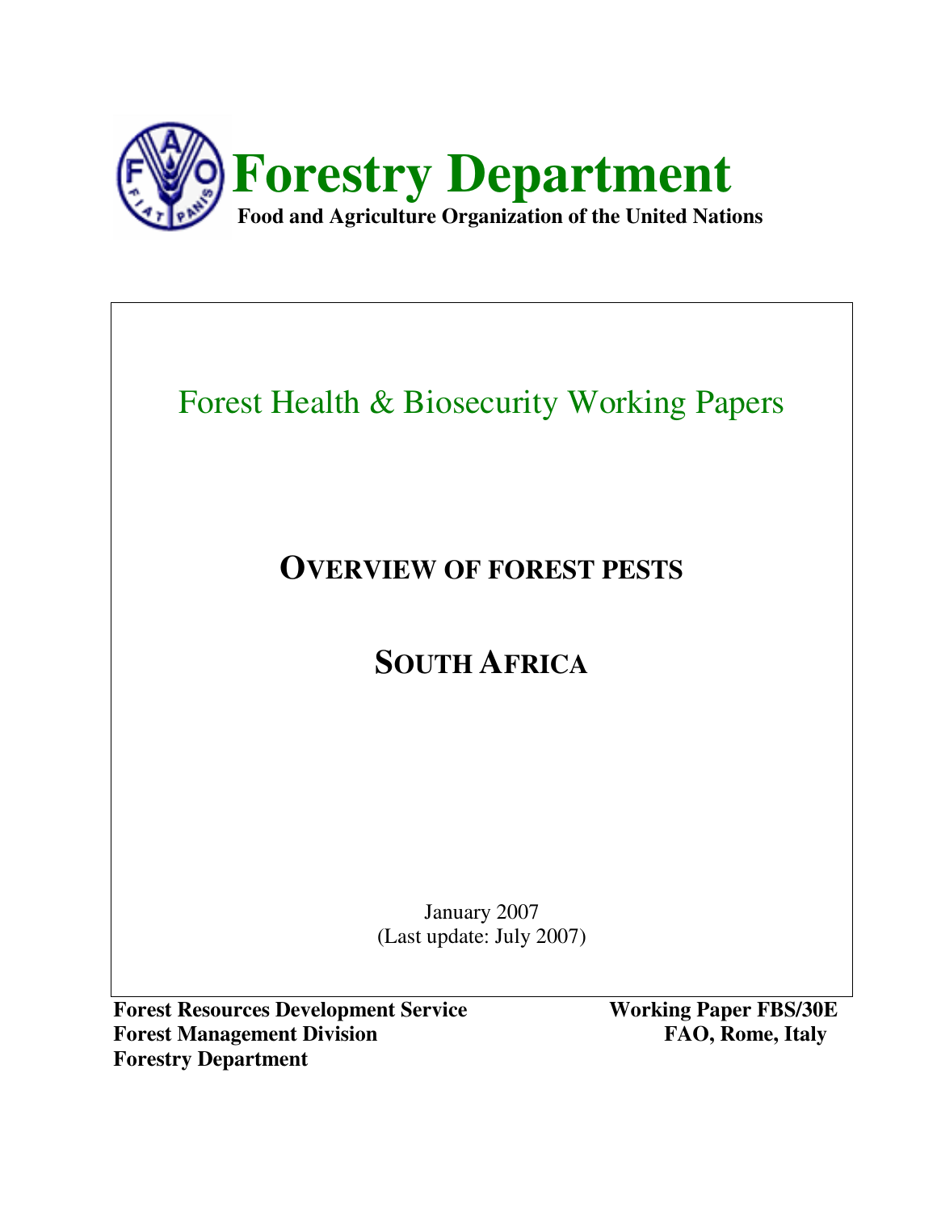# Forestry Department

**Food and Agriculture Organization of the United Nations**

Forest Health & Biosecurity Working Papers

## OVERVIEW OF FOREST PESTS

## SOUTH AFRICA

January 2007
(Last update: July 2007)

**Forest Resources Development Service**
**Forest Management Division**
**Forestry Department**

**Working Paper FBS/30E**
**FAO, Rome, Italy**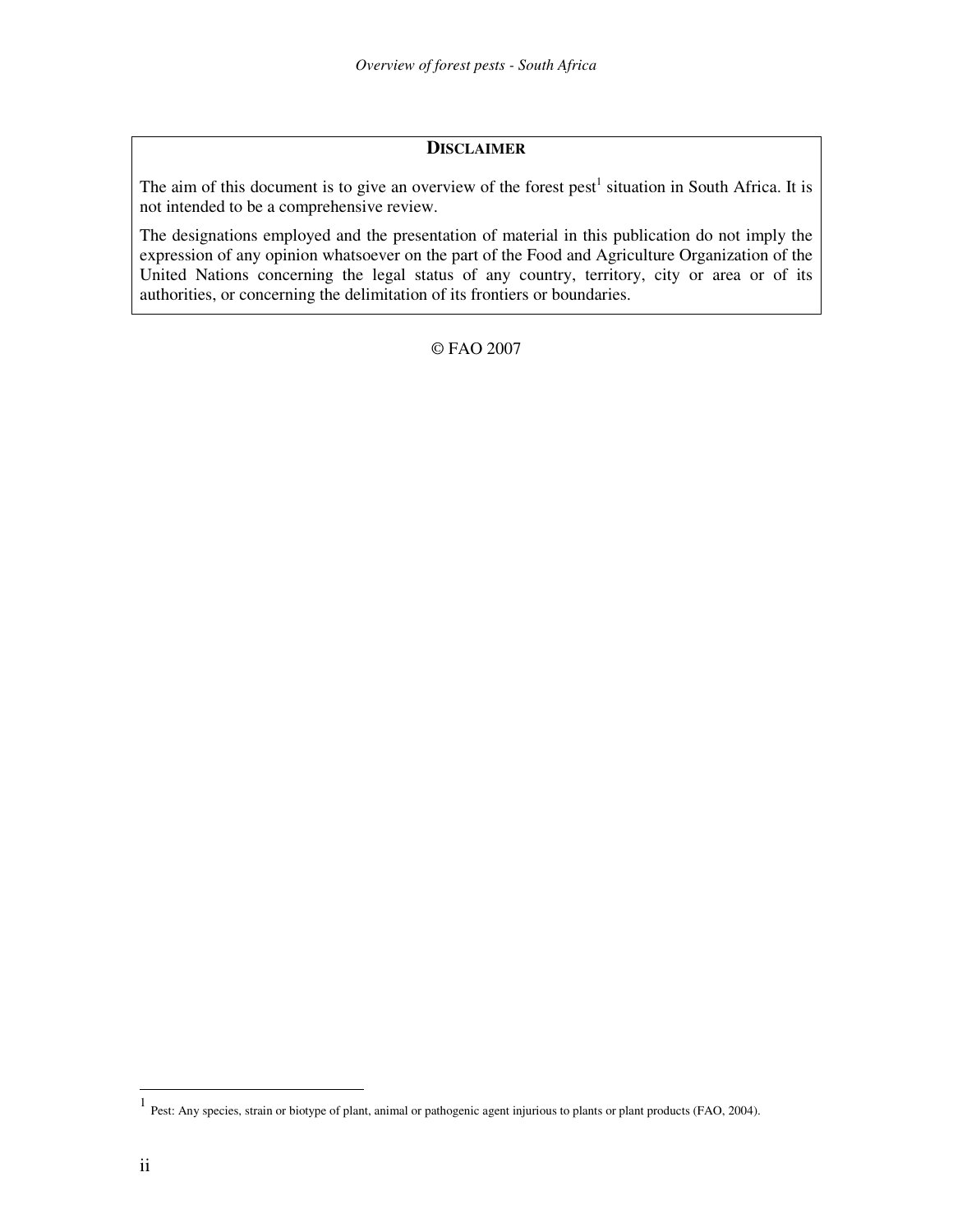## DISCLAIMER

The aim of this document is to give an overview of the forest pest[1] situation in South Africa. It is not intended to be a comprehensive review.

The designations employed and the presentation of material in this publication do not imply the expression of any opinion whatsoever on the part of the Food and Agriculture Organization of the United Nations concerning the legal status of any country, territory, city or area or of its authorities, or concerning the delimitation of its frontiers or boundaries.

© FAO 2007

[1] Pest: Any species, strain or biotype of plant, animal or pathogenic agent injurious to plants or plant products (FAO, 2004).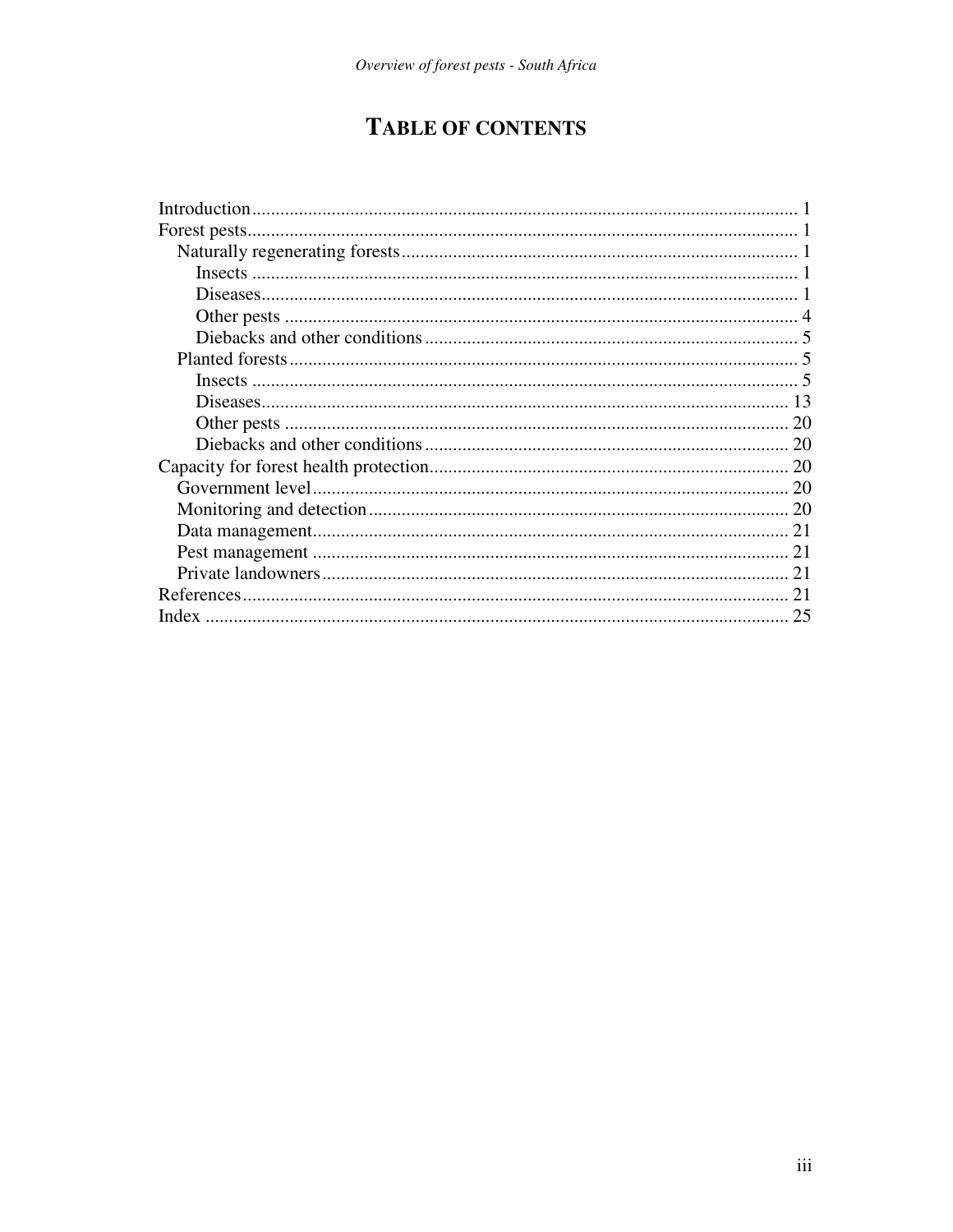# TABLE OF CONTENTS

- Introduction ... 1
- Forest pests ... 1
  - Naturally regenerating forests ... 1
    - Insects ... 1
    - Diseases ... 1
    - Other pests ... 4
    - Diebacks and other conditions ... 5
  - Planted forests ... 5
    - Insects ... 5
    - Diseases ... 13
    - Other pests ... 20
    - Diebacks and other conditions ... 20
- Capacity for forest health protection ... 20
  - Government level ... 20
  - Monitoring and detection ... 20
  - Data management ... 21
  - Pest management ... 21
  - Private landowners ... 21
- References ... 21
- Index ... 25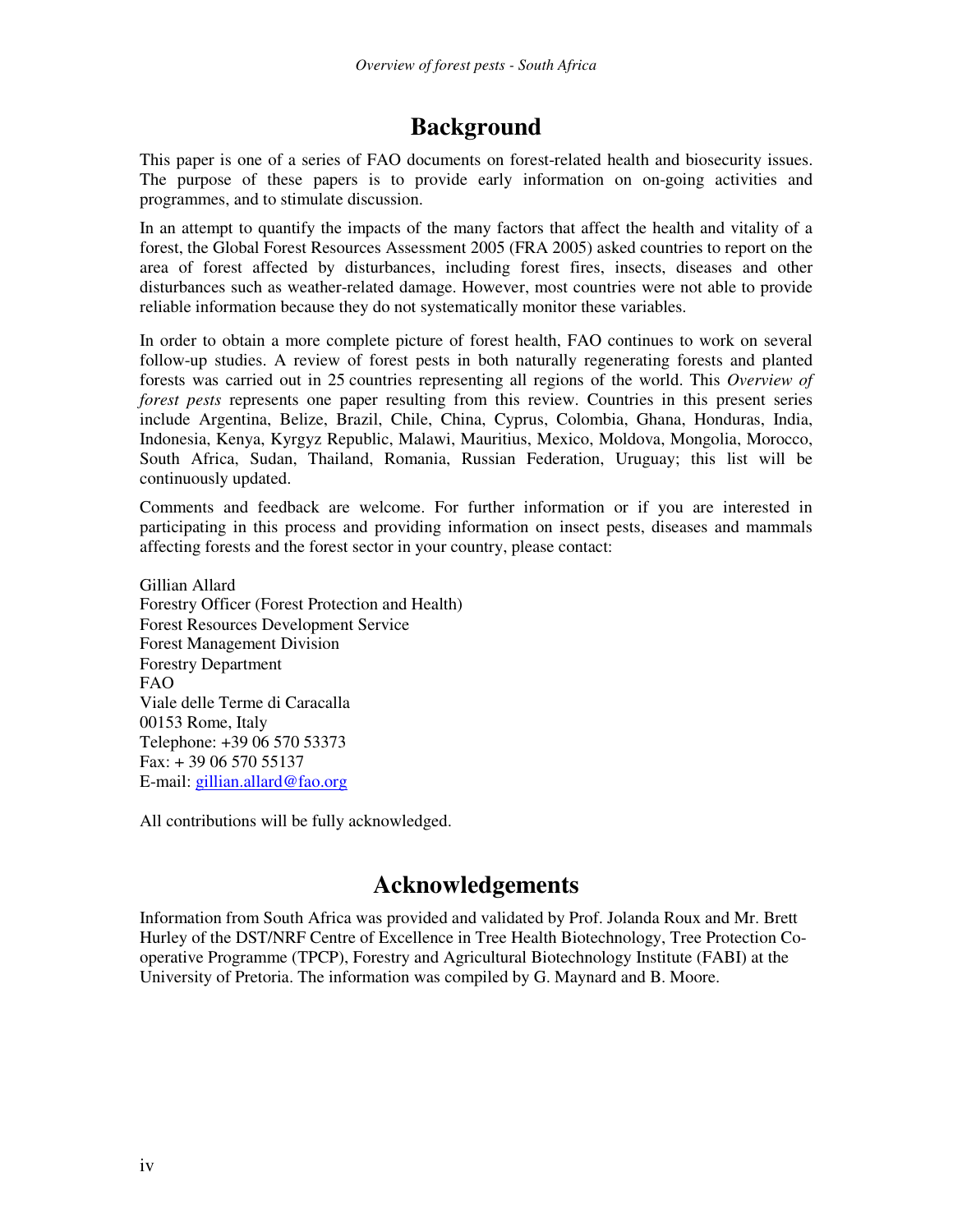# Background

This paper is one of a series of FAO documents on forest-related health and biosecurity issues. The purpose of these papers is to provide early information on on-going activities and programmes, and to stimulate discussion.

In an attempt to quantify the impacts of the many factors that affect the health and vitality of a forest, the Global Forest Resources Assessment 2005 (FRA 2005) asked countries to report on the area of forest affected by disturbances, including forest fires, insects, diseases and other disturbances such as weather-related damage. However, most countries were not able to provide reliable information because they do not systematically monitor these variables.

In order to obtain a more complete picture of forest health, FAO continues to work on several follow-up studies. A review of forest pests in both naturally regenerating forests and planted forests was carried out in 25 countries representing all regions of the world. This *Overview of forest pests* represents one paper resulting from this review. Countries in this present series include Argentina, Belize, Brazil, Chile, China, Cyprus, Colombia, Ghana, Honduras, India, Indonesia, Kenya, Kyrgyz Republic, Malawi, Mauritius, Mexico, Moldova, Mongolia, Morocco, South Africa, Sudan, Thailand, Romania, Russian Federation, Uruguay; this list will be continuously updated.

Comments and feedback are welcome. For further information or if you are interested in participating in this process and providing information on insect pests, diseases and mammals affecting forests and the forest sector in your country, please contact:

Gillian Allard
Forestry Officer (Forest Protection and Health)
Forest Resources Development Service
Forest Management Division
Forestry Department
FAO
Viale delle Terme di Caracalla
00153 Rome, Italy
Telephone: +39 06 570 53373
Fax: + 39 06 570 55137
E-mail: gillian.allard@fao.org

All contributions will be fully acknowledged.

# Acknowledgements

Information from South Africa was provided and validated by Prof. Jolanda Roux and Mr. Brett Hurley of the DST/NRF Centre of Excellence in Tree Health Biotechnology, Tree Protection Co-operative Programme (TPCP), Forestry and Agricultural Biotechnology Institute (FABI) at the University of Pretoria. The information was compiled by G. Maynard and B. Moore.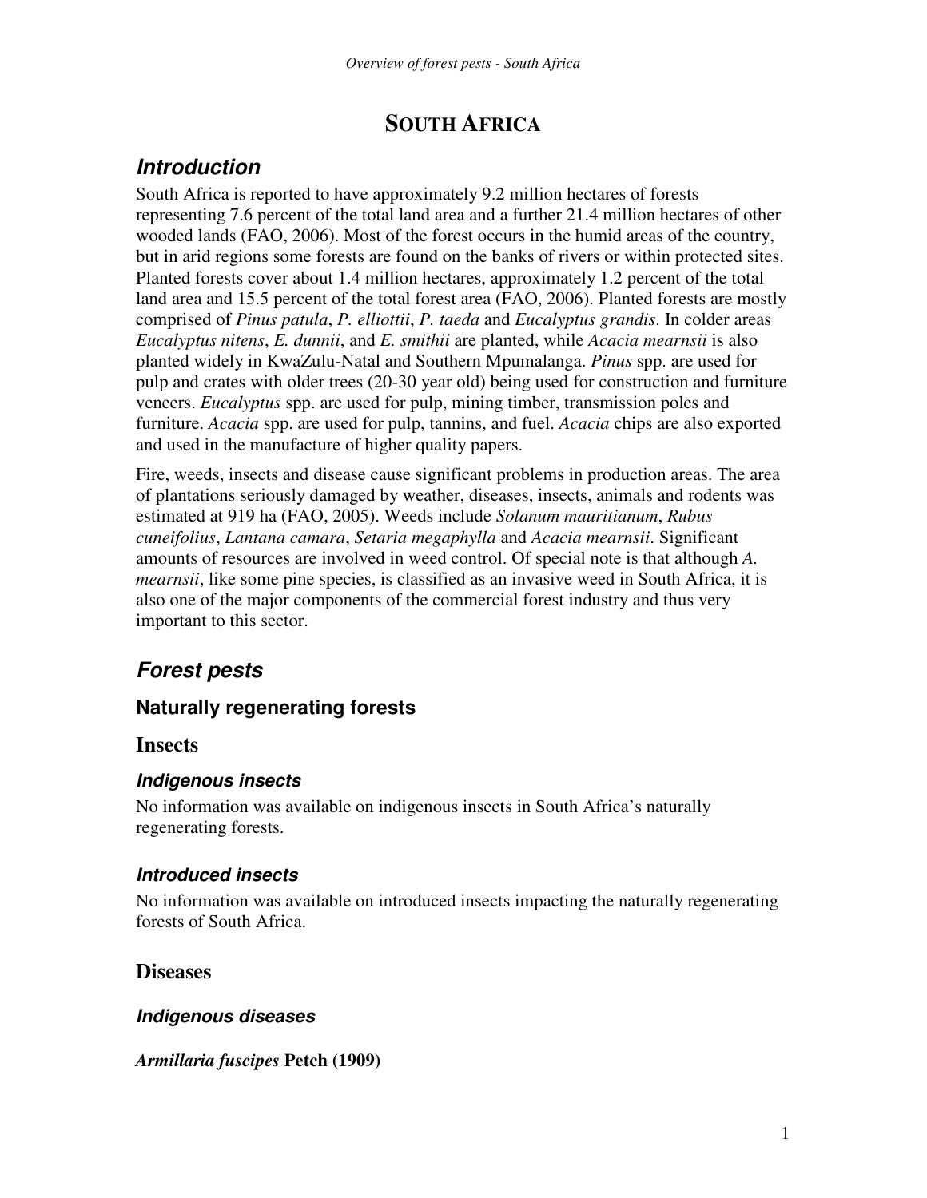# SOUTH AFRICA

## *Introduction*

South Africa is reported to have approximately 9.2 million hectares of forests representing 7.6 percent of the total land area and a further 21.4 million hectares of other wooded lands (FAO, 2006). Most of the forest occurs in the humid areas of the country, but in arid regions some forests are found on the banks of rivers or within protected sites. Planted forests cover about 1.4 million hectares, approximately 1.2 percent of the total land area and 15.5 percent of the total forest area (FAO, 2006). Planted forests are mostly comprised of *Pinus patula*, *P. elliottii*, *P. taeda* and *Eucalyptus grandis*. In colder areas *Eucalyptus nitens*, *E. dunnii*, and *E. smithii* are planted, while *Acacia mearnsii* is also planted widely in KwaZulu-Natal and Southern Mpumalanga. *Pinus* spp. are used for pulp and crates with older trees (20-30 year old) being used for construction and furniture veneers. *Eucalyptus* spp. are used for pulp, mining timber, transmission poles and furniture. *Acacia* spp. are used for pulp, tannins, and fuel. *Acacia* chips are also exported and used in the manufacture of higher quality papers.

Fire, weeds, insects and disease cause significant problems in production areas. The area of plantations seriously damaged by weather, diseases, insects, animals and rodents was estimated at 919 ha (FAO, 2005). Weeds include *Solanum mauritianum*, *Rubus cuneifolius*, *Lantana camara*, *Setaria megaphylla* and *Acacia mearnsii*. Significant amounts of resources are involved in weed control. Of special note is that although *A. mearnsii*, like some pine species, is classified as an invasive weed in South Africa, it is also one of the major components of the commercial forest industry and thus very important to this sector.

## *Forest pests*

### Naturally regenerating forests

### Insects

#### *Indigenous insects*

No information was available on indigenous insects in South Africa's naturally regenerating forests.

#### *Introduced insects*

No information was available on introduced insects impacting the naturally regenerating forests of South Africa.

### Diseases

#### *Indigenous diseases*

***Armillaria fuscipes*** **Petch (1909)**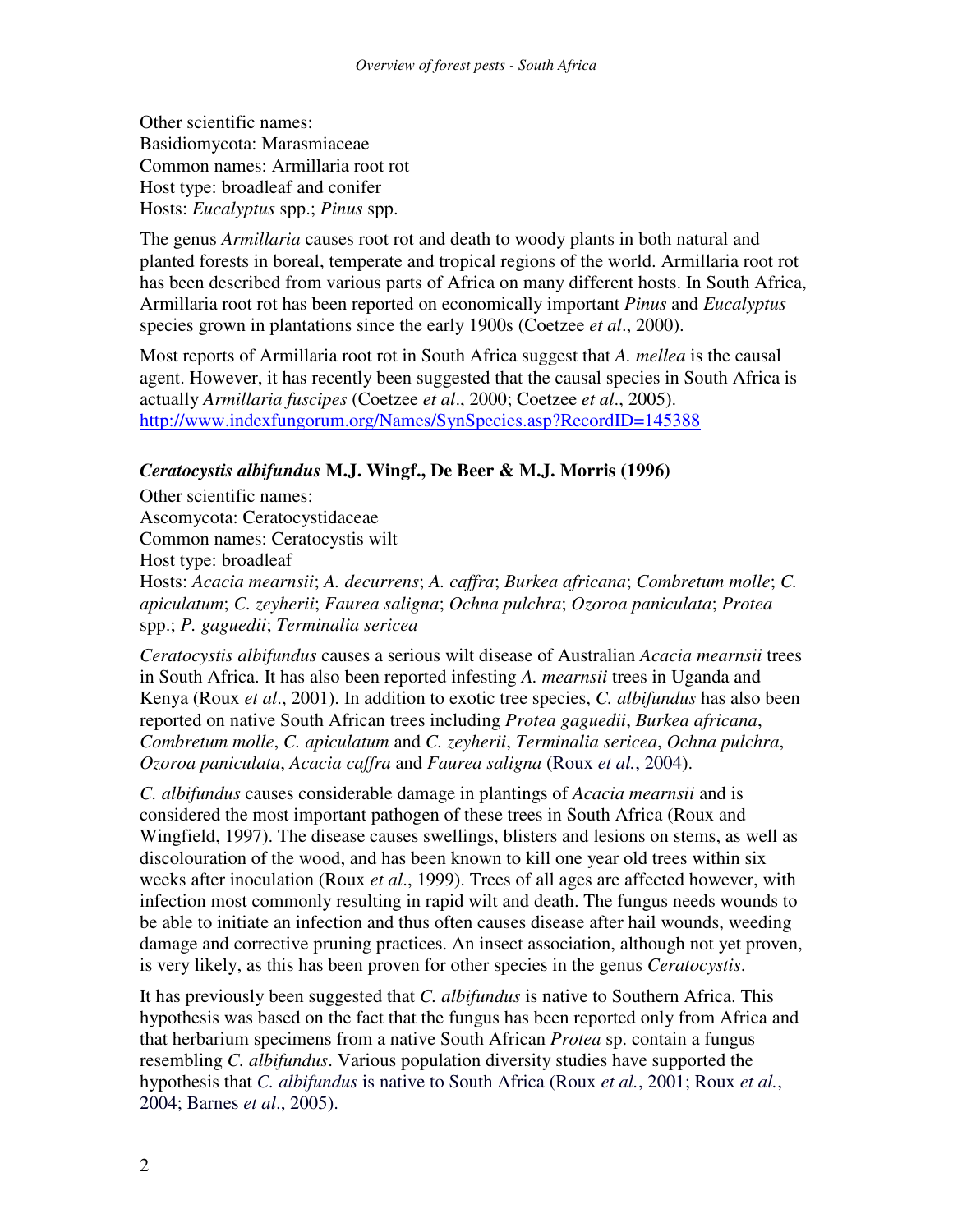Other scientific names:
Basidiomycota: Marasmiaceae
Common names: Armillaria root rot
Host type: broadleaf and conifer
Hosts: *Eucalyptus* spp.; *Pinus* spp.

The genus *Armillaria* causes root rot and death to woody plants in both natural and planted forests in boreal, temperate and tropical regions of the world. Armillaria root rot has been described from various parts of Africa on many different hosts. In South Africa, Armillaria root rot has been reported on economically important *Pinus* and *Eucalyptus* species grown in plantations since the early 1900s (Coetzee *et al*., 2000).

Most reports of Armillaria root rot in South Africa suggest that *A. mellea* is the causal agent. However, it has recently been suggested that the causal species in South Africa is actually *Armillaria fuscipes* (Coetzee *et al*., 2000; Coetzee *et al*., 2005).
http://www.indexfungorum.org/Names/SynSpecies.asp?RecordID=145388

### *Ceratocystis albifundus* M.J. Wingf., De Beer & M.J. Morris (1996)

Other scientific names:
Ascomycota: Ceratocystidaceae
Common names: Ceratocystis wilt
Host type: broadleaf
Hosts: *Acacia mearnsii*; *A. decurrens*; *A. caffra*; *Burkea africana*; *Combretum molle*; *C. apiculatum*; *C. zeyherii*; *Faurea saligna*; *Ochna pulchra*; *Ozoroa paniculata*; *Protea* spp.; *P. gaguedii*; *Terminalia sericea*

*Ceratocystis albifundus* causes a serious wilt disease of Australian *Acacia mearnsii* trees in South Africa. It has also been reported infesting *A. mearnsii* trees in Uganda and Kenya (Roux *et al*., 2001). In addition to exotic tree species, *C. albifundus* has also been reported on native South African trees including *Protea gaguedii*, *Burkea africana*, *Combretum molle*, *C. apiculatum* and *C. zeyherii*, *Terminalia sericea*, *Ochna pulchra*, *Ozoroa paniculata*, *Acacia caffra* and *Faurea saligna* (Roux *et al.*, 2004).

*C. albifundus* causes considerable damage in plantings of *Acacia mearnsii* and is considered the most important pathogen of these trees in South Africa (Roux and Wingfield, 1997). The disease causes swellings, blisters and lesions on stems, as well as discolouration of the wood, and has been known to kill one year old trees within six weeks after inoculation (Roux *et al*., 1999). Trees of all ages are affected however, with infection most commonly resulting in rapid wilt and death. The fungus needs wounds to be able to initiate an infection and thus often causes disease after hail wounds, weeding damage and corrective pruning practices. An insect association, although not yet proven, is very likely, as this has been proven for other species in the genus *Ceratocystis*.

It has previously been suggested that *C. albifundus* is native to Southern Africa. This hypothesis was based on the fact that the fungus has been reported only from Africa and that herbarium specimens from a native South African *Protea* sp. contain a fungus resembling *C. albifundus*. Various population diversity studies have supported the hypothesis that *C. albifundus* is native to South Africa (Roux *et al.*, 2001; Roux *et al.*, 2004; Barnes *et al*., 2005).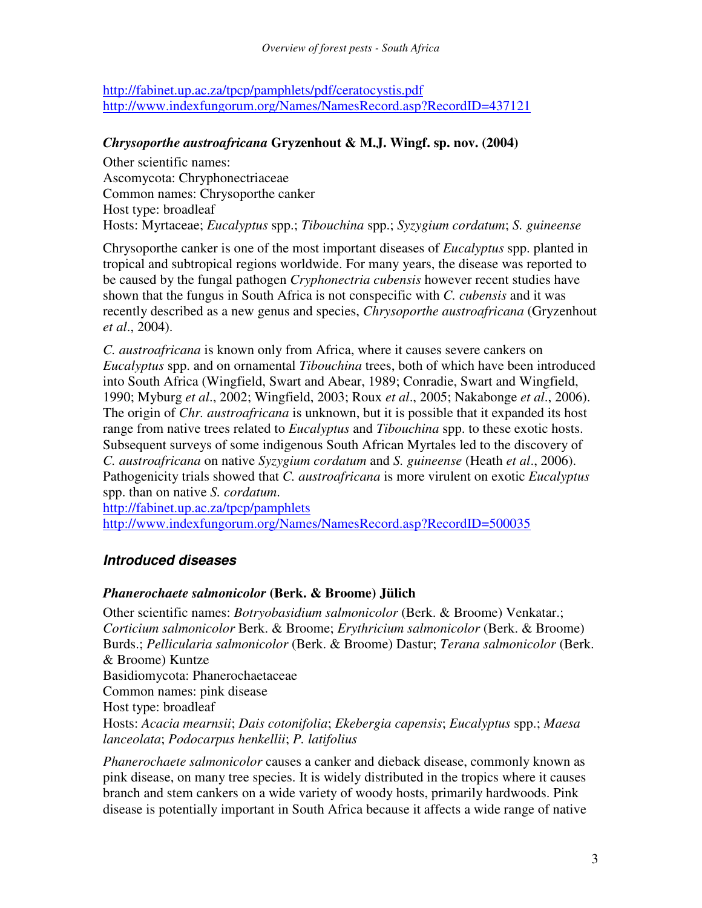http://fabinet.up.ac.za/tpcp/pamphlets/pdf/ceratocystis.pdf
http://www.indexfungorum.org/Names/NamesRecord.asp?RecordID=437121

### *Chrysoporthe austroafricana* Gryzenhout & M.J. Wingf. sp. nov. (2004)

Other scientific names:
Ascomycota: Chryphonectriaceae
Common names: Chrysoporthe canker
Host type: broadleaf
Hosts: Myrtaceae; *Eucalyptus* spp.; *Tibouchina* spp.; *Syzygium cordatum*; *S. guineense*

Chrysoporthe canker is one of the most important diseases of *Eucalyptus* spp. planted in tropical and subtropical regions worldwide. For many years, the disease was reported to be caused by the fungal pathogen *Cryphonectria cubensis* however recent studies have shown that the fungus in South Africa is not conspecific with *C. cubensis* and it was recently described as a new genus and species, *Chrysoporthe austroafricana* (Gryzenhout *et al*., 2004).

*C. austroafricana* is known only from Africa, where it causes severe cankers on *Eucalyptus* spp. and on ornamental *Tibouchina* trees, both of which have been introduced into South Africa (Wingfield, Swart and Abear, 1989; Conradie, Swart and Wingfield, 1990; Myburg *et al*., 2002; Wingfield, 2003; Roux *et al*., 2005; Nakabonge *et al*., 2006). The origin of *Chr. austroafricana* is unknown, but it is possible that it expanded its host range from native trees related to *Eucalyptus* and *Tibouchina* spp. to these exotic hosts. Subsequent surveys of some indigenous South African Myrtales led to the discovery of *C. austroafricana* on native *Syzygium cordatum* and *S. guineense* (Heath *et al*., 2006). Pathogenicity trials showed that *C. austroafricana* is more virulent on exotic *Eucalyptus* spp. than on native *S. cordatum*.
http://fabinet.up.ac.za/tpcp/pamphlets
http://www.indexfungorum.org/Names/NamesRecord.asp?RecordID=500035

## *Introduced diseases*

### *Phanerochaete salmonicolor* (Berk. & Broome) Jülich

Other scientific names: *Botryobasidium salmonicolor* (Berk. & Broome) Venkatar.; *Corticium salmonicolor* Berk. & Broome; *Erythricium salmonicolor* (Berk. & Broome) Burds.; *Pellicularia salmonicolor* (Berk. & Broome) Dastur; *Terana salmonicolor* (Berk. & Broome) Kuntze
Basidiomycota: Phanerochaetaceae
Common names: pink disease
Host type: broadleaf
Hosts: *Acacia mearnsii*; *Dais cotonifolia*; *Ekebergia capensis*; *Eucalyptus* spp.; *Maesa lanceolata*; *Podocarpus henkellii*; *P. latifolius*

*Phanerochaete salmonicolor* causes a canker and dieback disease, commonly known as pink disease, on many tree species. It is widely distributed in the tropics where it causes branch and stem cankers on a wide variety of woody hosts, primarily hardwoods. Pink disease is potentially important in South Africa because it affects a wide range of native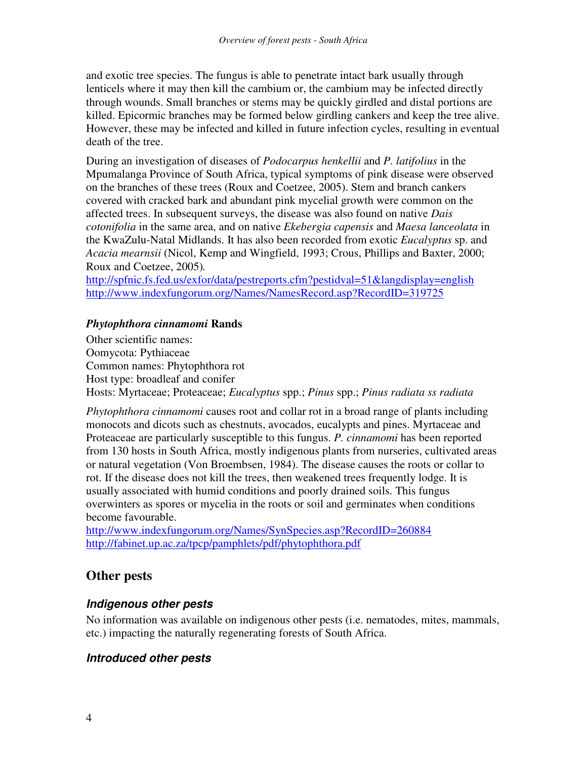and exotic tree species. The fungus is able to penetrate intact bark usually through lenticels where it may then kill the cambium or, the cambium may be infected directly through wounds. Small branches or stems may be quickly girdled and distal portions are killed. Epicormic branches may be formed below girdling cankers and keep the tree alive. However, these may be infected and killed in future infection cycles, resulting in eventual death of the tree.

During an investigation of diseases of *Podocarpus henkellii* and *P. latifolius* in the Mpumalanga Province of South Africa, typical symptoms of pink disease were observed on the branches of these trees (Roux and Coetzee, 2005). Stem and branch cankers covered with cracked bark and abundant pink mycelial growth were common on the affected trees. In subsequent surveys, the disease was also found on native *Dais cotonifolia* in the same area, and on native *Ekebergia capensis* and *Maesa lanceolata* in the KwaZulu-Natal Midlands. It has also been recorded from exotic *Eucalyptus* sp. and *Acacia mearnsii* (Nicol, Kemp and Wingfield, 1993; Crous, Phillips and Baxter, 2000; Roux and Coetzee, 2005).
http://spfnic.fs.fed.us/exfor/data/pestreports.cfm?pestidval=51&langdisplay=english
http://www.indexfungorum.org/Names/NamesRecord.asp?RecordID=319725

#### *Phytophthora cinnamomi* Rands

Other scientific names:
Oomycota: Pythiaceae
Common names: Phytophthora rot
Host type: broadleaf and conifer
Hosts: Myrtaceae; Proteaceae; *Eucalyptus* spp.; *Pinus* spp.; *Pinus radiata ss radiata*

*Phytophthora cinnamomi* causes root and collar rot in a broad range of plants including monocots and dicots such as chestnuts, avocados, eucalypts and pines. Myrtaceae and Proteaceae are particularly susceptible to this fungus. *P. cinnamomi* has been reported from 130 hosts in South Africa, mostly indigenous plants from nurseries, cultivated areas or natural vegetation (Von Broembsen, 1984). The disease causes the roots or collar to rot. If the disease does not kill the trees, then weakened trees frequently lodge. It is usually associated with humid conditions and poorly drained soils. This fungus overwinters as spores or mycelia in the roots or soil and germinates when conditions become favourable.
http://www.indexfungorum.org/Names/SynSpecies.asp?RecordID=260884
http://fabinet.up.ac.za/tpcp/pamphlets/pdf/phytophthora.pdf

## Other pests

### *Indigenous other pests*

No information was available on indigenous other pests (i.e. nematodes, mites, mammals, etc.) impacting the naturally regenerating forests of South Africa.

### *Introduced other pests*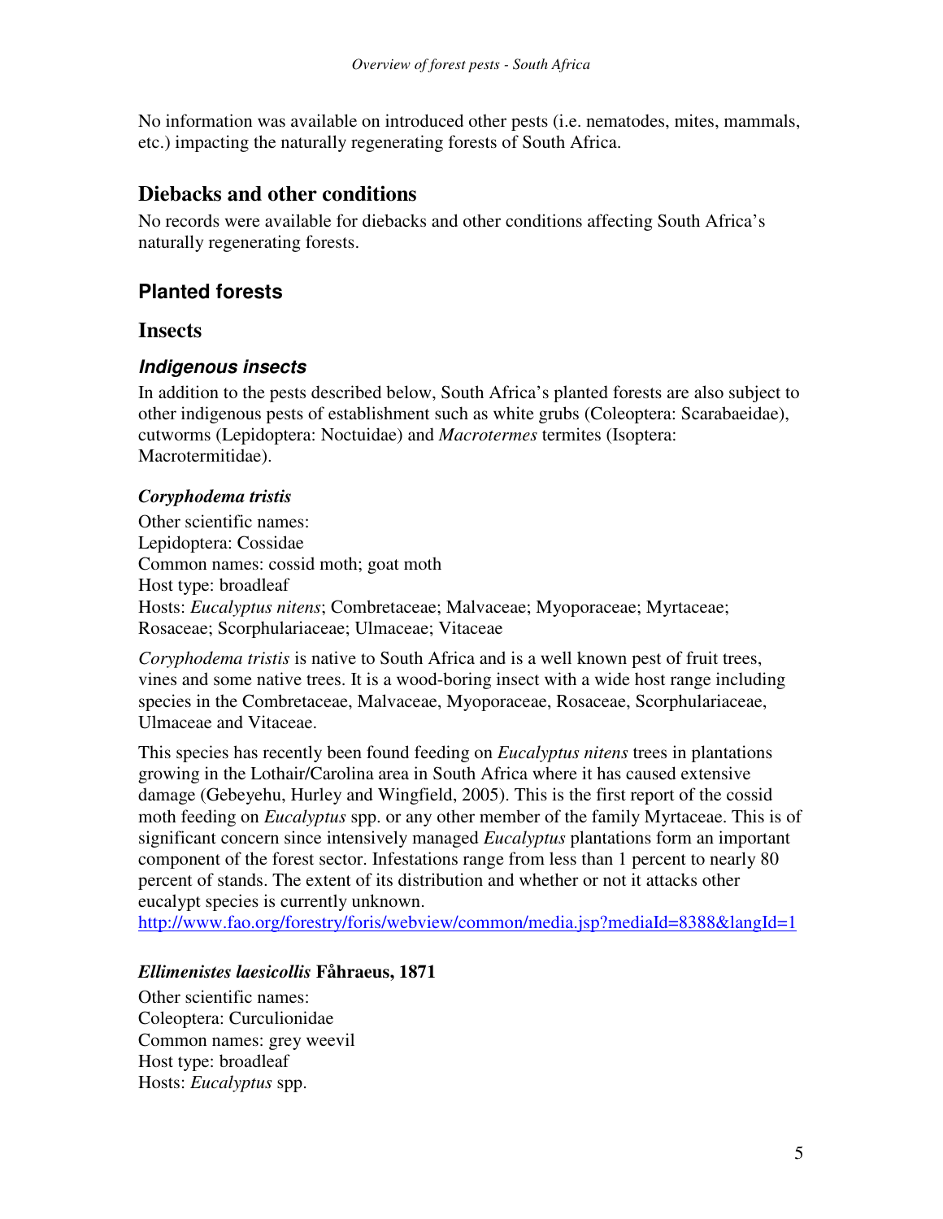No information was available on introduced other pests (i.e. nematodes, mites, mammals, etc.) impacting the naturally regenerating forests of South Africa.

## Diebacks and other conditions

No records were available for diebacks and other conditions affecting South Africa's naturally regenerating forests.

## Planted forests

## Insects

### *Indigenous insects*

In addition to the pests described below, South Africa's planted forests are also subject to other indigenous pests of establishment such as white grubs (Coleoptera: Scarabaeidae), cutworms (Lepidoptera: Noctuidae) and *Macrotermes* termites (Isoptera: Macrotermitidae).

#### *Coryphodema tristis*

Other scientific names:
Lepidoptera: Cossidae
Common names: cossid moth; goat moth
Host type: broadleaf
Hosts: *Eucalyptus nitens*; Combretaceae; Malvaceae; Myoporaceae; Myrtaceae; Rosaceae; Scorphulariaceae; Ulmaceae; Vitaceae

*Coryphodema tristis* is native to South Africa and is a well known pest of fruit trees, vines and some native trees. It is a wood-boring insect with a wide host range including species in the Combretaceae, Malvaceae, Myoporaceae, Rosaceae, Scorphulariaceae, Ulmaceae and Vitaceae.

This species has recently been found feeding on *Eucalyptus nitens* trees in plantations growing in the Lothair/Carolina area in South Africa where it has caused extensive damage (Gebeyehu, Hurley and Wingfield, 2005). This is the first report of the cossid moth feeding on *Eucalyptus* spp. or any other member of the family Myrtaceae. This is of significant concern since intensively managed *Eucalyptus* plantations form an important component of the forest sector. Infestations range from less than 1 percent to nearly 80 percent of stands. The extent of its distribution and whether or not it attacks other eucalypt species is currently unknown.
http://www.fao.org/forestry/foris/webview/common/media.jsp?mediaId=8388&langId=1

#### *Ellimenistes laesicollis* Fåhraeus, 1871

Other scientific names:
Coleoptera: Curculionidae
Common names: grey weevil
Host type: broadleaf
Hosts: *Eucalyptus* spp.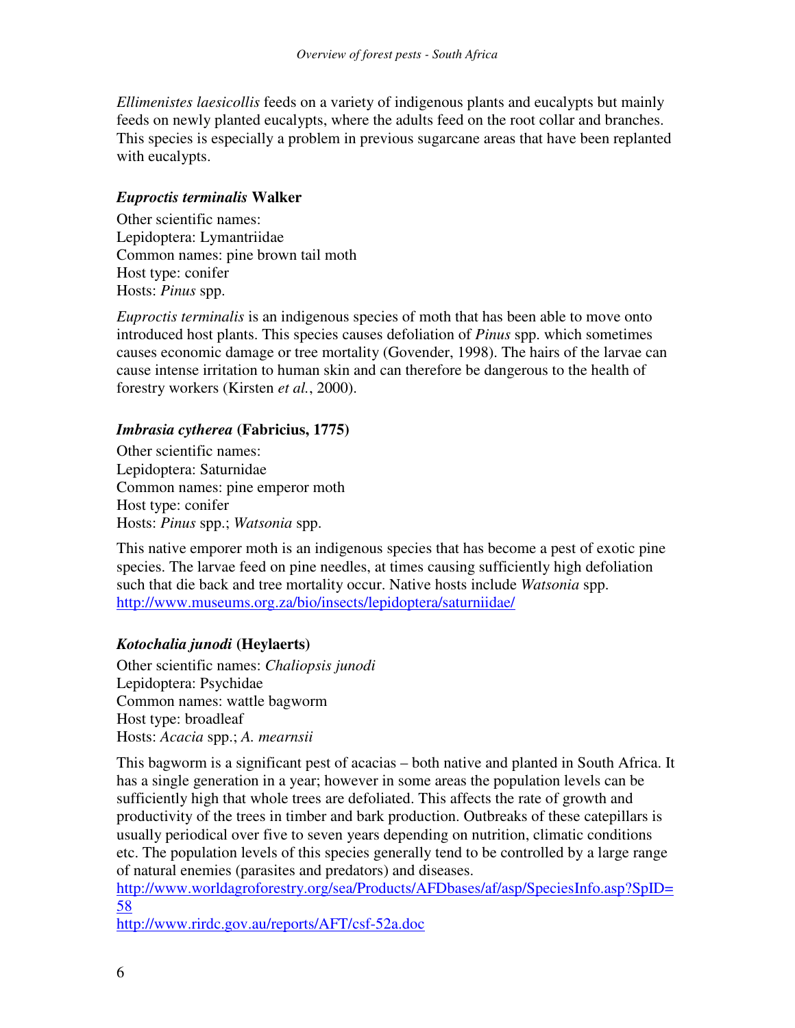*Ellimenistes laesicollis* feeds on a variety of indigenous plants and eucalypts but mainly feeds on newly planted eucalypts, where the adults feed on the root collar and branches. This species is especially a problem in previous sugarcane areas that have been replanted with eucalypts.

### *Euproctis terminalis* Walker

Other scientific names:
Lepidoptera: Lymantriidae
Common names: pine brown tail moth
Host type: conifer
Hosts: *Pinus* spp.

*Euproctis terminalis* is an indigenous species of moth that has been able to move onto introduced host plants. This species causes defoliation of *Pinus* spp. which sometimes causes economic damage or tree mortality (Govender, 1998). The hairs of the larvae can cause intense irritation to human skin and can therefore be dangerous to the health of forestry workers (Kirsten *et al.*, 2000).

### *Imbrasia cytherea* (Fabricius, 1775)

Other scientific names:
Lepidoptera: Saturnidae
Common names: pine emperor moth
Host type: conifer
Hosts: *Pinus* spp.; *Watsonia* spp.

This native emporer moth is an indigenous species that has become a pest of exotic pine species. The larvae feed on pine needles, at times causing sufficiently high defoliation such that die back and tree mortality occur. Native hosts include *Watsonia* spp.
http://www.museums.org.za/bio/insects/lepidoptera/saturniidae/

### *Kotochalia junodi* (Heylaerts)

Other scientific names: *Chaliopsis junodi*
Lepidoptera: Psychidae
Common names: wattle bagworm
Host type: broadleaf
Hosts: *Acacia* spp.; *A. mearnsii*

This bagworm is a significant pest of acacias – both native and planted in South Africa. It has a single generation in a year; however in some areas the population levels can be sufficiently high that whole trees are defoliated. This affects the rate of growth and productivity of the trees in timber and bark production. Outbreaks of these catepillars is usually periodical over five to seven years depending on nutrition, climatic conditions etc. The population levels of this species generally tend to be controlled by a large range of natural enemies (parasites and predators) and diseases.
http://www.worldagroforestry.org/sea/Products/AFDbases/af/asp/SpeciesInfo.asp?SpID=58
http://www.rirdc.gov.au/reports/AFT/csf-52a.doc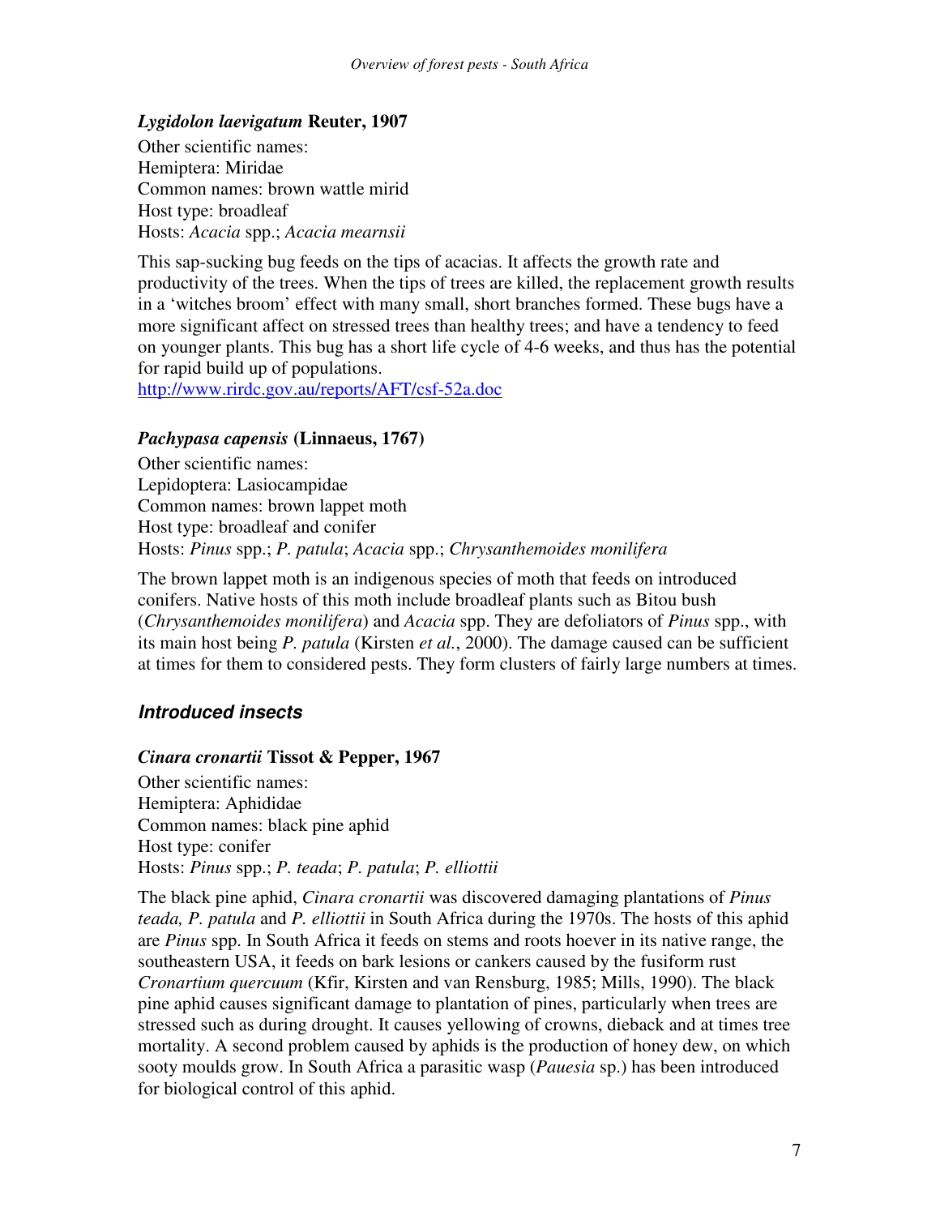### *Lygidolon laevigatum* Reuter, 1907

Other scientific names:
Hemiptera: Miridae
Common names: brown wattle mirid
Host type: broadleaf
Hosts: *Acacia* spp.; *Acacia mearnsii*

This sap-sucking bug feeds on the tips of acacias. It affects the growth rate and productivity of the trees. When the tips of trees are killed, the replacement growth results in a 'witches broom' effect with many small, short branches formed. These bugs have a more significant affect on stressed trees than healthy trees; and have a tendency to feed on younger plants. This bug has a short life cycle of 4-6 weeks, and thus has the potential for rapid build up of populations.
http://www.rirdc.gov.au/reports/AFT/csf-52a.doc

### *Pachypasa capensis* (Linnaeus, 1767)

Other scientific names:
Lepidoptera: Lasiocampidae
Common names: brown lappet moth
Host type: broadleaf and conifer
Hosts: *Pinus* spp.; *P. patula*; *Acacia* spp.; *Chrysanthemoides monilifera*

The brown lappet moth is an indigenous species of moth that feeds on introduced conifers. Native hosts of this moth include broadleaf plants such as Bitou bush (*Chrysanthemoides monilifera*) and *Acacia* spp. They are defoliators of *Pinus* spp., with its main host being *P. patula* (Kirsten *et al.*, 2000). The damage caused can be sufficient at times for them to considered pests. They form clusters of fairly large numbers at times.

## *Introduced insects*

### *Cinara cronartii* Tissot & Pepper, 1967

Other scientific names:
Hemiptera: Aphididae
Common names: black pine aphid
Host type: conifer
Hosts: *Pinus* spp.; *P. teada*; *P. patula*; *P. elliottii*

The black pine aphid, *Cinara cronartii* was discovered damaging plantations of *Pinus teada, P. patula* and *P. elliottii* in South Africa during the 1970s. The hosts of this aphid are *Pinus* spp. In South Africa it feeds on stems and roots hoever in its native range, the southeastern USA, it feeds on bark lesions or cankers caused by the fusiform rust *Cronartium quercuum* (Kfir, Kirsten and van Rensburg, 1985; Mills, 1990). The black pine aphid causes significant damage to plantation of pines, particularly when trees are stressed such as during drought. It causes yellowing of crowns, dieback and at times tree mortality. A second problem caused by aphids is the production of honey dew, on which sooty moulds grow. In South Africa a parasitic wasp (*Pauesia* sp.) has been introduced for biological control of this aphid.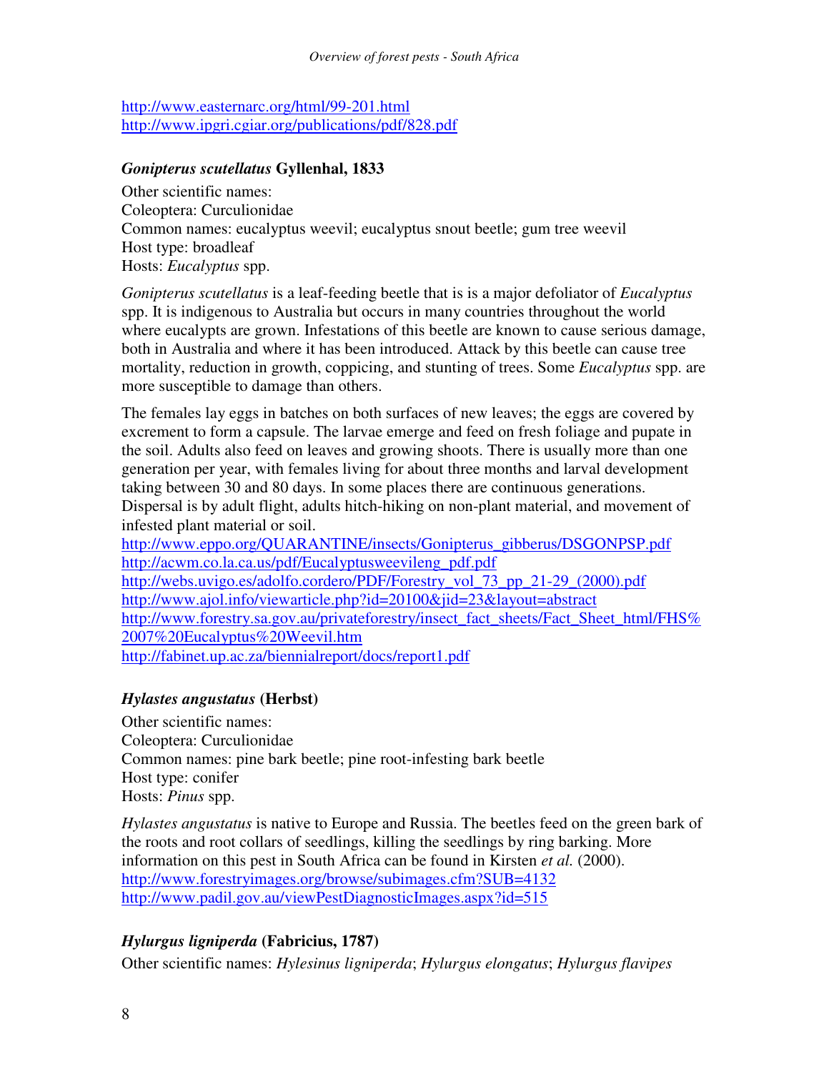http://www.easternarc.org/html/99-201.html
http://www.ipgri.cgiar.org/publications/pdf/828.pdf

### *Gonipterus scutellatus* Gyllenhal, 1833

Other scientific names:
Coleoptera: Curculionidae
Common names: eucalyptus weevil; eucalyptus snout beetle; gum tree weevil
Host type: broadleaf
Hosts: *Eucalyptus* spp.

*Gonipterus scutellatus* is a leaf-feeding beetle that is is a major defoliator of *Eucalyptus* spp. It is indigenous to Australia but occurs in many countries throughout the world where eucalypts are grown. Infestations of this beetle are known to cause serious damage, both in Australia and where it has been introduced. Attack by this beetle can cause tree mortality, reduction in growth, coppicing, and stunting of trees. Some *Eucalyptus* spp. are more susceptible to damage than others.

The females lay eggs in batches on both surfaces of new leaves; the eggs are covered by excrement to form a capsule. The larvae emerge and feed on fresh foliage and pupate in the soil. Adults also feed on leaves and growing shoots. There is usually more than one generation per year, with females living for about three months and larval development taking between 30 and 80 days. In some places there are continuous generations. Dispersal is by adult flight, adults hitch-hiking on non-plant material, and movement of infested plant material or soil.
http://www.eppo.org/QUARANTINE/insects/Gonipterus_gibberus/DSGONPSP.pdf
http://acwm.co.la.ca.us/pdf/Eucalyptusweevileng_pdf.pdf
http://webs.uvigo.es/adolfo.cordero/PDF/Forestry_vol_73_pp_21-29_(2000).pdf
http://www.ajol.info/viewarticle.php?id=20100&jid=23&layout=abstract
http://www.forestry.sa.gov.au/privateforestry/insect_fact_sheets/Fact_Sheet_html/FHS%2007%20Eucalyptus%20Weevil.htm
http://fabinet.up.ac.za/biennialreport/docs/report1.pdf

### *Hylastes angustatus* (Herbst)

Other scientific names:
Coleoptera: Curculionidae
Common names: pine bark beetle; pine root-infesting bark beetle
Host type: conifer
Hosts: *Pinus* spp.

*Hylastes angustatus* is native to Europe and Russia. The beetles feed on the green bark of the roots and root collars of seedlings, killing the seedlings by ring barking. More information on this pest in South Africa can be found in Kirsten *et al.* (2000).
http://www.forestryimages.org/browse/subimages.cfm?SUB=4132
http://www.padil.gov.au/viewPestDiagnosticImages.aspx?id=515

### *Hylurgus ligniperda* (Fabricius, 1787)

Other scientific names: *Hylesinus ligniperda*; *Hylurgus elongatus*; *Hylurgus flavipes*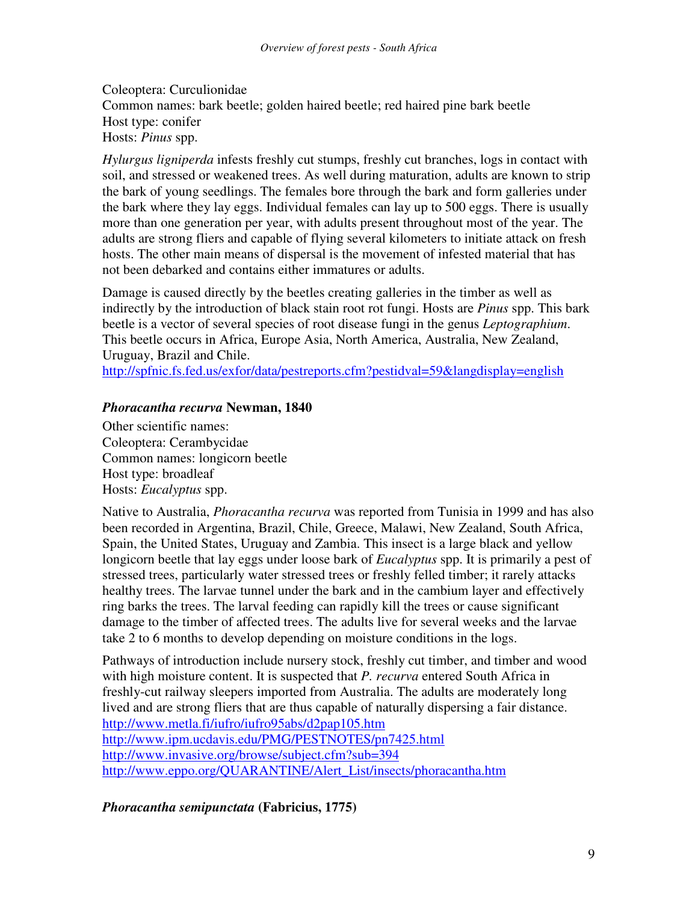Coleoptera: Curculionidae
Common names: bark beetle; golden haired beetle; red haired pine bark beetle
Host type: conifer
Hosts: *Pinus* spp.

*Hylurgus ligniperda* infests freshly cut stumps, freshly cut branches, logs in contact with soil, and stressed or weakened trees. As well during maturation, adults are known to strip the bark of young seedlings. The females bore through the bark and form galleries under the bark where they lay eggs. Individual females can lay up to 500 eggs. There is usually more than one generation per year, with adults present throughout most of the year. The adults are strong fliers and capable of flying several kilometers to initiate attack on fresh hosts. The other main means of dispersal is the movement of infested material that has not been debarked and contains either immatures or adults.

Damage is caused directly by the beetles creating galleries in the timber as well as indirectly by the introduction of black stain root rot fungi. Hosts are *Pinus* spp. This bark beetle is a vector of several species of root disease fungi in the genus *Leptographium*. This beetle occurs in Africa, Europe Asia, North America, Australia, New Zealand, Uruguay, Brazil and Chile.
http://spfnic.fs.fed.us/exfor/data/pestreports.cfm?pestidval=59&langdisplay=english

### *Phoracantha recurva* Newman, 1840

Other scientific names:
Coleoptera: Cerambycidae
Common names: longicorn beetle
Host type: broadleaf
Hosts: *Eucalyptus* spp.

Native to Australia, *Phoracantha recurva* was reported from Tunisia in 1999 and has also been recorded in Argentina, Brazil, Chile, Greece, Malawi, New Zealand, South Africa, Spain, the United States, Uruguay and Zambia. This insect is a large black and yellow longicorn beetle that lay eggs under loose bark of *Eucalyptus* spp. It is primarily a pest of stressed trees, particularly water stressed trees or freshly felled timber; it rarely attacks healthy trees. The larvae tunnel under the bark and in the cambium layer and effectively ring barks the trees. The larval feeding can rapidly kill the trees or cause significant damage to the timber of affected trees. The adults live for several weeks and the larvae take 2 to 6 months to develop depending on moisture conditions in the logs.

Pathways of introduction include nursery stock, freshly cut timber, and timber and wood with high moisture content. It is suspected that *P. recurva* entered South Africa in freshly-cut railway sleepers imported from Australia. The adults are moderately long lived and are strong fliers that are thus capable of naturally dispersing a fair distance.
http://www.metla.fi/iufro/iufro95abs/d2pap105.htm
http://www.ipm.ucdavis.edu/PMG/PESTNOTES/pn7425.html
http://www.invasive.org/browse/subject.cfm?sub=394
http://www.eppo.org/QUARANTINE/Alert_List/insects/phoracantha.htm

### *Phoracantha semipunctata* (Fabricius, 1775)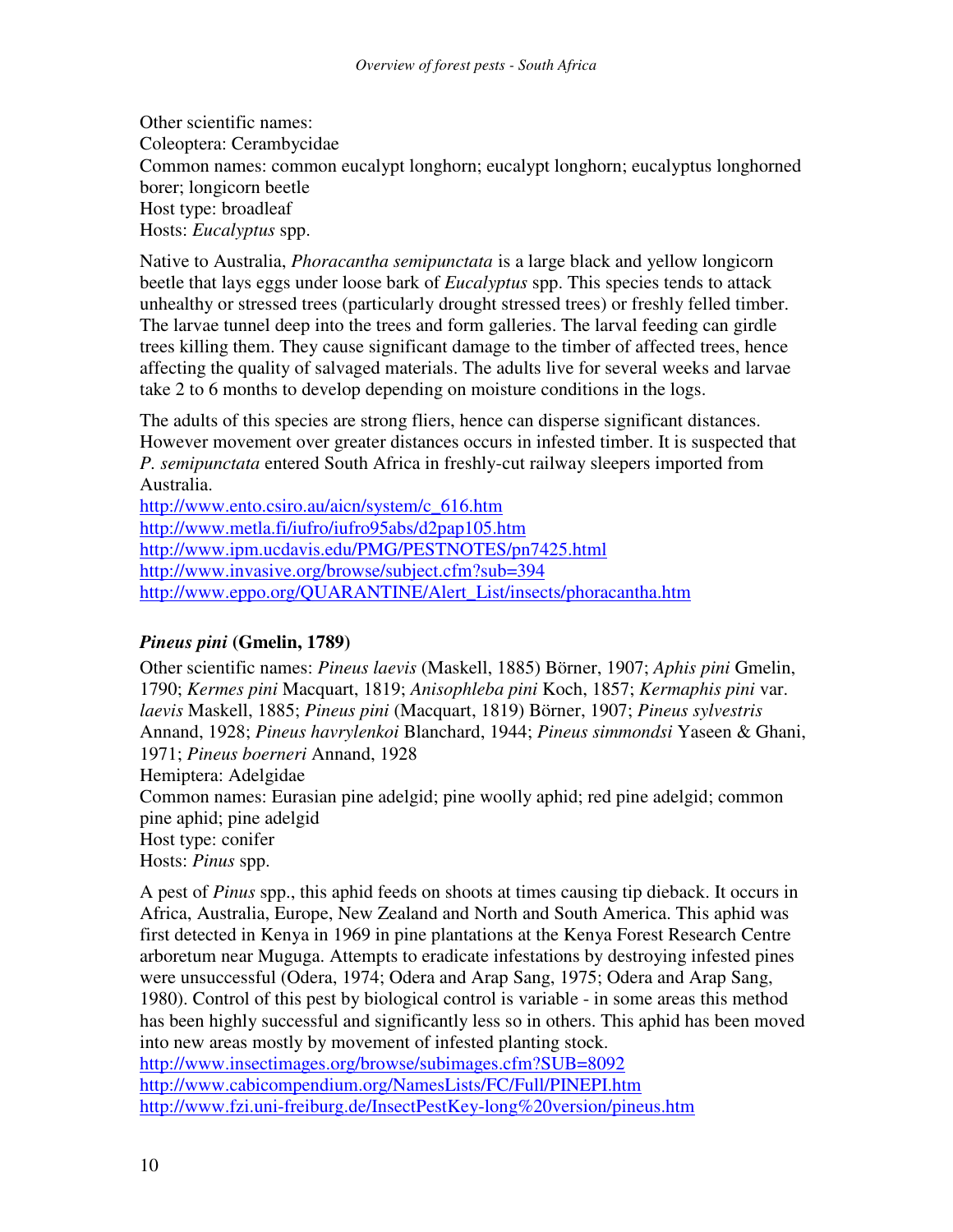Other scientific names:
Coleoptera: Cerambycidae
Common names: common eucalypt longhorn; eucalypt longhorn; eucalyptus longhorned borer; longicorn beetle
Host type: broadleaf
Hosts: *Eucalyptus* spp.

Native to Australia, *Phoracantha semipunctata* is a large black and yellow longicorn beetle that lays eggs under loose bark of *Eucalyptus* spp. This species tends to attack unhealthy or stressed trees (particularly drought stressed trees) or freshly felled timber. The larvae tunnel deep into the trees and form galleries. The larval feeding can girdle trees killing them. They cause significant damage to the timber of affected trees, hence affecting the quality of salvaged materials. The adults live for several weeks and larvae take 2 to 6 months to develop depending on moisture conditions in the logs.

The adults of this species are strong fliers, hence can disperse significant distances. However movement over greater distances occurs in infested timber. It is suspected that *P. semipunctata* entered South Africa in freshly-cut railway sleepers imported from Australia.
http://www.ento.csiro.au/aicn/system/c_616.htm
http://www.metla.fi/iufro/iufro95abs/d2pap105.htm
http://www.ipm.ucdavis.edu/PMG/PESTNOTES/pn7425.html
http://www.invasive.org/browse/subject.cfm?sub=394
http://www.eppo.org/QUARANTINE/Alert_List/insects/phoracantha.htm

### *Pineus pini* (Gmelin, 1789)

Other scientific names: *Pineus laevis* (Maskell, 1885) Börner, 1907; *Aphis pini* Gmelin, 1790; *Kermes pini* Macquart, 1819; *Anisophleba pini* Koch, 1857; *Kermaphis pini* var. *laevis* Maskell, 1885; *Pineus pini* (Macquart, 1819) Börner, 1907; *Pineus sylvestris* Annand, 1928; *Pineus havrylenkoi* Blanchard, 1944; *Pineus simmondsi* Yaseen & Ghani, 1971; *Pineus boerneri* Annand, 1928
Hemiptera: Adelgidae
Common names: Eurasian pine adelgid; pine woolly aphid; red pine adelgid; common pine aphid; pine adelgid
Host type: conifer
Hosts: *Pinus* spp.

A pest of *Pinus* spp., this aphid feeds on shoots at times causing tip dieback. It occurs in Africa, Australia, Europe, New Zealand and North and South America. This aphid was first detected in Kenya in 1969 in pine plantations at the Kenya Forest Research Centre arboretum near Muguga. Attempts to eradicate infestations by destroying infested pines were unsuccessful (Odera, 1974; Odera and Arap Sang, 1975; Odera and Arap Sang, 1980). Control of this pest by biological control is variable - in some areas this method has been highly successful and significantly less so in others. This aphid has been moved into new areas mostly by movement of infested planting stock.
http://www.insectimages.org/browse/subimages.cfm?SUB=8092
http://www.cabicompendium.org/NamesLists/FC/Full/PINEPI.htm
http://www.fzi.uni-freiburg.de/InsectPestKey-long%20version/pineus.htm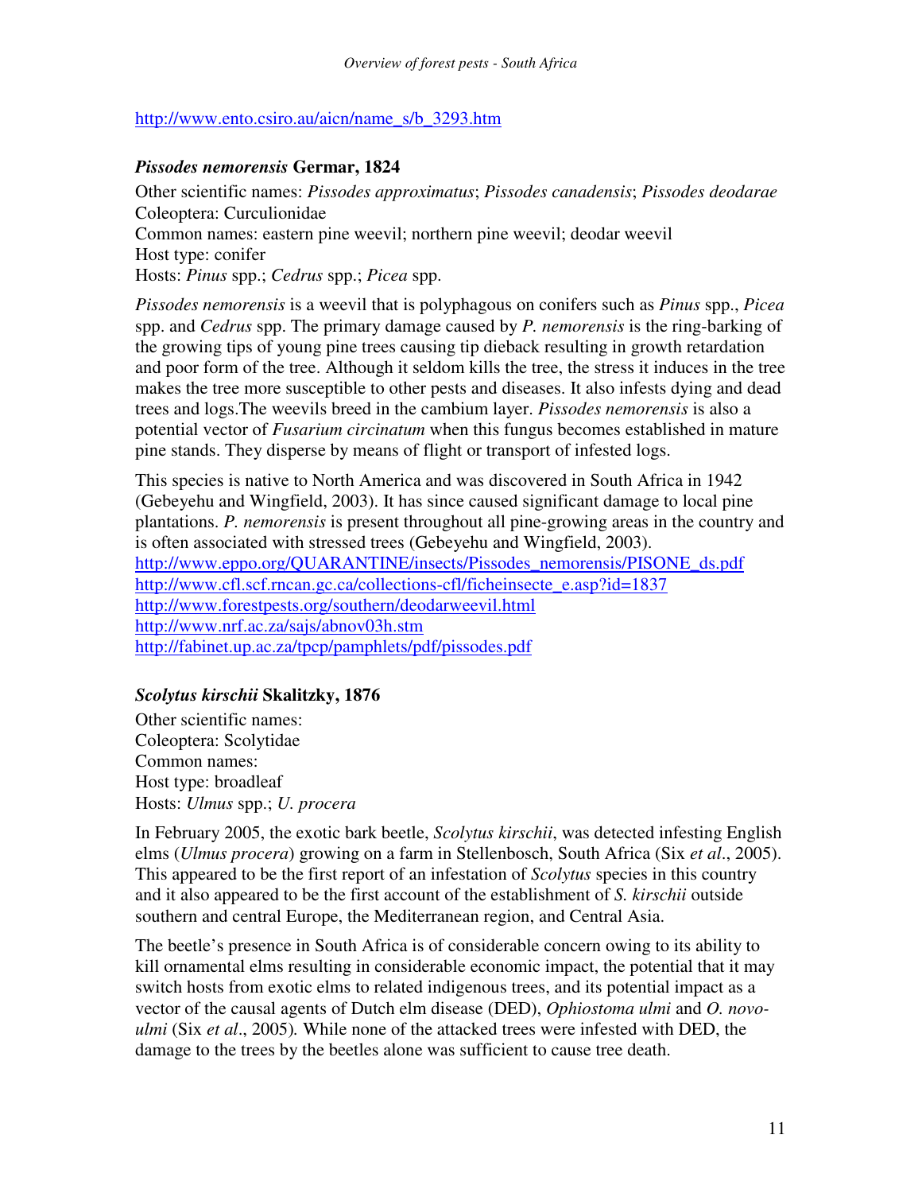http://www.ento.csiro.au/aicn/name_s/b_3293.htm

### *Pissodes nemorensis* Germar, 1824

Other scientific names: *Pissodes approximatus*; *Pissodes canadensis*; *Pissodes deodarae*
Coleoptera: Curculionidae
Common names: eastern pine weevil; northern pine weevil; deodar weevil
Host type: conifer
Hosts: *Pinus* spp.; *Cedrus* spp.; *Picea* spp.

*Pissodes nemorensis* is a weevil that is polyphagous on conifers such as *Pinus* spp., *Picea* spp. and *Cedrus* spp. The primary damage caused by *P. nemorensis* is the ring-barking of the growing tips of young pine trees causing tip dieback resulting in growth retardation and poor form of the tree. Although it seldom kills the tree, the stress it induces in the tree makes the tree more susceptible to other pests and diseases. It also infests dying and dead trees and logs.The weevils breed in the cambium layer. *Pissodes nemorensis* is also a potential vector of *Fusarium circinatum* when this fungus becomes established in mature pine stands. They disperse by means of flight or transport of infested logs.

This species is native to North America and was discovered in South Africa in 1942 (Gebeyehu and Wingfield, 2003). It has since caused significant damage to local pine plantations. *P. nemorensis* is present throughout all pine-growing areas in the country and is often associated with stressed trees (Gebeyehu and Wingfield, 2003).
http://www.eppo.org/QUARANTINE/insects/Pissodes_nemorensis/PISONE_ds.pdf
http://www.cfl.scf.rncan.gc.ca/collections-cfl/ficheinsecte_e.asp?id=1837
http://www.forestpests.org/southern/deodarweevil.html
http://www.nrf.ac.za/sajs/abnov03h.stm
http://fabinet.up.ac.za/tpcp/pamphlets/pdf/pissodes.pdf

### *Scolytus kirschii* Skalitzky, 1876

Other scientific names:
Coleoptera: Scolytidae
Common names:
Host type: broadleaf
Hosts: *Ulmus* spp.; *U. procera*

In February 2005, the exotic bark beetle, *Scolytus kirschii*, was detected infesting English elms (*Ulmus procera*) growing on a farm in Stellenbosch, South Africa (Six *et al*., 2005). This appeared to be the first report of an infestation of *Scolytus* species in this country and it also appeared to be the first account of the establishment of *S. kirschii* outside southern and central Europe, the Mediterranean region, and Central Asia.

The beetle's presence in South Africa is of considerable concern owing to its ability to kill ornamental elms resulting in considerable economic impact, the potential that it may switch hosts from exotic elms to related indigenous trees, and its potential impact as a vector of the causal agents of Dutch elm disease (DED), *Ophiostoma ulmi* and *O. novo-ulmi* (Six *et al*., 2005). While none of the attacked trees were infested with DED, the damage to the trees by the beetles alone was sufficient to cause tree death.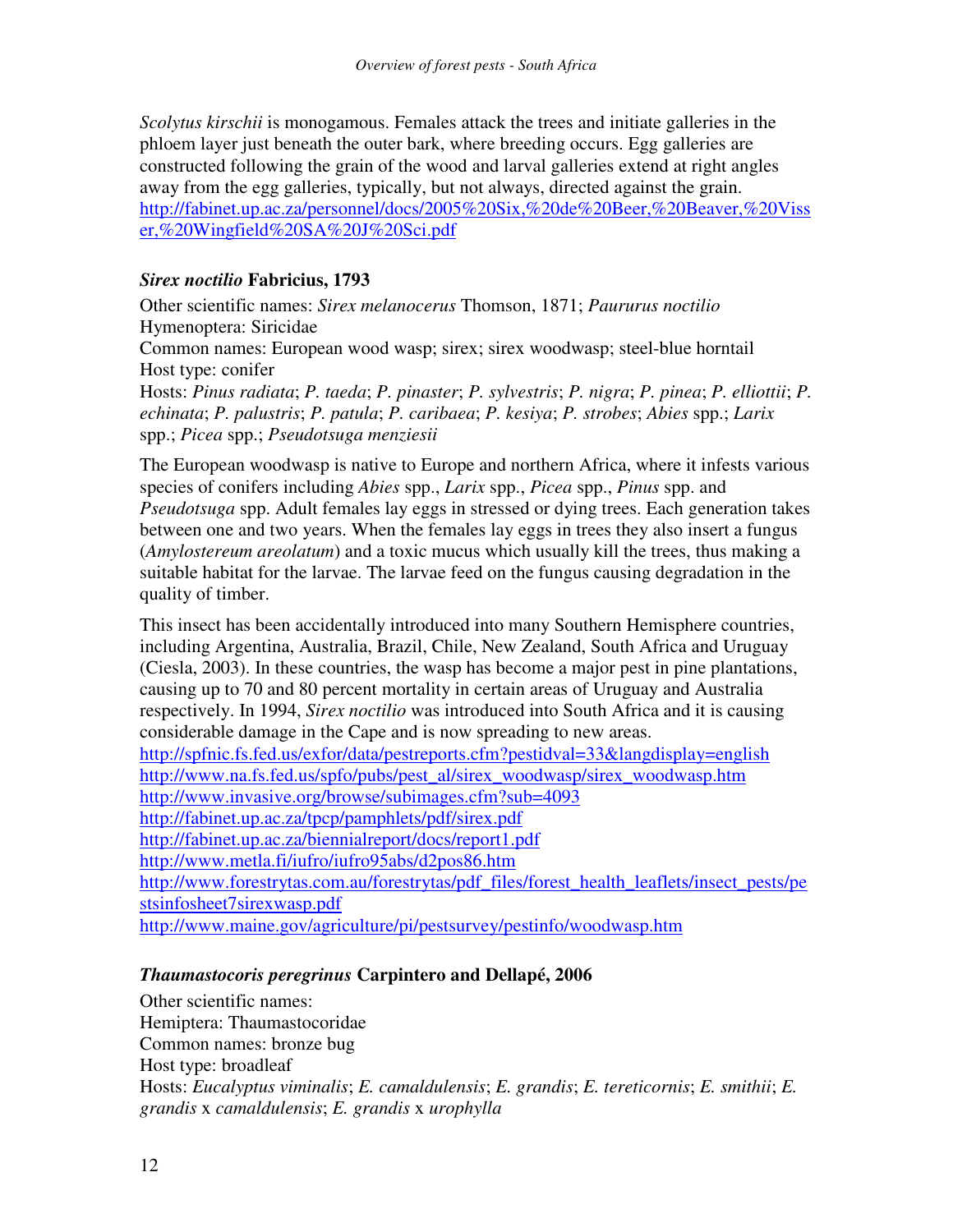*Scolytus kirschii* is monogamous. Females attack the trees and initiate galleries in the phloem layer just beneath the outer bark, where breeding occurs. Egg galleries are constructed following the grain of the wood and larval galleries extend at right angles away from the egg galleries, typically, but not always, directed against the grain.
http://fabinet.up.ac.za/personnel/docs/2005%20Six,%20de%20Beer,%20Beaver,%20Visser,%20Wingfield%20SA%20J%20Sci.pdf

### *Sirex noctilio* Fabricius, 1793

Other scientific names: *Sirex melanocerus* Thomson, 1871; *Paururus noctilio*
Hymenoptera: Siricidae
Common names: European wood wasp; sirex; sirex woodwasp; steel-blue horntail
Host type: conifer
Hosts: *Pinus radiata*; *P. taeda*; *P. pinaster*; *P. sylvestris*; *P. nigra*; *P. pinea*; *P. elliottii*; *P. echinata*; *P. palustris*; *P. patula*; *P. caribaea*; *P. kesiya*; *P. strobes*; *Abies* spp.; *Larix* spp.; *Picea* spp.; *Pseudotsuga menziesii*

The European woodwasp is native to Europe and northern Africa, where it infests various species of conifers including *Abies* spp., *Larix* spp., *Picea* spp., *Pinus* spp. and *Pseudotsuga* spp. Adult females lay eggs in stressed or dying trees. Each generation takes between one and two years. When the females lay eggs in trees they also insert a fungus (*Amylostereum areolatum*) and a toxic mucus which usually kill the trees, thus making a suitable habitat for the larvae. The larvae feed on the fungus causing degradation in the quality of timber.

This insect has been accidentally introduced into many Southern Hemisphere countries, including Argentina, Australia, Brazil, Chile, New Zealand, South Africa and Uruguay (Ciesla, 2003). In these countries, the wasp has become a major pest in pine plantations, causing up to 70 and 80 percent mortality in certain areas of Uruguay and Australia respectively. In 1994, *Sirex noctilio* was introduced into South Africa and it is causing considerable damage in the Cape and is now spreading to new areas.
http://spfnic.fs.fed.us/exfor/data/pestreports.cfm?pestidval=33&langdisplay=english
http://www.na.fs.fed.us/spfo/pubs/pest_al/sirex_woodwasp/sirex_woodwasp.htm
http://www.invasive.org/browse/subimages.cfm?sub=4093
http://fabinet.up.ac.za/tpcp/pamphlets/pdf/sirex.pdf
http://fabinet.up.ac.za/biennialreport/docs/report1.pdf
http://www.metla.fi/iufro/iufro95abs/d2pos86.htm
http://www.forestrytas.com.au/forestrytas/pdf_files/forest_health_leaflets/insect_pests/pestsinfosheet7sirexwasp.pdf
http://www.maine.gov/agriculture/pi/pestsurvey/pestinfo/woodwasp.htm

### *Thaumastocoris peregrinus* Carpintero and Dellapé, 2006

Other scientific names:
Hemiptera: Thaumastocoridae
Common names: bronze bug
Host type: broadleaf
Hosts: *Eucalyptus viminalis*; *E. camaldulensis*; *E. grandis*; *E. tereticornis*; *E. smithii*; *E. grandis* x *camaldulensis*; *E. grandis* x *urophylla*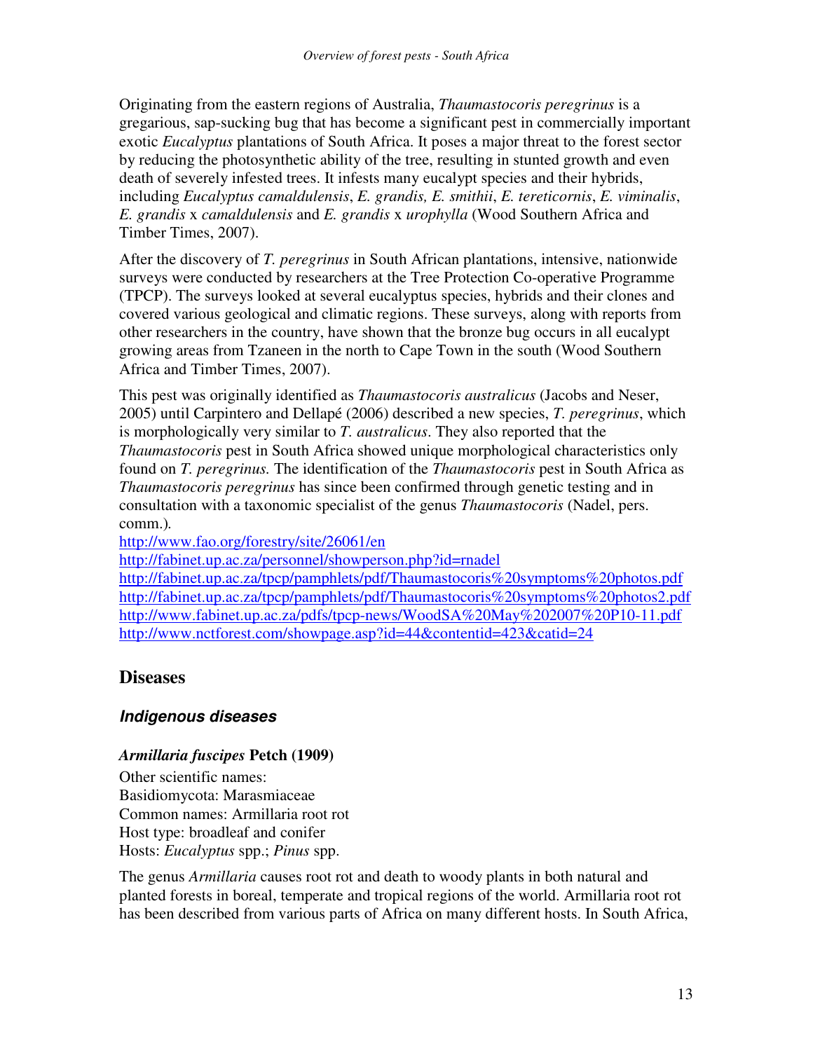Originating from the eastern regions of Australia, *Thaumastocoris peregrinus* is a gregarious, sap-sucking bug that has become a significant pest in commercially important exotic *Eucalyptus* plantations of South Africa. It poses a major threat to the forest sector by reducing the photosynthetic ability of the tree, resulting in stunted growth and even death of severely infested trees. It infests many eucalypt species and their hybrids, including *Eucalyptus camaldulensis*, *E. grandis, E. smithii*, *E. tereticornis*, *E. viminalis*, *E. grandis* x *camaldulensis* and *E. grandis* x *urophylla* (Wood Southern Africa and Timber Times, 2007).

After the discovery of *T. peregrinus* in South African plantations, intensive, nationwide surveys were conducted by researchers at the Tree Protection Co-operative Programme (TPCP). The surveys looked at several eucalyptus species, hybrids and their clones and covered various geological and climatic regions. These surveys, along with reports from other researchers in the country, have shown that the bronze bug occurs in all eucalypt growing areas from Tzaneen in the north to Cape Town in the south (Wood Southern Africa and Timber Times, 2007).

This pest was originally identified as *Thaumastocoris australicus* (Jacobs and Neser, 2005) until Carpintero and Dellapé (2006) described a new species, *T. peregrinus*, which is morphologically very similar to *T. australicus*. They also reported that the *Thaumastocoris* pest in South Africa showed unique morphological characteristics only found on *T. peregrinus.* The identification of the *Thaumastocoris* pest in South Africa as *Thaumastocoris peregrinus* has since been confirmed through genetic testing and in consultation with a taxonomic specialist of the genus *Thaumastocoris* (Nadel, pers. comm.).
http://www.fao.org/forestry/site/26061/en
http://fabinet.up.ac.za/personnel/showperson.php?id=rnadel
http://fabinet.up.ac.za/tpcp/pamphlets/pdf/Thaumastocoris%20symptoms%20photos.pdf
http://fabinet.up.ac.za/tpcp/pamphlets/pdf/Thaumastocoris%20symptoms%20photos2.pdf
http://www.fabinet.up.ac.za/pdfs/tpcp-news/WoodSA%20May%202007%20P10-11.pdf
http://www.nctforest.com/showpage.asp?id=44&contentid=423&catid=24

## Diseases

### *Indigenous diseases*

#### *Armillaria fuscipes* Petch (1909)

Other scientific names:
Basidiomycota: Marasmiaceae
Common names: Armillaria root rot
Host type: broadleaf and conifer
Hosts: *Eucalyptus* spp.; *Pinus* spp.

The genus *Armillaria* causes root rot and death to woody plants in both natural and planted forests in boreal, temperate and tropical regions of the world. Armillaria root rot has been described from various parts of Africa on many different hosts. In South Africa,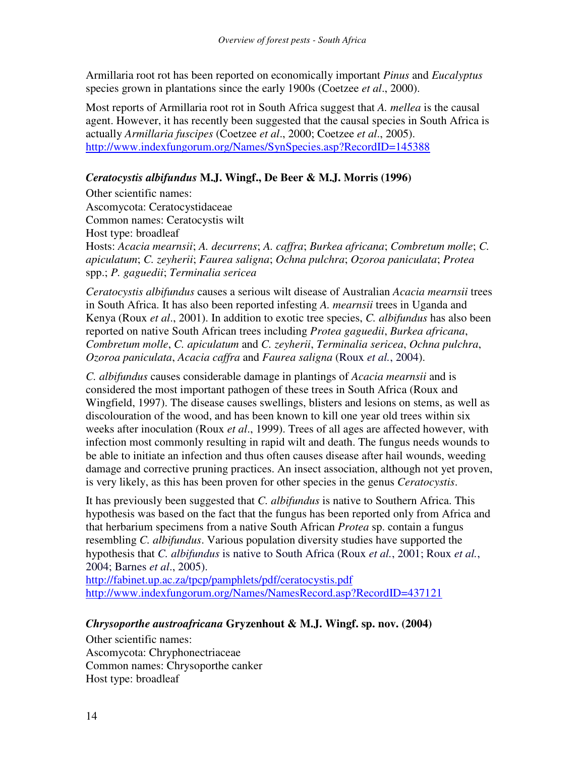Armillaria root rot has been reported on economically important *Pinus* and *Eucalyptus* species grown in plantations since the early 1900s (Coetzee *et al*., 2000).

Most reports of Armillaria root rot in South Africa suggest that *A. mellea* is the causal agent. However, it has recently been suggested that the causal species in South Africa is actually *Armillaria fuscipes* (Coetzee *et al*., 2000; Coetzee *et al*., 2005).
http://www.indexfungorum.org/Names/SynSpecies.asp?RecordID=145388

### *Ceratocystis albifundus* M.J. Wingf., De Beer & M.J. Morris (1996)

Other scientific names:
Ascomycota: Ceratocystidaceae
Common names: Ceratocystis wilt
Host type: broadleaf
Hosts: *Acacia mearnsii*; *A. decurrens*; *A. caffra*; *Burkea africana*; *Combretum molle*; *C. apiculatum*; *C. zeyherii*; *Faurea saligna*; *Ochna pulchra*; *Ozoroa paniculata*; *Protea* spp.; *P. gaguedii*; *Terminalia sericea*

*Ceratocystis albifundus* causes a serious wilt disease of Australian *Acacia mearnsii* trees in South Africa. It has also been reported infesting *A. mearnsii* trees in Uganda and Kenya (Roux *et al*., 2001). In addition to exotic tree species, *C. albifundus* has also been reported on native South African trees including *Protea gaguedii*, *Burkea africana*, *Combretum molle*, *C. apiculatum* and *C. zeyherii*, *Terminalia sericea*, *Ochna pulchra*, *Ozoroa paniculata*, *Acacia caffra* and *Faurea saligna* (Roux *et al.*, 2004).

*C. albifundus* causes considerable damage in plantings of *Acacia mearnsii* and is considered the most important pathogen of these trees in South Africa (Roux and Wingfield, 1997). The disease causes swellings, blisters and lesions on stems, as well as discolouration of the wood, and has been known to kill one year old trees within six weeks after inoculation (Roux *et al*., 1999). Trees of all ages are affected however, with infection most commonly resulting in rapid wilt and death. The fungus needs wounds to be able to initiate an infection and thus often causes disease after hail wounds, weeding damage and corrective pruning practices. An insect association, although not yet proven, is very likely, as this has been proven for other species in the genus *Ceratocystis*.

It has previously been suggested that *C. albifundus* is native to Southern Africa. This hypothesis was based on the fact that the fungus has been reported only from Africa and that herbarium specimens from a native South African *Protea* sp. contain a fungus resembling *C. albifundus*. Various population diversity studies have supported the hypothesis that *C. albifundus* is native to South Africa (Roux *et al.*, 2001; Roux *et al.*, 2004; Barnes *et al*., 2005).
http://fabinet.up.ac.za/tpcp/pamphlets/pdf/ceratocystis.pdf
http://www.indexfungorum.org/Names/NamesRecord.asp?RecordID=437121

### *Chrysoporthe austroafricana* Gryzenhout & M.J. Wingf. sp. nov. (2004)

Other scientific names:
Ascomycota: Chryphonectriaceae
Common names: Chrysoporthe canker
Host type: broadleaf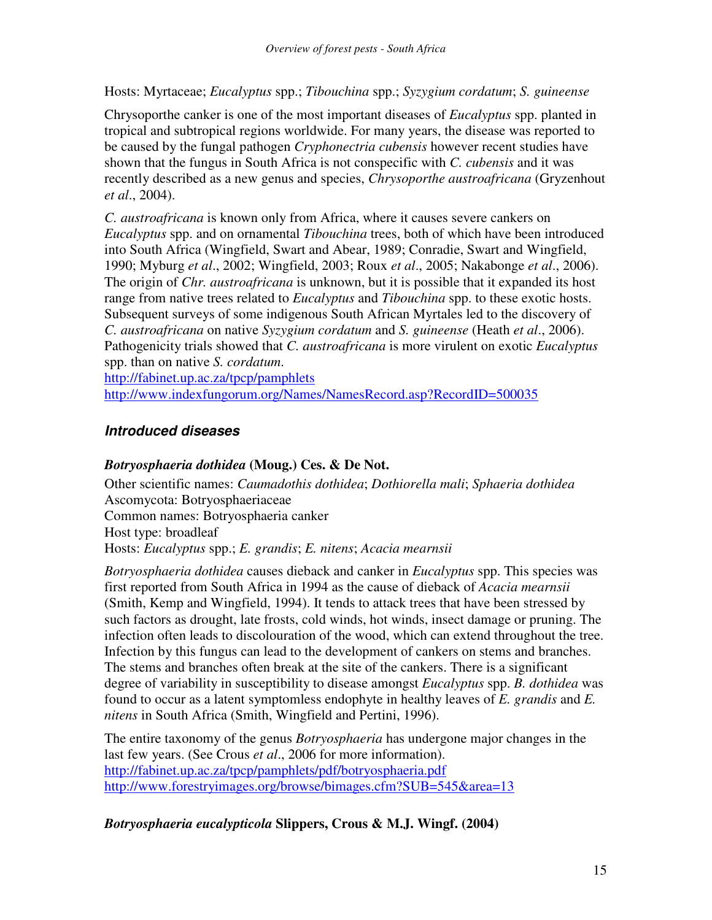Hosts: Myrtaceae; *Eucalyptus* spp.; *Tibouchina* spp.; *Syzygium cordatum*; *S. guineense*

Chrysoporthe canker is one of the most important diseases of *Eucalyptus* spp. planted in tropical and subtropical regions worldwide. For many years, the disease was reported to be caused by the fungal pathogen *Cryphonectria cubensis* however recent studies have shown that the fungus in South Africa is not conspecific with *C. cubensis* and it was recently described as a new genus and species, *Chrysoporthe austroafricana* (Gryzenhout *et al*., 2004).

*C. austroafricana* is known only from Africa, where it causes severe cankers on *Eucalyptus* spp. and on ornamental *Tibouchina* trees, both of which have been introduced into South Africa (Wingfield, Swart and Abear, 1989; Conradie, Swart and Wingfield, 1990; Myburg *et al*., 2002; Wingfield, 2003; Roux *et al*., 2005; Nakabonge *et al*., 2006). The origin of *Chr. austroafricana* is unknown, but it is possible that it expanded its host range from native trees related to *Eucalyptus* and *Tibouchina* spp. to these exotic hosts. Subsequent surveys of some indigenous South African Myrtales led to the discovery of *C. austroafricana* on native *Syzygium cordatum* and *S. guineense* (Heath *et al*., 2006). Pathogenicity trials showed that *C. austroafricana* is more virulent on exotic *Eucalyptus* spp. than on native *S. cordatum*.
http://fabinet.up.ac.za/tpcp/pamphlets
http://www.indexfungorum.org/Names/NamesRecord.asp?RecordID=500035

## *Introduced diseases*

### *Botryosphaeria dothidea* (Moug.) Ces. & De Not.

Other scientific names: *Caumadothis dothidea*; *Dothiorella mali*; *Sphaeria dothidea*
Ascomycota: Botryosphaeriaceae
Common names: Botryosphaeria canker
Host type: broadleaf
Hosts: *Eucalyptus* spp.; *E. grandis*; *E. nitens*; *Acacia mearnsii*

*Botryosphaeria dothidea* causes dieback and canker in *Eucalyptus* spp. This species was first reported from South Africa in 1994 as the cause of dieback of *Acacia mearnsii* (Smith, Kemp and Wingfield, 1994). It tends to attack trees that have been stressed by such factors as drought, late frosts, cold winds, hot winds, insect damage or pruning. The infection often leads to discolouration of the wood, which can extend throughout the tree. Infection by this fungus can lead to the development of cankers on stems and branches. The stems and branches often break at the site of the cankers. There is a significant degree of variability in susceptibility to disease amongst *Eucalyptus* spp. *B. dothidea* was found to occur as a latent symptomless endophyte in healthy leaves of *E. grandis* and *E. nitens* in South Africa (Smith, Wingfield and Pertini, 1996).

The entire taxonomy of the genus *Botryosphaeria* has undergone major changes in the last few years. (See Crous *et al*., 2006 for more information).
http://fabinet.up.ac.za/tpcp/pamphlets/pdf/botryosphaeria.pdf
http://www.forestryimages.org/browse/bimages.cfm?SUB=545&area=13

### *Botryosphaeria eucalypticola* Slippers, Crous & M.J. Wingf. (2004)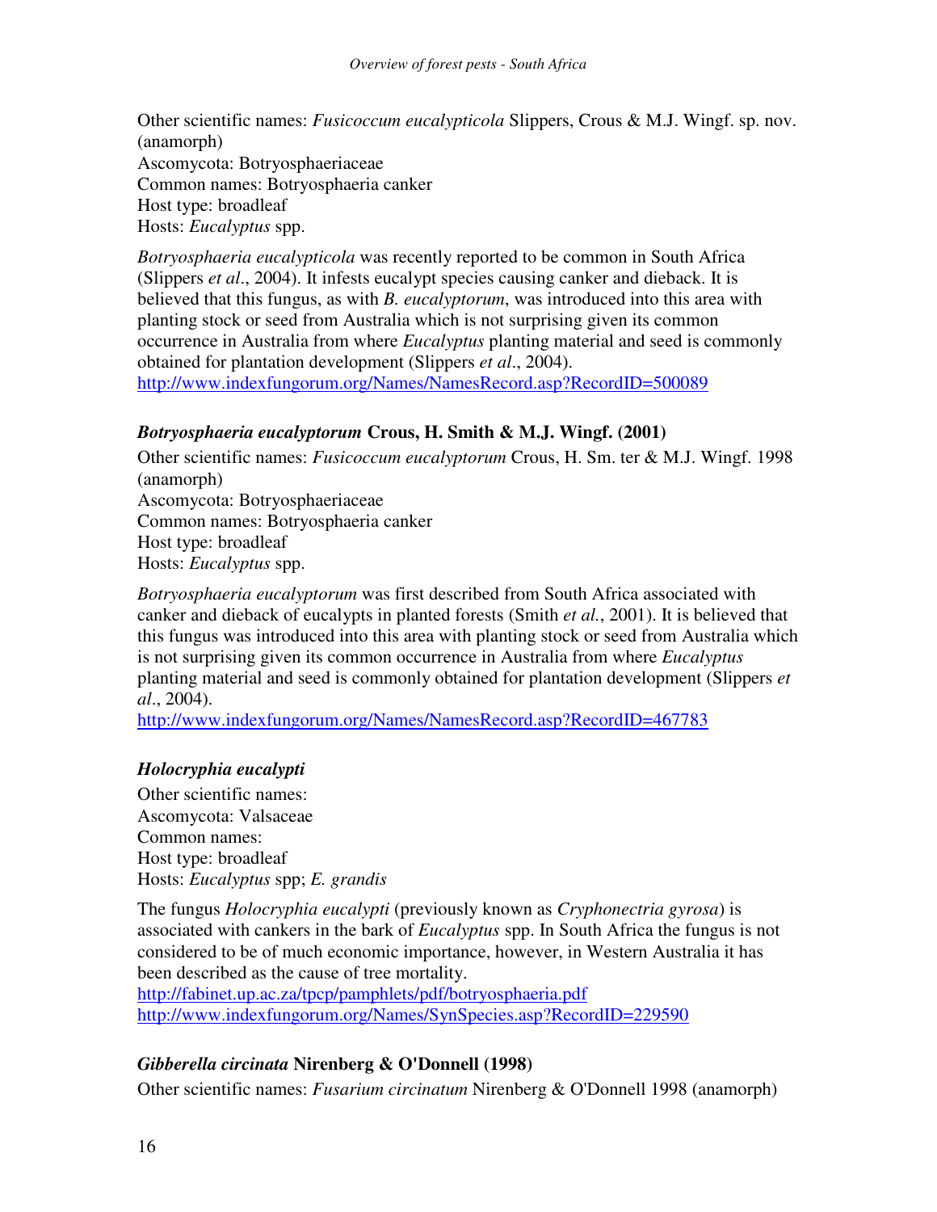Other scientific names: *Fusicoccum eucalypticola* Slippers, Crous & M.J. Wingf. sp. nov. (anamorph)
Ascomycota: Botryosphaeriaceae
Common names: Botryosphaeria canker
Host type: broadleaf
Hosts: *Eucalyptus* spp.

*Botryosphaeria eucalypticola* was recently reported to be common in South Africa (Slippers *et al*., 2004). It infests eucalypt species causing canker and dieback. It is believed that this fungus, as with *B. eucalyptorum*, was introduced into this area with planting stock or seed from Australia which is not surprising given its common occurrence in Australia from where *Eucalyptus* planting material and seed is commonly obtained for plantation development (Slippers *et al*., 2004).
http://www.indexfungorum.org/Names/NamesRecord.asp?RecordID=500089

### *Botryosphaeria eucalyptorum* Crous, H. Smith & M.J. Wingf. (2001)

Other scientific names: *Fusicoccum eucalyptorum* Crous, H. Sm. ter & M.J. Wingf. 1998 (anamorph)
Ascomycota: Botryosphaeriaceae
Common names: Botryosphaeria canker
Host type: broadleaf
Hosts: *Eucalyptus* spp.

*Botryosphaeria eucalyptorum* was first described from South Africa associated with canker and dieback of eucalypts in planted forests (Smith *et al.*, 2001). It is believed that this fungus was introduced into this area with planting stock or seed from Australia which is not surprising given its common occurrence in Australia from where *Eucalyptus* planting material and seed is commonly obtained for plantation development (Slippers *et al*., 2004).
http://www.indexfungorum.org/Names/NamesRecord.asp?RecordID=467783

### *Holocryphia eucalypti*

Other scientific names:
Ascomycota: Valsaceae
Common names:
Host type: broadleaf
Hosts: *Eucalyptus* spp; *E. grandis*

The fungus *Holocryphia eucalypti* (previously known as *Cryphonectria gyrosa*) is associated with cankers in the bark of *Eucalyptus* spp. In South Africa the fungus is not considered to be of much economic importance, however, in Western Australia it has been described as the cause of tree mortality.
http://fabinet.up.ac.za/tpcp/pamphlets/pdf/botryosphaeria.pdf
http://www.indexfungorum.org/Names/SynSpecies.asp?RecordID=229590

### *Gibberella circinata* Nirenberg & O'Donnell (1998)

Other scientific names: *Fusarium circinatum* Nirenberg & O'Donnell 1998 (anamorph)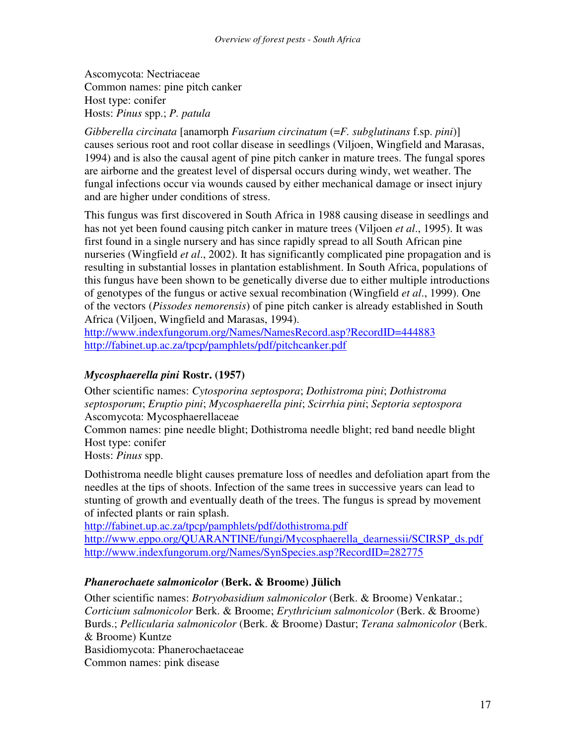Ascomycota: Nectriaceae
Common names: pine pitch canker
Host type: conifer
Hosts: *Pinus* spp.; *P. patula*

*Gibberella circinata* [anamorph *Fusarium circinatum* (=*F. subglutinans* f.sp. *pini*)] causes serious root and root collar disease in seedlings (Viljoen, Wingfield and Marasas, 1994) and is also the causal agent of pine pitch canker in mature trees. The fungal spores are airborne and the greatest level of dispersal occurs during windy, wet weather. The fungal infections occur via wounds caused by either mechanical damage or insect injury and are higher under conditions of stress.

This fungus was first discovered in South Africa in 1988 causing disease in seedlings and has not yet been found causing pitch canker in mature trees (Viljoen *et al*., 1995). It was first found in a single nursery and has since rapidly spread to all South African pine nurseries (Wingfield *et al*., 2002). It has significantly complicated pine propagation and is resulting in substantial losses in plantation establishment. In South Africa, populations of this fungus have been shown to be genetically diverse due to either multiple introductions of genotypes of the fungus or active sexual recombination (Wingfield *et al*., 1999). One of the vectors (*Pissodes nemorensis*) of pine pitch canker is already established in South Africa (Viljoen, Wingfield and Marasas, 1994).
http://www.indexfungorum.org/Names/NamesRecord.asp?RecordID=444883
http://fabinet.up.ac.za/tpcp/pamphlets/pdf/pitchcanker.pdf

### *Mycosphaerella pini* Rostr. (1957)

Other scientific names: *Cytosporina septospora*; *Dothistroma pini*; *Dothistroma septosporum*; *Eruptio pini*; *Mycosphaerella pini*; *Scirrhia pini*; *Septoria septospora*
Ascomycota: Mycosphaerellaceae
Common names: pine needle blight; Dothistroma needle blight; red band needle blight
Host type: conifer
Hosts: *Pinus* spp.

Dothistroma needle blight causes premature loss of needles and defoliation apart from the needles at the tips of shoots. Infection of the same trees in successive years can lead to stunting of growth and eventually death of the trees. The fungus is spread by movement of infected plants or rain splash.
http://fabinet.up.ac.za/tpcp/pamphlets/pdf/dothistroma.pdf
http://www.eppo.org/QUARANTINE/fungi/Mycosphaerella_dearnessii/SCIRSP_ds.pdf
http://www.indexfungorum.org/Names/SynSpecies.asp?RecordID=282775

### *Phanerochaete salmonicolor* (Berk. & Broome) Jülich

Other scientific names: *Botryobasidium salmonicolor* (Berk. & Broome) Venkatar.; *Corticium salmonicolor* Berk. & Broome; *Erythricium salmonicolor* (Berk. & Broome) Burds.; *Pellicularia salmonicolor* (Berk. & Broome) Dastur; *Terana salmonicolor* (Berk. & Broome) Kuntze
Basidiomycota: Phanerochaetaceae
Common names: pink disease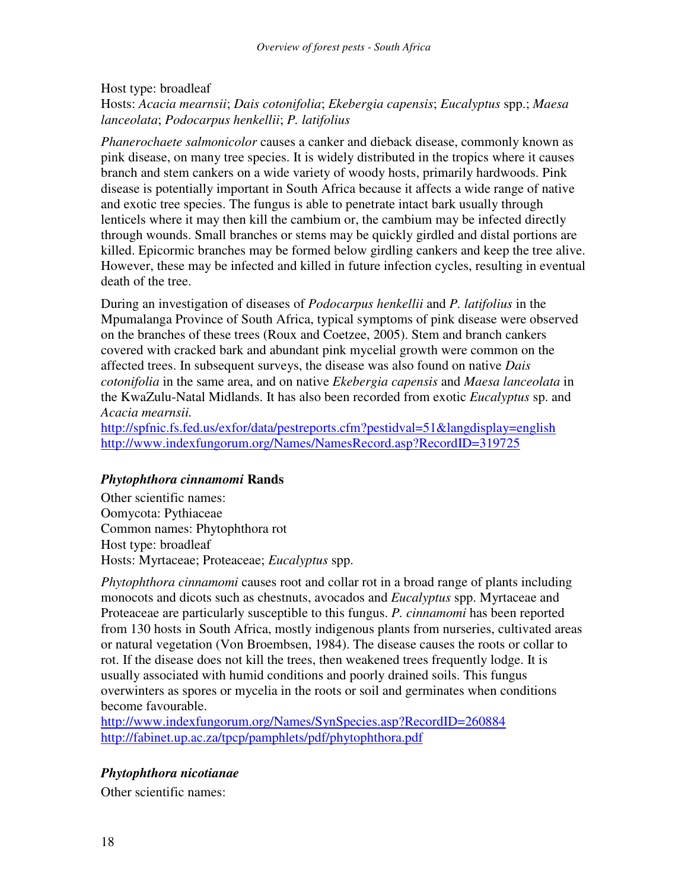Host type: broadleaf
Hosts: *Acacia mearnsii*; *Dais cotonifolia*; *Ekebergia capensis*; *Eucalyptus* spp.; *Maesa lanceolata*; *Podocarpus henkellii*; *P. latifolius*

*Phanerochaete salmonicolor* causes a canker and dieback disease, commonly known as pink disease, on many tree species. It is widely distributed in the tropics where it causes branch and stem cankers on a wide variety of woody hosts, primarily hardwoods. Pink disease is potentially important in South Africa because it affects a wide range of native and exotic tree species. The fungus is able to penetrate intact bark usually through lenticels where it may then kill the cambium or, the cambium may be infected directly through wounds. Small branches or stems may be quickly girdled and distal portions are killed. Epicormic branches may be formed below girdling cankers and keep the tree alive. However, these may be infected and killed in future infection cycles, resulting in eventual death of the tree.

During an investigation of diseases of *Podocarpus henkellii* and *P. latifolius* in the Mpumalanga Province of South Africa, typical symptoms of pink disease were observed on the branches of these trees (Roux and Coetzee, 2005). Stem and branch cankers covered with cracked bark and abundant pink mycelial growth were common on the affected trees. In subsequent surveys, the disease was also found on native *Dais cotonifolia* in the same area, and on native *Ekebergia capensis* and *Maesa lanceolata* in the KwaZulu-Natal Midlands. It has also been recorded from exotic *Eucalyptus* sp. and *Acacia mearnsii.*
http://spfnic.fs.fed.us/exfor/data/pestreports.cfm?pestidval=51&langdisplay=english
http://www.indexfungorum.org/Names/NamesRecord.asp?RecordID=319725

### *Phytophthora cinnamomi* Rands

Other scientific names:
Oomycota: Pythiaceae
Common names: Phytophthora rot
Host type: broadleaf
Hosts: Myrtaceae; Proteaceae; *Eucalyptus* spp.

*Phytophthora cinnamomi* causes root and collar rot in a broad range of plants including monocots and dicots such as chestnuts, avocados and *Eucalyptus* spp. Myrtaceae and Proteaceae are particularly susceptible to this fungus. *P. cinnamomi* has been reported from 130 hosts in South Africa, mostly indigenous plants from nurseries, cultivated areas or natural vegetation (Von Broembsen, 1984). The disease causes the roots or collar to rot. If the disease does not kill the trees, then weakened trees frequently lodge. It is usually associated with humid conditions and poorly drained soils. This fungus overwinters as spores or mycelia in the roots or soil and germinates when conditions become favourable.
http://www.indexfungorum.org/Names/SynSpecies.asp?RecordID=260884
http://fabinet.up.ac.za/tpcp/pamphlets/pdf/phytophthora.pdf

### *Phytophthora nicotianae*

Other scientific names: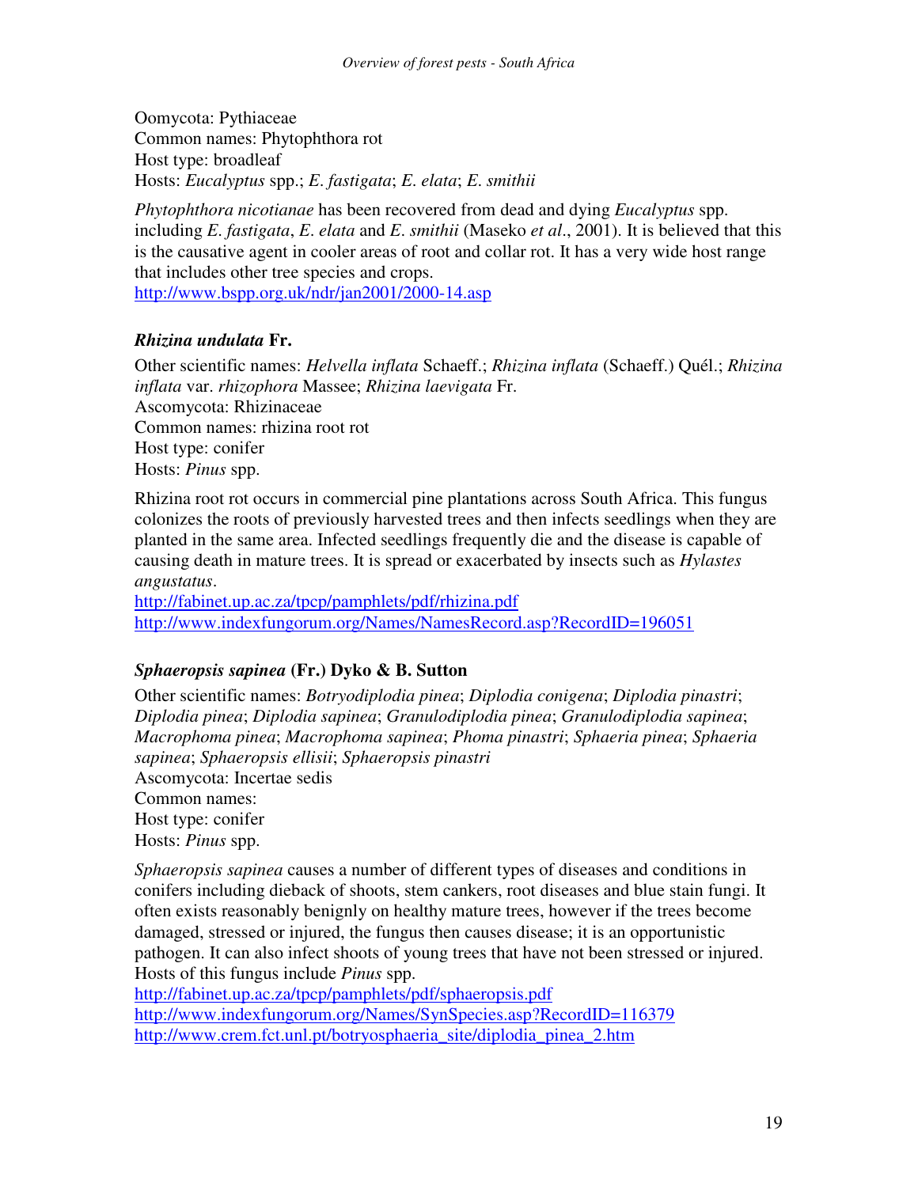Oomycota: Pythiaceae
Common names: Phytophthora rot
Host type: broadleaf
Hosts: *Eucalyptus* spp.; *E. fastigata*; *E. elata*; *E. smithii*

*Phytophthora nicotianae* has been recovered from dead and dying *Eucalyptus* spp. including *E. fastigata*, *E. elata* and *E. smithii* (Maseko *et al*., 2001). It is believed that this is the causative agent in cooler areas of root and collar rot. It has a very wide host range that includes other tree species and crops.
http://www.bspp.org.uk/ndr/jan2001/2000-14.asp

### *Rhizina undulata* Fr.

Other scientific names: *Helvella inflata* Schaeff.; *Rhizina inflata* (Schaeff.) Quél.; *Rhizina inflata* var. *rhizophora* Massee; *Rhizina laevigata* Fr.
Ascomycota: Rhizinaceae
Common names: rhizina root rot
Host type: conifer
Hosts: *Pinus* spp.

Rhizina root rot occurs in commercial pine plantations across South Africa. This fungus colonizes the roots of previously harvested trees and then infects seedlings when they are planted in the same area. Infected seedlings frequently die and the disease is capable of causing death in mature trees. It is spread or exacerbated by insects such as *Hylastes angustatus*.
http://fabinet.up.ac.za/tpcp/pamphlets/pdf/rhizina.pdf
http://www.indexfungorum.org/Names/NamesRecord.asp?RecordID=196051

### *Sphaeropsis sapinea* (Fr.) Dyko & B. Sutton

Other scientific names: *Botryodiplodia pinea*; *Diplodia conigena*; *Diplodia pinastri*; *Diplodia pinea*; *Diplodia sapinea*; *Granulodiplodia pinea*; *Granulodiplodia sapinea*; *Macrophoma pinea*; *Macrophoma sapinea*; *Phoma pinastri*; *Sphaeria pinea*; *Sphaeria sapinea*; *Sphaeropsis ellisii*; *Sphaeropsis pinastri*
Ascomycota: Incertae sedis
Common names:
Host type: conifer
Hosts: *Pinus* spp.

*Sphaeropsis sapinea* causes a number of different types of diseases and conditions in conifers including dieback of shoots, stem cankers, root diseases and blue stain fungi. It often exists reasonably benignly on healthy mature trees, however if the trees become damaged, stressed or injured, the fungus then causes disease; it is an opportunistic pathogen. It can also infect shoots of young trees that have not been stressed or injured. Hosts of this fungus include *Pinus* spp.
http://fabinet.up.ac.za/tpcp/pamphlets/pdf/sphaeropsis.pdf
http://www.indexfungorum.org/Names/SynSpecies.asp?RecordID=116379
http://www.crem.fct.unl.pt/botryosphaeria_site/diplodia_pinea_2.htm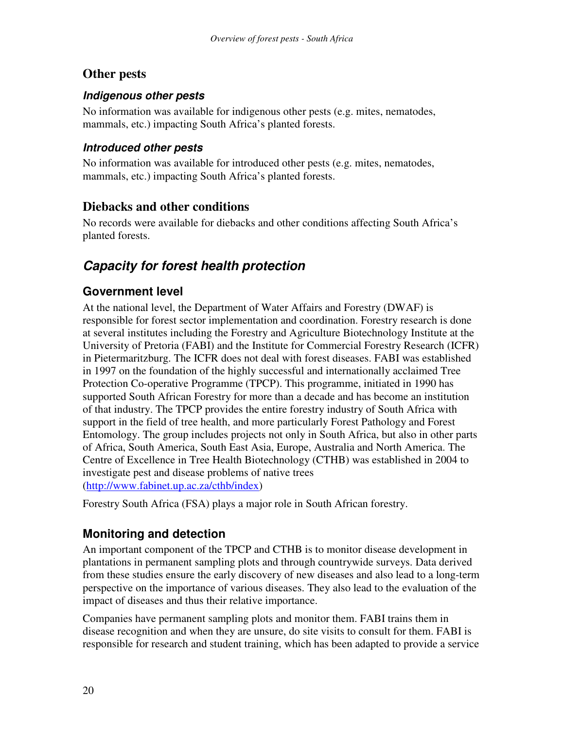## Other pests

### *Indigenous other pests*

No information was available for indigenous other pests (e.g. mites, nematodes, mammals, etc.) impacting South Africa's planted forests.

### *Introduced other pests*

No information was available for introduced other pests (e.g. mites, nematodes, mammals, etc.) impacting South Africa's planted forests.

## Diebacks and other conditions

No records were available for diebacks and other conditions affecting South Africa's planted forests.

# *Capacity for forest health protection*

## Government level

At the national level, the Department of Water Affairs and Forestry (DWAF) is responsible for forest sector implementation and coordination. Forestry research is done at several institutes including the Forestry and Agriculture Biotechnology Institute at the University of Pretoria (FABI) and the Institute for Commercial Forestry Research (ICFR) in Pietermaritzburg. The ICFR does not deal with forest diseases. FABI was established in 1997 on the foundation of the highly successful and internationally acclaimed Tree Protection Co-operative Programme (TPCP). This programme, initiated in 1990 has supported South African Forestry for more than a decade and has become an institution of that industry. The TPCP provides the entire forestry industry of South Africa with support in the field of tree health, and more particularly Forest Pathology and Forest Entomology. The group includes projects not only in South Africa, but also in other parts of Africa, South America, South East Asia, Europe, Australia and North America. The Centre of Excellence in Tree Health Biotechnology (CTHB) was established in 2004 to investigate pest and disease problems of native trees (http://www.fabinet.up.ac.za/cthb/index)

Forestry South Africa (FSA) plays a major role in South African forestry.

## Monitoring and detection

An important component of the TPCP and CTHB is to monitor disease development in plantations in permanent sampling plots and through countrywide surveys. Data derived from these studies ensure the early discovery of new diseases and also lead to a long-term perspective on the importance of various diseases. They also lead to the evaluation of the impact of diseases and thus their relative importance.

Companies have permanent sampling plots and monitor them. FABI trains them in disease recognition and when they are unsure, do site visits to consult for them. FABI is responsible for research and student training, which has been adapted to provide a service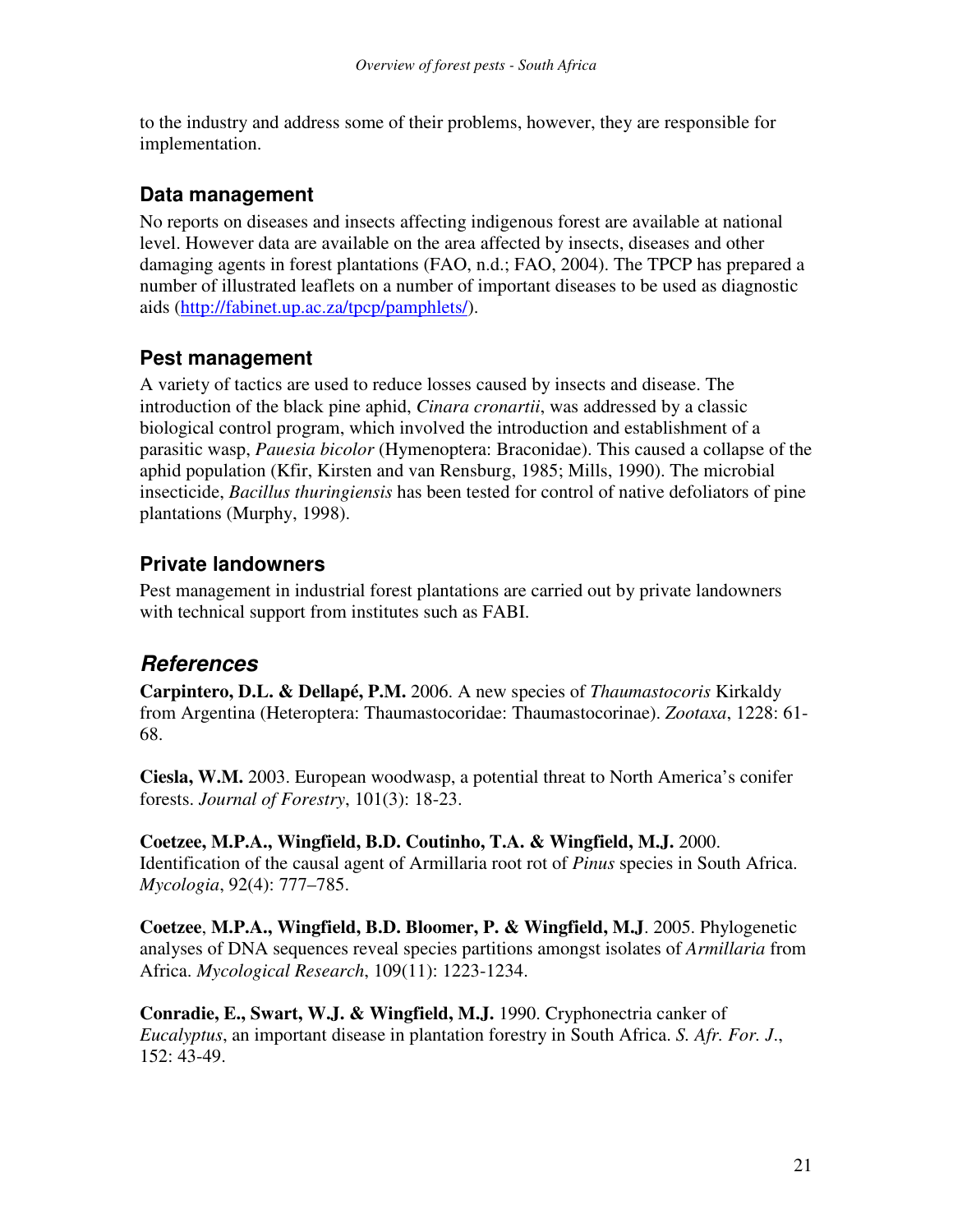to the industry and address some of their problems, however, they are responsible for implementation.

## Data management

No reports on diseases and insects affecting indigenous forest are available at national level. However data are available on the area affected by insects, diseases and other damaging agents in forest plantations (FAO, n.d.; FAO, 2004). The TPCP has prepared a number of illustrated leaflets on a number of important diseases to be used as diagnostic aids (http://fabinet.up.ac.za/tpcp/pamphlets/).

## Pest management

A variety of tactics are used to reduce losses caused by insects and disease. The introduction of the black pine aphid, *Cinara cronartii*, was addressed by a classic biological control program, which involved the introduction and establishment of a parasitic wasp, *Pauesia bicolor* (Hymenoptera: Braconidae). This caused a collapse of the aphid population (Kfir, Kirsten and van Rensburg, 1985; Mills, 1990). The microbial insecticide, *Bacillus thuringiensis* has been tested for control of native defoliators of pine plantations (Murphy, 1998).

## Private landowners

Pest management in industrial forest plantations are carried out by private landowners with technical support from institutes such as FABI.

# *References*

**Carpintero, D.L. & Dellapé, P.M.** 2006. A new species of *Thaumastocoris* Kirkaldy from Argentina (Heteroptera: Thaumastocoridae: Thaumastocorinae). *Zootaxa*, 1228: 61-68.

**Ciesla, W.M.** 2003. European woodwasp, a potential threat to North America's conifer forests. *Journal of Forestry*, 101(3): 18-23.

**Coetzee, M.P.A., Wingfield, B.D. Coutinho, T.A. & Wingfield, M.J.** 2000. Identification of the causal agent of Armillaria root rot of *Pinus* species in South Africa. *Mycologia*, 92(4): 777–785.

**Coetzee**, **M.P.A., Wingfield, B.D. Bloomer, P. & Wingfield, M.J**. 2005. Phylogenetic analyses of DNA sequences reveal species partitions amongst isolates of *Armillaria* from Africa. *Mycological Research*, 109(11): 1223-1234.

**Conradie, E., Swart, W.J. & Wingfield, M.J.** 1990. Cryphonectria canker of *Eucalyptus*, an important disease in plantation forestry in South Africa. *S. Afr. For. J.*, 152: 43-49.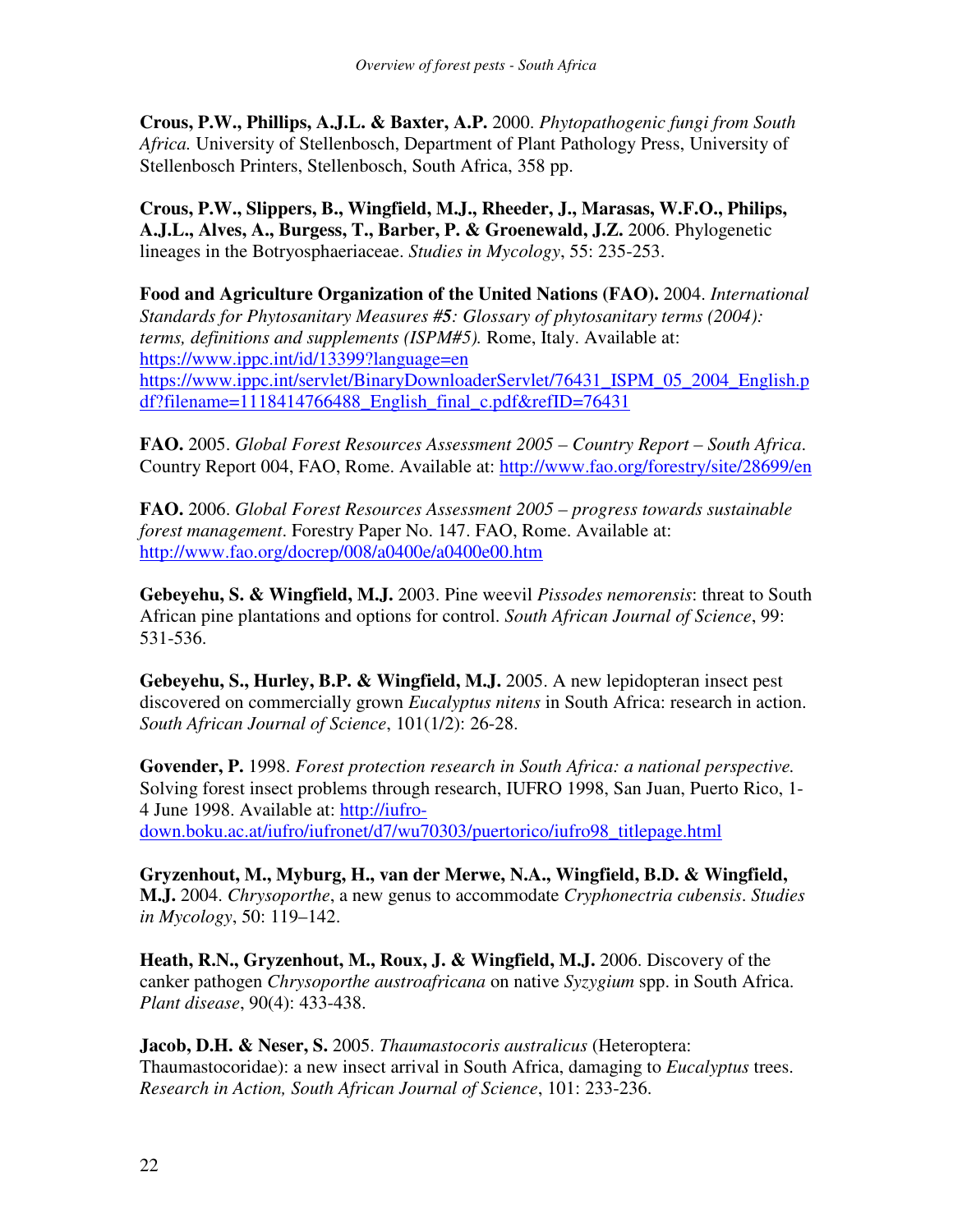**Crous, P.W., Phillips, A.J.L. & Baxter, A.P.** 2000. *Phytopathogenic fungi from South Africa.* University of Stellenbosch, Department of Plant Pathology Press, University of Stellenbosch Printers, Stellenbosch, South Africa, 358 pp.

**Crous, P.W., Slippers, B., Wingfield, M.J., Rheeder, J., Marasas, W.F.O., Philips, A.J.L., Alves, A., Burgess, T., Barber, P. & Groenewald, J.Z.** 2006. Phylogenetic lineages in the Botryosphaeriaceae. *Studies in Mycology*, 55: 235-253.

**Food and Agriculture Organization of the United Nations (FAO).** 2004. *International Standards for Phytosanitary Measures #5: Glossary of phytosanitary terms (2004): terms, definitions and supplements (ISPM#5).* Rome, Italy. Available at: https://www.ippc.int/id/13399?language=en https://www.ippc.int/servlet/BinaryDownloaderServlet/76431_ISPM_05_2004_English.pdf?filename=1118414766488_English_final_c.pdf&refID=76431

**FAO.** 2005. *Global Forest Resources Assessment 2005 – Country Report – South Africa*. Country Report 004, FAO, Rome. Available at: http://www.fao.org/forestry/site/28699/en

**FAO.** 2006. *Global Forest Resources Assessment 2005 – progress towards sustainable forest management*. Forestry Paper No. 147. FAO, Rome. Available at: http://www.fao.org/docrep/008/a0400e/a0400e00.htm

**Gebeyehu, S. & Wingfield, M.J.** 2003. Pine weevil *Pissodes nemorensis*: threat to South African pine plantations and options for control. *South African Journal of Science*, 99: 531-536.

**Gebeyehu, S., Hurley, B.P. & Wingfield, M.J.** 2005. A new lepidopteran insect pest discovered on commercially grown *Eucalyptus nitens* in South Africa: research in action. *South African Journal of Science*, 101(1/2): 26-28.

**Govender, P.** 1998. *Forest protection research in South Africa: a national perspective.* Solving forest insect problems through research, IUFRO 1998, San Juan, Puerto Rico, 1-4 June 1998. Available at: http://iufro-down.boku.ac.at/iufro/iufronet/d7/wu70303/puertorico/iufro98_titlepage.html

**Gryzenhout, M., Myburg, H., van der Merwe, N.A., Wingfield, B.D. & Wingfield, M.J.** 2004. *Chrysoporthe*, a new genus to accommodate *Cryphonectria cubensis*. *Studies in Mycology*, 50: 119–142.

**Heath, R.N., Gryzenhout, M., Roux, J. & Wingfield, M.J.** 2006. Discovery of the canker pathogen *Chrysoporthe austroafricana* on native *Syzygium* spp. in South Africa. *Plant disease*, 90(4): 433-438.

**Jacob, D.H. & Neser, S.** 2005. *Thaumastocoris australicus* (Heteroptera: Thaumastocoridae): a new insect arrival in South Africa, damaging to *Eucalyptus* trees. *Research in Action, South African Journal of Science*, 101: 233-236.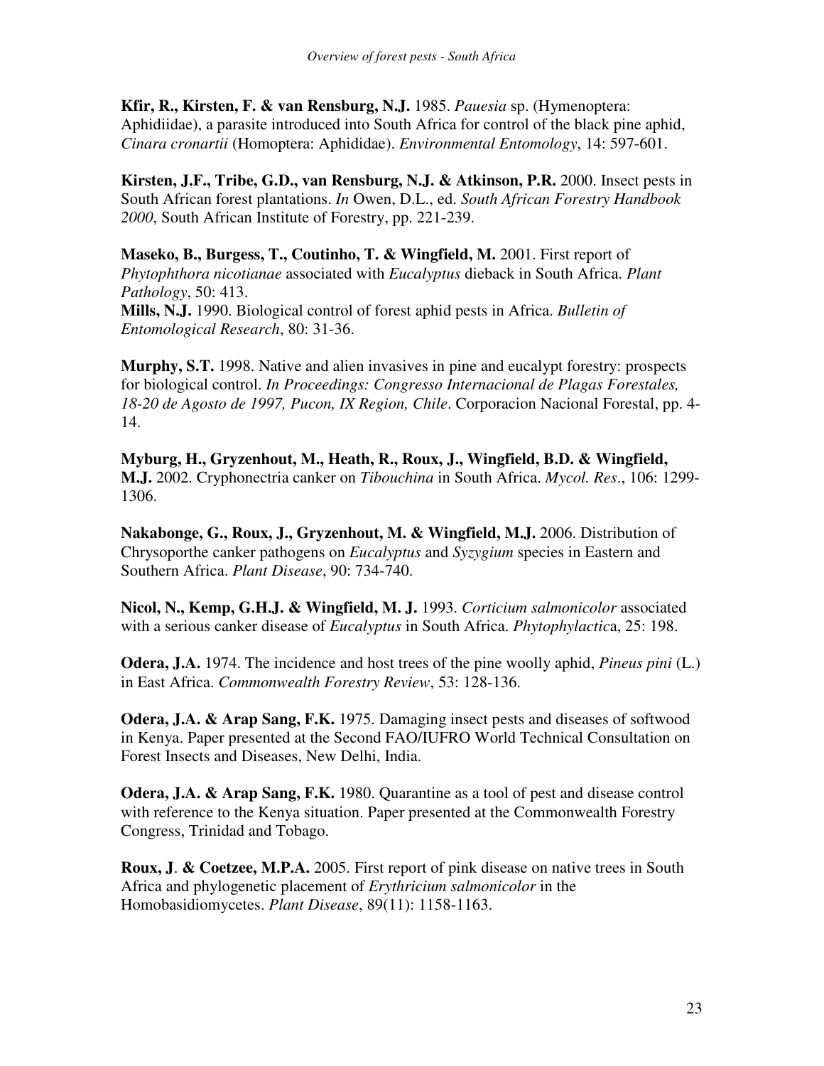**Kfir, R., Kirsten, F. & van Rensburg, N.J.** 1985. *Pauesia* sp. (Hymenoptera: Aphidiidae), a parasite introduced into South Africa for control of the black pine aphid, *Cinara cronartii* (Homoptera: Aphididae). *Environmental Entomology*, 14: 597-601.

**Kirsten, J.F., Tribe, G.D., van Rensburg, N.J. & Atkinson, P.R.** 2000. Insect pests in South African forest plantations. *In* Owen, D.L., ed. *South African Forestry Handbook 2000*, South African Institute of Forestry, pp. 221-239.

**Maseko, B., Burgess, T., Coutinho, T. & Wingfield, M.** 2001. First report of *Phytophthora nicotianae* associated with *Eucalyptus* dieback in South Africa. *Plant Pathology*, 50: 413.

**Mills, N.J.** 1990. Biological control of forest aphid pests in Africa. *Bulletin of Entomological Research*, 80: 31-36.

**Murphy, S.T.** 1998. Native and alien invasives in pine and eucalypt forestry: prospects for biological control. *In Proceedings: Congresso Internacional de Plagas Forestales, 18-20 de Agosto de 1997, Pucon, IX Region, Chile*. Corporacion Nacional Forestal, pp. 4-14.

**Myburg, H., Gryzenhout, M., Heath, R., Roux, J., Wingfield, B.D. & Wingfield, M.J.** 2002. Cryphonectria canker on *Tibouchina* in South Africa. *Mycol. Res*., 106: 1299-1306.

**Nakabonge, G., Roux, J., Gryzenhout, M. & Wingfield, M.J.** 2006. Distribution of Chrysoporthe canker pathogens on *Eucalyptus* and *Syzygium* species in Eastern and Southern Africa. *Plant Disease*, 90: 734-740.

**Nicol, N., Kemp, G.H.J. & Wingfield, M. J.** 1993. *Corticium salmonicolor* associated with a serious canker disease of *Eucalyptus* in South Africa. *Phytophylactic*a, 25: 198.

**Odera, J.A.** 1974. The incidence and host trees of the pine woolly aphid, *Pineus pini* (L.) in East Africa. *Commonwealth Forestry Review*, 53: 128-136.

**Odera, J.A. & Arap Sang, F.K.** 1975. Damaging insect pests and diseases of softwood in Kenya. Paper presented at the Second FAO/IUFRO World Technical Consultation on Forest Insects and Diseases, New Delhi, India.

**Odera, J.A. & Arap Sang, F.K.** 1980. Quarantine as a tool of pest and disease control with reference to the Kenya situation. Paper presented at the Commonwealth Forestry Congress, Trinidad and Tobago.

**Roux, J**. **& Coetzee, M.P.A.** 2005. First report of pink disease on native trees in South Africa and phylogenetic placement of *Erythricium salmonicolor* in the Homobasidiomycetes. *Plant Disease*, 89(11): 1158-1163.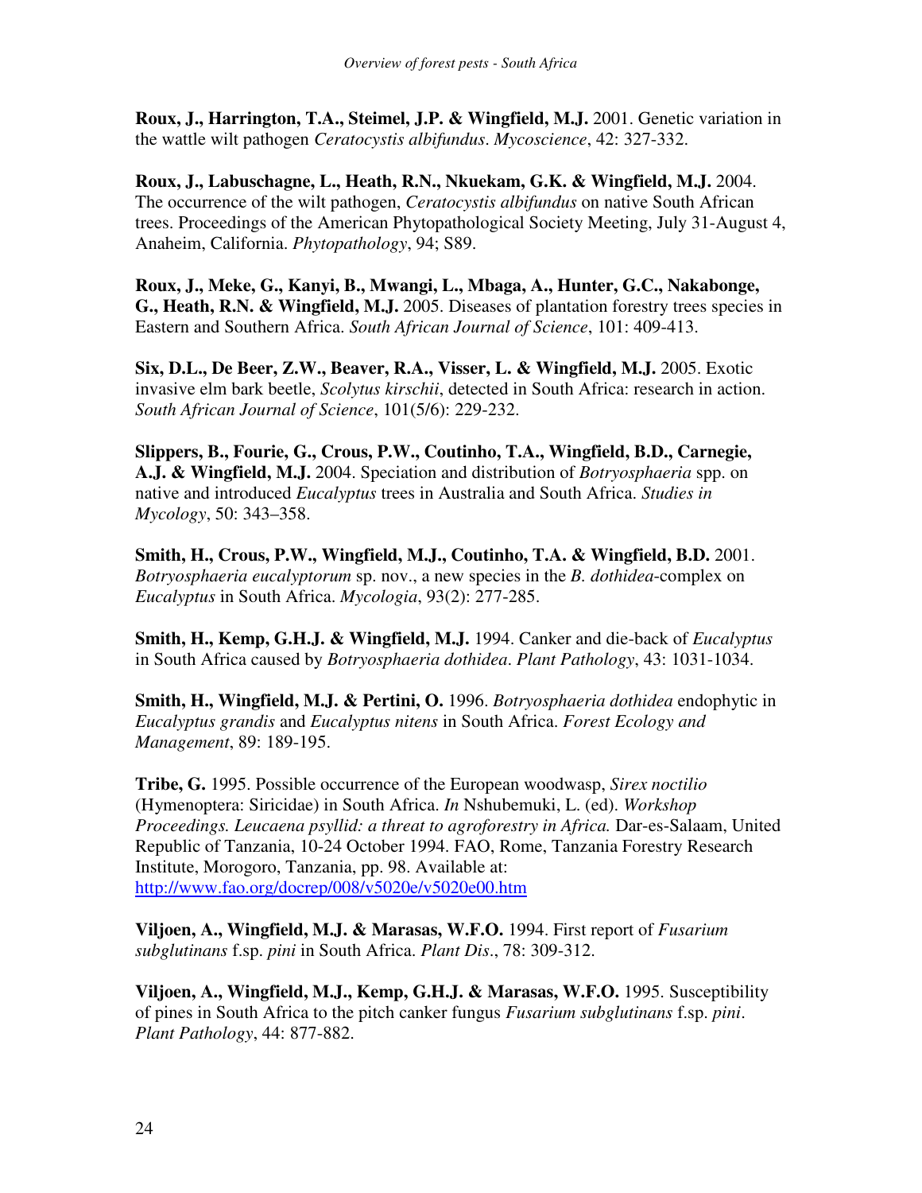**Roux, J., Harrington, T.A., Steimel, J.P. & Wingfield, M.J.** 2001. Genetic variation in the wattle wilt pathogen *Ceratocystis albifundus*. *Mycoscience*, 42: 327-332.

**Roux, J., Labuschagne, L., Heath, R.N., Nkuekam, G.K. & Wingfield, M.J.** 2004. The occurrence of the wilt pathogen, *Ceratocystis albifundus* on native South African trees. Proceedings of the American Phytopathological Society Meeting, July 31-August 4, Anaheim, California. *Phytopathology*, 94; S89.

**Roux, J., Meke, G., Kanyi, B., Mwangi, L., Mbaga, A., Hunter, G.C., Nakabonge, G., Heath, R.N. & Wingfield, M.J.** 2005. Diseases of plantation forestry trees species in Eastern and Southern Africa. *South African Journal of Science*, 101: 409-413.

**Six, D.L., De Beer, Z.W., Beaver, R.A., Visser, L. & Wingfield, M.J.** 2005. Exotic invasive elm bark beetle, *Scolytus kirschii*, detected in South Africa: research in action. *South African Journal of Science*, 101(5/6): 229-232.

**Slippers, B., Fourie, G., Crous, P.W., Coutinho, T.A., Wingfield, B.D., Carnegie, A.J. & Wingfield, M.J.** 2004. Speciation and distribution of *Botryosphaeria* spp. on native and introduced *Eucalyptus* trees in Australia and South Africa. *Studies in Mycology*, 50: 343–358.

**Smith, H., Crous, P.W., Wingfield, M.J., Coutinho, T.A. & Wingfield, B.D.** 2001. *Botryosphaeria eucalyptorum* sp. nov., a new species in the *B. dothidea*-complex on *Eucalyptus* in South Africa. *Mycologia*, 93(2): 277-285.

**Smith, H., Kemp, G.H.J. & Wingfield, M.J.** 1994. Canker and die-back of *Eucalyptus* in South Africa caused by *Botryosphaeria dothidea*. *Plant Pathology*, 43: 1031-1034.

**Smith, H., Wingfield, M.J. & Pertini, O.** 1996. *Botryosphaeria dothidea* endophytic in *Eucalyptus grandis* and *Eucalyptus nitens* in South Africa. *Forest Ecology and Management*, 89: 189-195.

**Tribe, G.** 1995. Possible occurrence of the European woodwasp, *Sirex noctilio* (Hymenoptera: Siricidae) in South Africa. *In* Nshubemuki, L. (ed). *Workshop Proceedings. Leucaena psyllid: a threat to agroforestry in Africa.* Dar-es-Salaam, United Republic of Tanzania, 10-24 October 1994. FAO, Rome, Tanzania Forestry Research Institute, Morogoro, Tanzania, pp. 98. Available at: http://www.fao.org/docrep/008/v5020e/v5020e00.htm

**Viljoen, A., Wingfield, M.J. & Marasas, W.F.O.** 1994. First report of *Fusarium subglutinans* f.sp. *pini* in South Africa. *Plant Dis*., 78: 309-312.

**Viljoen, A., Wingfield, M.J., Kemp, G.H.J. & Marasas, W.F.O.** 1995. Susceptibility of pines in South Africa to the pitch canker fungus *Fusarium subglutinans* f.sp. *pini*. *Plant Pathology*, 44: 877-882.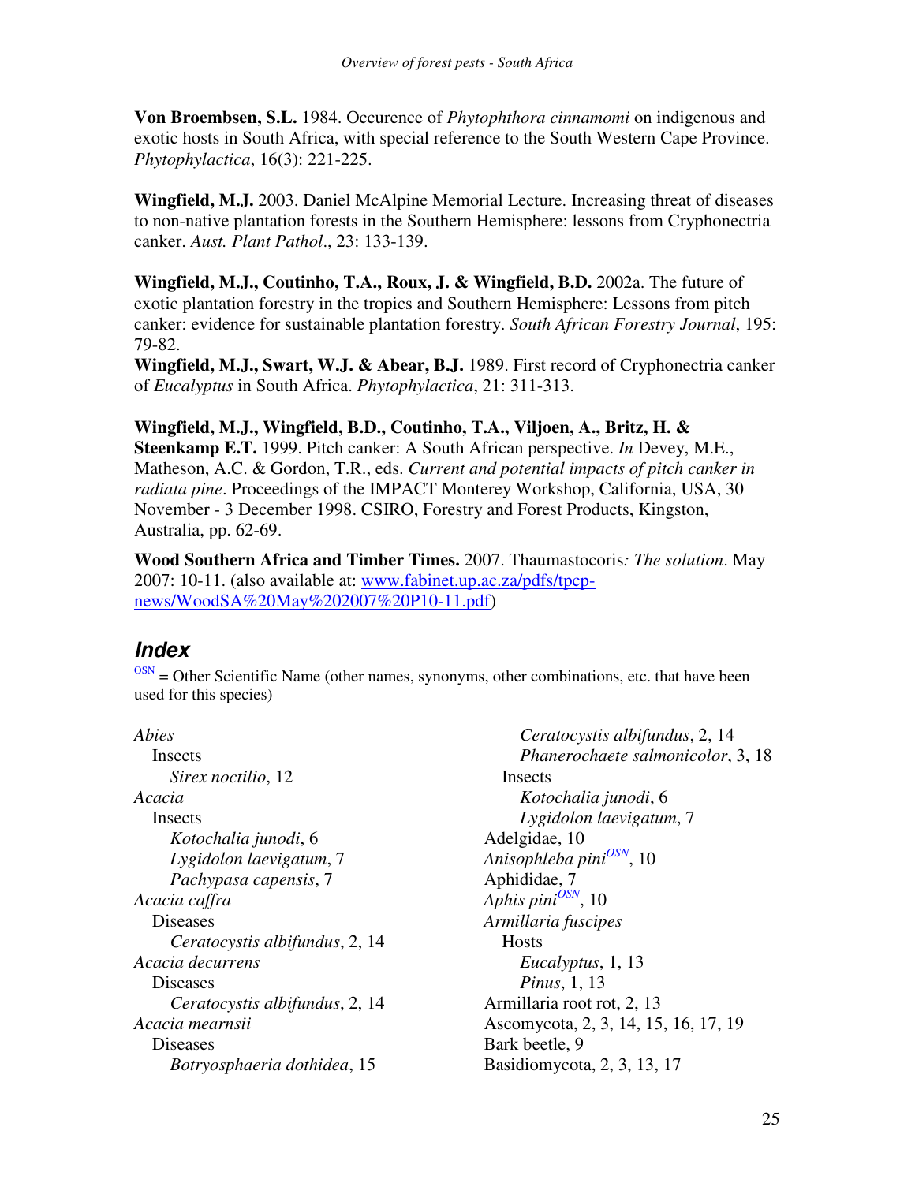**Von Broembsen, S.L.** 1984. Occurence of *Phytophthora cinnamomi* on indigenous and exotic hosts in South Africa, with special reference to the South Western Cape Province. *Phytophylactica*, 16(3): 221-225.

**Wingfield, M.J.** 2003. Daniel McAlpine Memorial Lecture. Increasing threat of diseases to non-native plantation forests in the Southern Hemisphere: lessons from Cryphonectria canker. *Aust. Plant Pathol*., 23: 133-139.

**Wingfield, M.J., Coutinho, T.A., Roux, J. & Wingfield, B.D.** 2002a. The future of exotic plantation forestry in the tropics and Southern Hemisphere: Lessons from pitch canker: evidence for sustainable plantation forestry. *South African Forestry Journal*, 195: 79-82.

**Wingfield, M.J., Swart, W.J. & Abear, B.J.** 1989. First record of Cryphonectria canker of *Eucalyptus* in South Africa. *Phytophylactica*, 21: 311-313.

**Wingfield, M.J., Wingfield, B.D., Coutinho, T.A., Viljoen, A., Britz, H. & Steenkamp E.T.** 1999. Pitch canker: A South African perspective. *In* Devey, M.E., Matheson, A.C. & Gordon, T.R., eds. *Current and potential impacts of pitch canker in radiata pine*. Proceedings of the IMPACT Monterey Workshop, California, USA, 30 November - 3 December 1998. CSIRO, Forestry and Forest Products, Kingston, Australia, pp. 62-69.

**Wood Southern Africa and Timber Times.** 2007. Thaumastocoris*: The solution*. May 2007: 10-11. (also available at: www.fabinet.up.ac.za/pdfs/tpcp-news/WoodSA%20May%202007%20P10-11.pdf)

## *Index*

[OSN] = Other Scientific Name (other names, synonyms, other combinations, etc. that have been used for this species)

*Abies*
- Insects
  - *Sirex noctilio*, 12

*Acacia*
- Insects
  - *Kotochalia junodi*, 6
  - *Lygidolon laevigatum*, 7
  - *Pachypasa capensis*, 7

*Acacia caffra*
- Diseases
  - *Ceratocystis albifundus*, 2, 14

*Acacia decurrens*
- Diseases
  - *Ceratocystis albifundus*, 2, 14

*Acacia mearnsii*
- Diseases
  - *Botryosphaeria dothidea*, 15
  - *Ceratocystis albifundus*, 2, 14
  - *Phanerochaete salmonicolor*, 3, 18
- Insects
  - *Kotochalia junodi*, 6
  - *Lygidolon laevigatum*, 7

Adelgidae, 10

*Anisophleba pini*[OSN], 10

Aphididae, 7

*Aphis pini*[OSN], 10

*Armillaria fuscipes*
- Hosts
  - *Eucalyptus*, 1, 13
  - *Pinus*, 1, 13

Armillaria root rot, 2, 13

Ascomycota, 2, 3, 14, 15, 16, 17, 19

Bark beetle, 9

Basidiomycota, 2, 3, 13, 17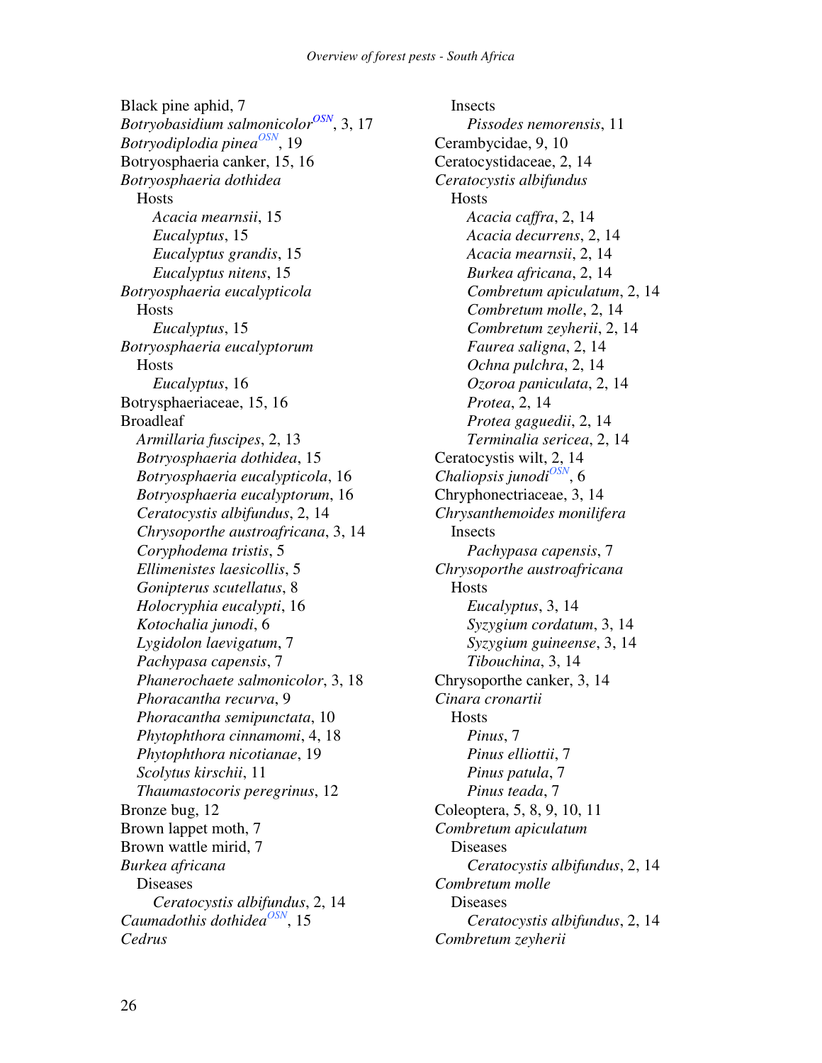Black pine aphid, 7
*Botryobasidium salmonicolor*[OSN], 3, 17
*Botryodiplodia pinea*[OSN], 19
Botryosphaeria canker, 15, 16
*Botryosphaeria dothidea*
  Hosts
    *Acacia mearnsii*, 15
    *Eucalyptus*, 15
    *Eucalyptus grandis*, 15
    *Eucalyptus nitens*, 15
*Botryosphaeria eucalypticola*
  Hosts
    *Eucalyptus*, 15
*Botryosphaeria eucalyptorum*
  Hosts
    *Eucalyptus*, 16
Botrysphaeriaceae, 15, 16
Broadleaf
  *Armillaria fuscipes*, 2, 13
  *Botryosphaeria dothidea*, 15
  *Botryosphaeria eucalypticola*, 16
  *Botryosphaeria eucalyptorum*, 16
  *Ceratocystis albifundus*, 2, 14
  *Chrysoporthe austroafricana*, 3, 14
  *Coryphodema tristis*, 5
  *Ellimenistes laesicollis*, 5
  *Gonipterus scutellatus*, 8
  *Holocryphia eucalypti*, 16
  *Kotochalia junodi*, 6
  *Lygidolon laevigatum*, 7
  *Pachypasa capensis*, 7
  *Phanerochaete salmonicolor*, 3, 18
  *Phoracantha recurva*, 9
  *Phoracantha semipunctata*, 10
  *Phytophthora cinnamomi*, 4, 18
  *Phytophthora nicotianae*, 19
  *Scolytus kirschii*, 11
  *Thaumastocoris peregrinus*, 12
Bronze bug, 12
Brown lappet moth, 7
Brown wattle mirid, 7
*Burkea africana*
  Diseases
    *Ceratocystis albifundus*, 2, 14
*Caumadothis dothidea*[OSN], 15
*Cedrus*
  Insects
    *Pissodes nemorensis*, 11
Cerambycidae, 9, 10
Ceratocystidaceae, 2, 14
*Ceratocystis albifundus*
  Hosts
    *Acacia caffra*, 2, 14
    *Acacia decurrens*, 2, 14
    *Acacia mearnsii*, 2, 14
    *Burkea africana*, 2, 14
    *Combretum apiculatum*, 2, 14
    *Combretum molle*, 2, 14
    *Combretum zeyherii*, 2, 14
    *Faurea saligna*, 2, 14
    *Ochna pulchra*, 2, 14
    *Ozoroa paniculata*, 2, 14
    *Protea*, 2, 14
    *Protea gaguedii*, 2, 14
    *Terminalia sericea*, 2, 14
Ceratocystis wilt, 2, 14
*Chaliopsis junodi*[OSN], 6
Chryphonectriaceae, 3, 14
*Chrysanthemoides monilifera*
  Insects
    *Pachypasa capensis*, 7
*Chrysoporthe austroafricana*
  Hosts
    *Eucalyptus*, 3, 14
    *Syzygium cordatum*, 3, 14
    *Syzygium guineense*, 3, 14
    *Tibouchina*, 3, 14
Chrysoporthe canker, 3, 14
*Cinara cronartii*
  Hosts
    *Pinus*, 7
    *Pinus elliottii*, 7
    *Pinus patula*, 7
    *Pinus teada*, 7
Coleoptera, 5, 8, 9, 10, 11
*Combretum apiculatum*
  Diseases
    *Ceratocystis albifundus*, 2, 14
*Combretum molle*
  Diseases
    *Ceratocystis albifundus*, 2, 14
*Combretum zeyherii*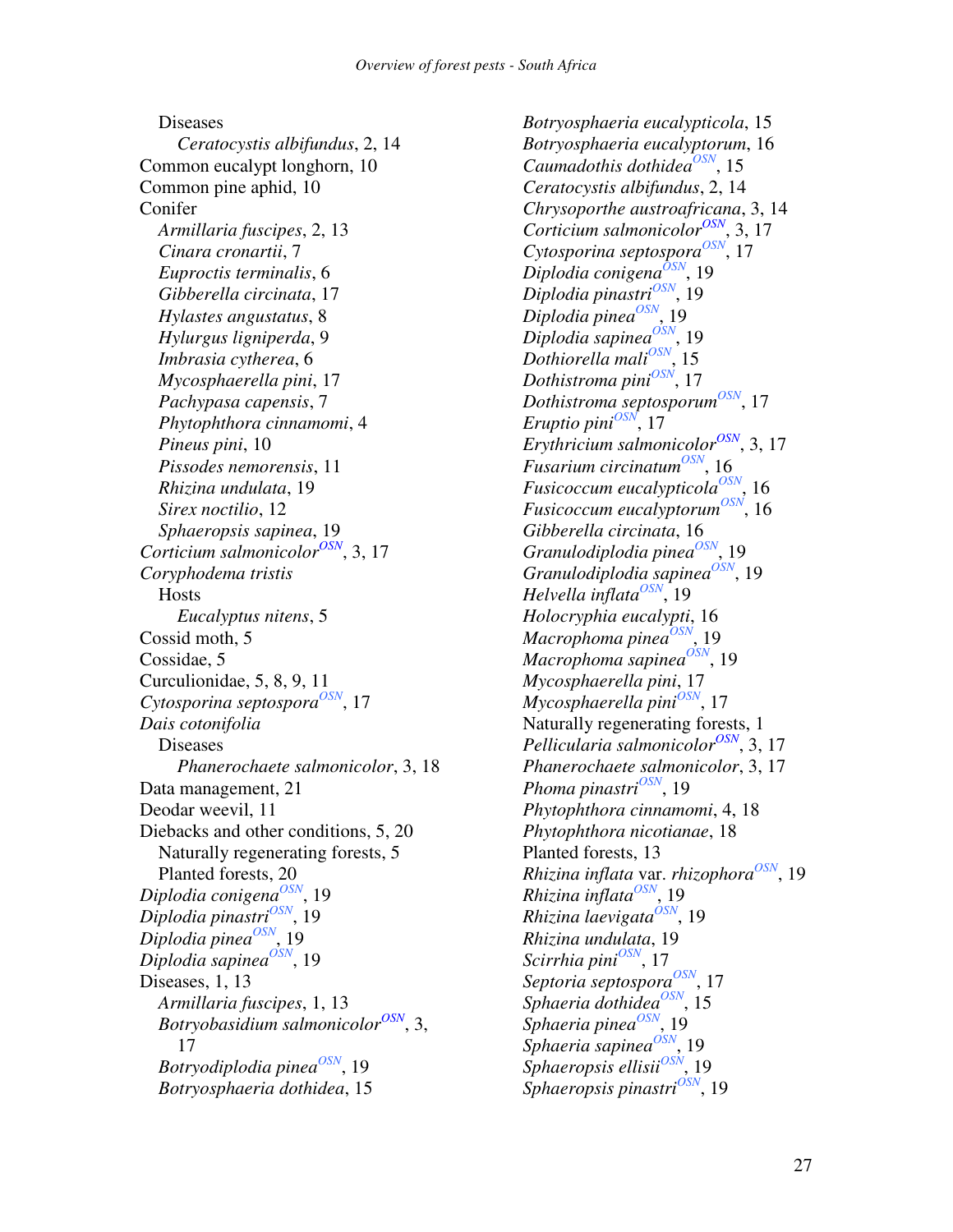Diseases

*Ceratocystis albifundus*, 2, 14

Common eucalypt longhorn, 10

Common pine aphid, 10

Conifer

*Armillaria fuscipes*, 2, 13

*Cinara cronartii*, 7

*Euproctis terminalis*, 6

*Gibberella circinata*, 17

*Hylastes angustatus*, 8

*Hylurgus ligniperda*, 9

*Imbrasia cytherea*, 6

*Mycosphaerella pini*, 17

*Pachypasa capensis*, 7

*Phytophthora cinnamomi*, 4

*Pineus pini*, 10

*Pissodes nemorensis*, 11

*Rhizina undulata*, 19

*Sirex noctilio*, 12

*Sphaeropsis sapinea*, 19

*Corticium salmonicolor*OSN, 3, 17

*Coryphodema tristis*

Hosts

*Eucalyptus nitens*, 5

Cossid moth, 5

Cossidae, 5

Curculionidae, 5, 8, 9, 11

*Cytosporina septospora*OSN, 17

*Dais cotonifolia*

Diseases

*Phanerochaete salmonicolor*, 3, 18

Data management, 21

Deodar weevil, 11

Diebacks and other conditions, 5, 20

Naturally regenerating forests, 5

Planted forests, 20

*Diplodia conigena*OSN, 19

*Diplodia pinastri*OSN, 19

*Diplodia pinea*OSN, 19

*Diplodia sapinea*OSN, 19

Diseases, 1, 13

*Armillaria fuscipes*, 1, 13

*Botryobasidium salmonicolor*OSN, 3, 17

*Botryodiplodia pinea*OSN, 19

*Botryosphaeria dothidea*, 15

*Botryosphaeria eucalypticola*, 15

*Botryosphaeria eucalyptorum*, 16

*Caumadothis dothidea*OSN, 15

*Ceratocystis albifundus*, 2, 14

*Chrysoporthe austroafricana*, 3, 14

*Corticium salmonicolor*OSN, 3, 17

*Cytosporina septospora*OSN, 17

*Diplodia conigena*OSN, 19

*Diplodia pinastri*OSN, 19

*Diplodia pinea*OSN, 19

*Diplodia sapinea*OSN, 19

*Dothiorella mali*OSN, 15

*Dothistroma pini*OSN, 17

*Dothistroma septosporum*OSN, 17

*Eruptio pini*OSN, 17

*Erythricium salmonicolor*OSN, 3, 17

*Fusarium circinatum*OSN, 16

*Fusicoccum eucalypticola*OSN, 16

*Fusicoccum eucalyptorum*OSN, 16

*Gibberella circinata*, 16

*Granulodiplodia pinea*OSN, 19

*Granulodiplodia sapinea*OSN, 19

*Helvella inflata*OSN, 19

*Holocryphia eucalypti*, 16

*Macrophoma pinea*OSN, 19

*Macrophoma sapinea*OSN, 19

*Mycosphaerella pini*, 17

*Mycosphaerella pini*OSN, 17

Naturally regenerating forests, 1

*Pellicularia salmonicolor*OSN, 3, 17

*Phanerochaete salmonicolor*, 3, 17

*Phoma pinastri*OSN, 19

*Phytophthora cinnamomi*, 4, 18

*Phytophthora nicotianae*, 18

Planted forests, 13

*Rhizina inflata* var. *rhizophora*OSN, 19

*Rhizina inflata*OSN, 19

*Rhizina laevigata*OSN, 19

*Rhizina undulata*, 19

*Scirrhia pini*OSN, 17

*Septoria septospora*OSN, 17

*Sphaeria dothidea*OSN, 15

*Sphaeria pinea*OSN, 19

*Sphaeria sapinea*OSN, 19

*Sphaeropsis ellisii*OSN, 19

*Sphaeropsis pinastri*OSN, 19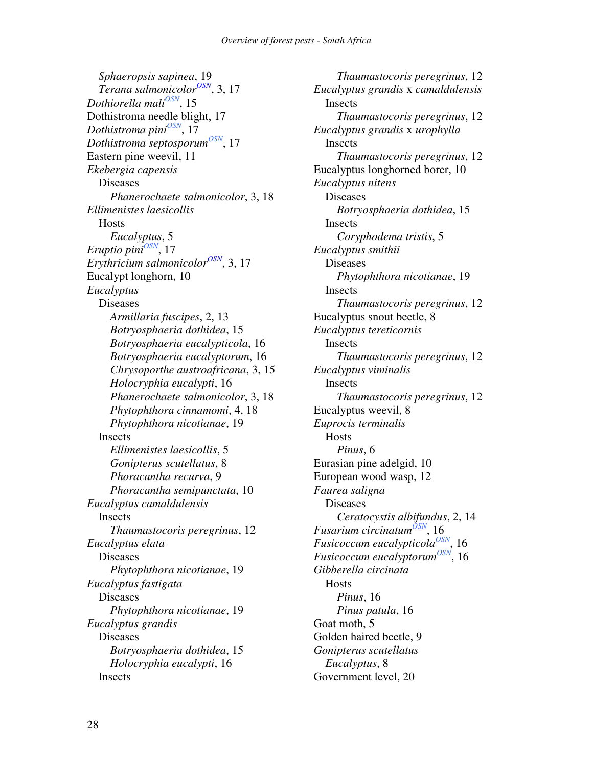*Sphaeropsis sapinea*, 19
*Terana salmonicolor*[OSN], 3, 17
*Dothiorella mali*[OSN], 15
Dothistroma needle blight, 17
*Dothistroma pini*[OSN], 17
*Dothistroma septosporum*[OSN], 17
Eastern pine weevil, 11
*Ekebergia capensis*
Diseases
*Phanerochaete salmonicolor*, 3, 18
*Ellimenistes laesicollis*
Hosts
*Eucalyptus*, 5
*Eruptio pini*[OSN], 17
*Erythricium salmonicolor*[OSN], 3, 17
Eucalypt longhorn, 10
*Eucalyptus*
Diseases
*Armillaria fuscipes*, 2, 13
*Botryosphaeria dothidea*, 15
*Botryosphaeria eucalypticola*, 16
*Botryosphaeria eucalyptorum*, 16
*Chrysoporthe austroafricana*, 3, 15
*Holocryphia eucalypti*, 16
*Phanerochaete salmonicolor*, 3, 18
*Phytophthora cinnamomi*, 4, 18
*Phytophthora nicotianae*, 19
Insects
*Ellimenistes laesicollis*, 5
*Gonipterus scutellatus*, 8
*Phoracantha recurva*, 9
*Phoracantha semipunctata*, 10
*Eucalyptus camaldulensis*
Insects
*Thaumastocoris peregrinus*, 12
*Eucalyptus elata*
Diseases
*Phytophthora nicotianae*, 19
*Eucalyptus fastigata*
Diseases
*Phytophthora nicotianae*, 19
*Eucalyptus grandis*
Diseases
*Botryosphaeria dothidea*, 15
*Holocryphia eucalypti*, 16
Insects
*Thaumastocoris peregrinus*, 12
*Eucalyptus grandis* x *camaldulensis*
Insects
*Thaumastocoris peregrinus*, 12
*Eucalyptus grandis* x *urophylla*
Insects
*Thaumastocoris peregrinus*, 12
Eucalyptus longhorned borer, 10
*Eucalyptus nitens*
Diseases
*Botryosphaeria dothidea*, 15
Insects
*Coryphodema tristis*, 5
*Eucalyptus smithii*
Diseases
*Phytophthora nicotianae*, 19
Insects
*Thaumastocoris peregrinus*, 12
Eucalyptus snout beetle, 8
*Eucalyptus tereticornis*
Insects
*Thaumastocoris peregrinus*, 12
*Eucalyptus viminalis*
Insects
*Thaumastocoris peregrinus*, 12
Eucalyptus weevil, 8
*Euprocis terminalis*
Hosts
*Pinus*, 6
Eurasian pine adelgid, 10
European wood wasp, 12
*Faurea saligna*
Diseases
*Ceratocystis albifundus*, 2, 14
*Fusarium circinatum*[OSN], 16
*Fusicoccum eucalypticola*[OSN], 16
*Fusicoccum eucalyptorum*[OSN], 16
*Gibberella circinata*
Hosts
*Pinus*, 16
*Pinus patula*, 16
Goat moth, 5
Golden haired beetle, 9
*Gonipterus scutellatus*
*Eucalyptus*, 8
Government level, 20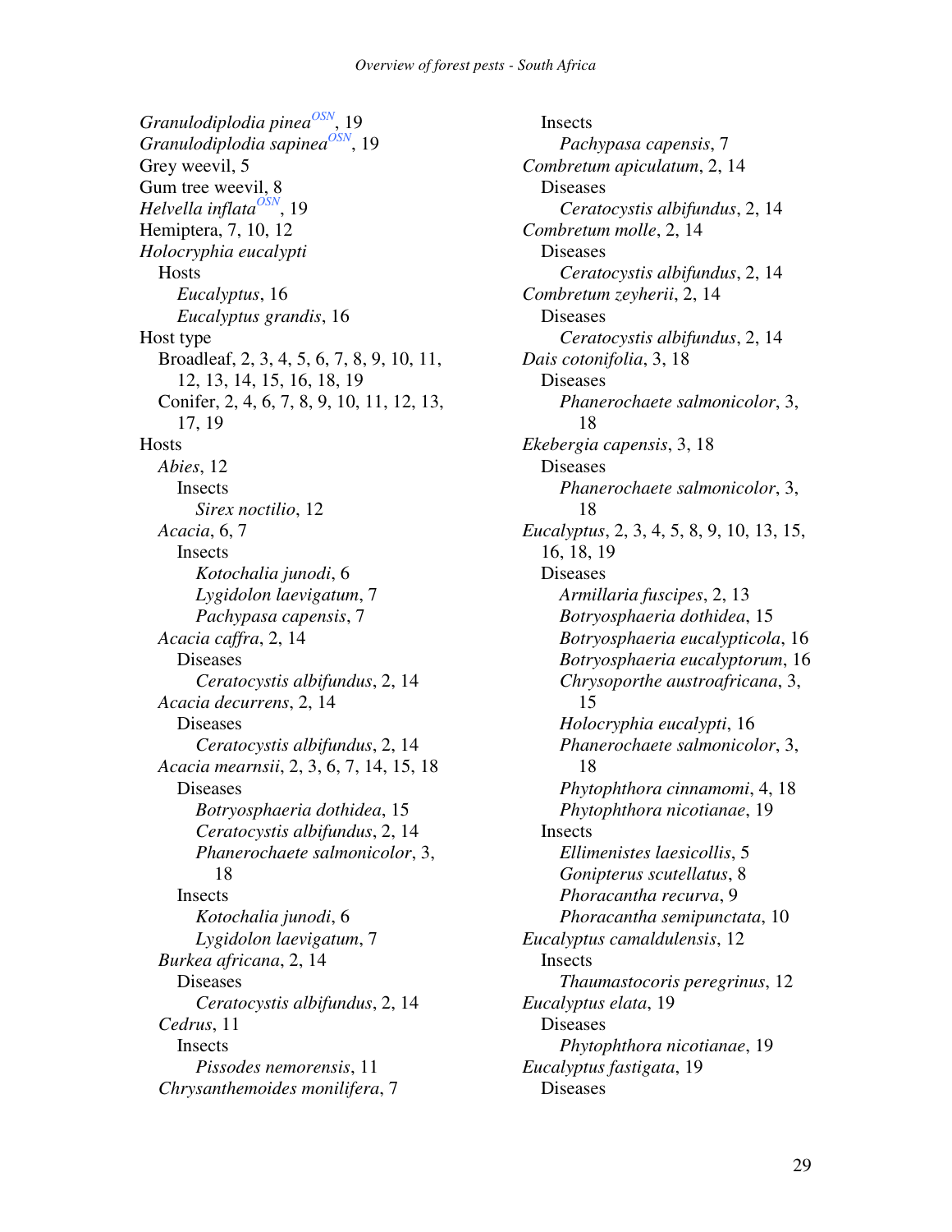*Granulodiplodia pinea*[OSN], 19
*Granulodiplodia sapinea*[OSN], 19
Grey weevil, 5
Gum tree weevil, 8
*Helvella inflata*[OSN], 19
Hemiptera, 7, 10, 12
*Holocryphia eucalypti*
  Hosts
    *Eucalyptus*, 16
    *Eucalyptus grandis*, 16
Host type
  Broadleaf, 2, 3, 4, 5, 6, 7, 8, 9, 10, 11, 12, 13, 14, 15, 16, 18, 19
  Conifer, 2, 4, 6, 7, 8, 9, 10, 11, 12, 13, 17, 19
Hosts
  *Abies*, 12
    Insects
      *Sirex noctilio*, 12
  *Acacia*, 6, 7
    Insects
      *Kotochalia junodi*, 6
      *Lygidolon laevigatum*, 7
      *Pachypasa capensis*, 7
  *Acacia caffra*, 2, 14
    Diseases
      *Ceratocystis albifundus*, 2, 14
  *Acacia decurrens*, 2, 14
    Diseases
      *Ceratocystis albifundus*, 2, 14
  *Acacia mearnsii*, 2, 3, 6, 7, 14, 15, 18
    Diseases
      *Botryosphaeria dothidea*, 15
      *Ceratocystis albifundus*, 2, 14
      *Phanerochaete salmonicolor*, 3, 18
    Insects
      *Kotochalia junodi*, 6
      *Lygidolon laevigatum*, 7
  *Burkea africana*, 2, 14
    Diseases
      *Ceratocystis albifundus*, 2, 14
  *Cedrus*, 11
    Insects
      *Pissodes nemorensis*, 11
  *Chrysanthemoides monilifera*, 7
    Insects
      *Pachypasa capensis*, 7
  *Combretum apiculatum*, 2, 14
    Diseases
      *Ceratocystis albifundus*, 2, 14
  *Combretum molle*, 2, 14
    Diseases
      *Ceratocystis albifundus*, 2, 14
  *Combretum zeyherii*, 2, 14
    Diseases
      *Ceratocystis albifundus*, 2, 14
  *Dais cotonifolia*, 3, 18
    Diseases
      *Phanerochaete salmonicolor*, 3, 18
  *Ekebergia capensis*, 3, 18
    Diseases
      *Phanerochaete salmonicolor*, 3, 18
  *Eucalyptus*, 2, 3, 4, 5, 8, 9, 10, 13, 15, 16, 18, 19
    Diseases
      *Armillaria fuscipes*, 2, 13
      *Botryosphaeria dothidea*, 15
      *Botryosphaeria eucalypticola*, 16
      *Botryosphaeria eucalyptorum*, 16
      *Chrysoporthe austroafricana*, 3, 15
      *Holocryphia eucalypti*, 16
      *Phanerochaete salmonicolor*, 3, 18
      *Phytophthora cinnamomi*, 4, 18
      *Phytophthora nicotianae*, 19
    Insects
      *Ellimenistes laesicollis*, 5
      *Gonipterus scutellatus*, 8
      *Phoracantha recurva*, 9
      *Phoracantha semipunctata*, 10
  *Eucalyptus camaldulensis*, 12
    Insects
      *Thaumastocoris peregrinus*, 12
  *Eucalyptus elata*, 19
    Diseases
      *Phytophthora nicotianae*, 19
  *Eucalyptus fastigata*, 19
    Diseases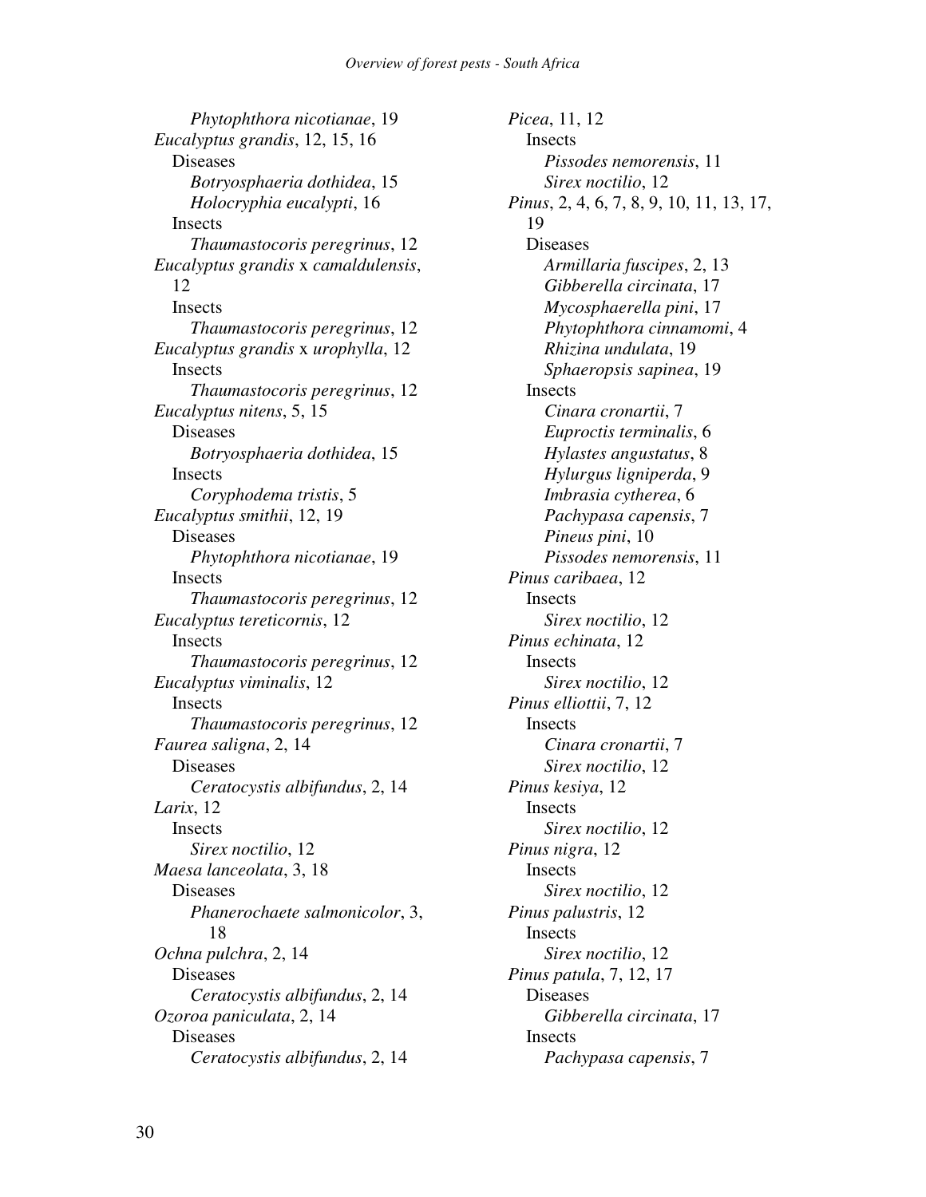*Phytophthora nicotianae*, 19
*Eucalyptus grandis*, 12, 15, 16
  Diseases
    *Botryosphaeria dothidea*, 15
    *Holocryphia eucalypti*, 16
  Insects
    *Thaumastocoris peregrinus*, 12
*Eucalyptus grandis* x *camaldulensis*, 12
  Insects
    *Thaumastocoris peregrinus*, 12
*Eucalyptus grandis* x *urophylla*, 12
  Insects
    *Thaumastocoris peregrinus*, 12
*Eucalyptus nitens*, 5, 15
  Diseases
    *Botryosphaeria dothidea*, 15
  Insects
    *Coryphodema tristis*, 5
*Eucalyptus smithii*, 12, 19
  Diseases
    *Phytophthora nicotianae*, 19
  Insects
    *Thaumastocoris peregrinus*, 12
*Eucalyptus tereticornis*, 12
  Insects
    *Thaumastocoris peregrinus*, 12
*Eucalyptus viminalis*, 12
  Insects
    *Thaumastocoris peregrinus*, 12
*Faurea saligna*, 2, 14
  Diseases
    *Ceratocystis albifundus*, 2, 14
*Larix*, 12
  Insects
    *Sirex noctilio*, 12
*Maesa lanceolata*, 3, 18
  Diseases
    *Phanerochaete salmonicolor*, 3, 18
*Ochna pulchra*, 2, 14
  Diseases
    *Ceratocystis albifundus*, 2, 14
*Ozoroa paniculata*, 2, 14
  Diseases
    *Ceratocystis albifundus*, 2, 14
*Picea*, 11, 12
  Insects
    *Pissodes nemorensis*, 11
    *Sirex noctilio*, 12
*Pinus*, 2, 4, 6, 7, 8, 9, 10, 11, 13, 17, 19
  Diseases
    *Armillaria fuscipes*, 2, 13
    *Gibberella circinata*, 17
    *Mycosphaerella pini*, 17
    *Phytophthora cinnamomi*, 4
    *Rhizina undulata*, 19
    *Sphaeropsis sapinea*, 19
  Insects
    *Cinara cronartii*, 7
    *Euproctis terminalis*, 6
    *Hylastes angustatus*, 8
    *Hylurgus ligniperda*, 9
    *Imbrasia cytherea*, 6
    *Pachypasa capensis*, 7
    *Pineus pini*, 10
    *Pissodes nemorensis*, 11
*Pinus caribaea*, 12
  Insects
    *Sirex noctilio*, 12
*Pinus echinata*, 12
  Insects
    *Sirex noctilio*, 12
*Pinus elliottii*, 7, 12
  Insects
    *Cinara cronartii*, 7
    *Sirex noctilio*, 12
*Pinus kesiya*, 12
  Insects
    *Sirex noctilio*, 12
*Pinus nigra*, 12
  Insects
    *Sirex noctilio*, 12
*Pinus palustris*, 12
  Insects
    *Sirex noctilio*, 12
*Pinus patula*, 7, 12, 17
  Diseases
    *Gibberella circinata*, 17
  Insects
    *Pachypasa capensis*, 7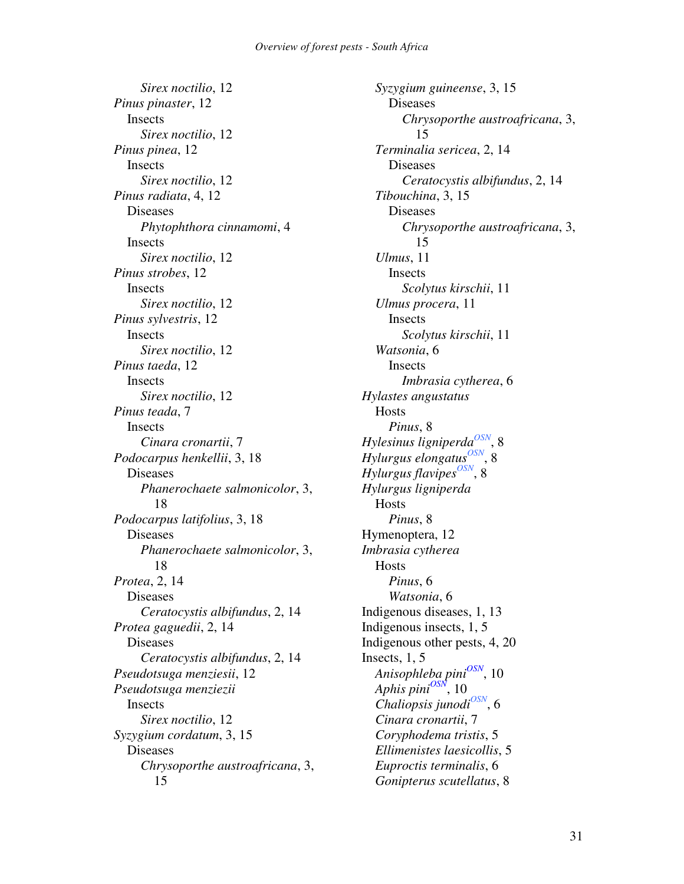*Sirex noctilio*, 12

*Pinus pinaster*, 12

Insects

*Sirex noctilio*, 12

*Pinus pinea*, 12

Insects

*Sirex noctilio*, 12

*Pinus radiata*, 4, 12

Diseases

*Phytophthora cinnamomi*, 4

Insects

*Sirex noctilio*, 12

*Pinus strobes*, 12

Insects

*Sirex noctilio*, 12

*Pinus sylvestris*, 12

Insects

*Sirex noctilio*, 12

*Pinus taeda*, 12

Insects

*Sirex noctilio*, 12

*Pinus teada*, 7

Insects

*Cinara cronartii*, 7

*Podocarpus henkellii*, 3, 18

Diseases

*Phanerochaete salmonicolor*, 3, 18

*Podocarpus latifolius*, 3, 18

Diseases

*Phanerochaete salmonicolor*, 3, 18

*Protea*, 2, 14

Diseases

*Ceratocystis albifundus*, 2, 14

*Protea gaguedii*, 2, 14

Diseases

*Ceratocystis albifundus*, 2, 14

*Pseudotsuga menziesii*, 12

*Pseudotsuga menziezii*

Insects

*Sirex noctilio*, 12

*Syzygium cordatum*, 3, 15

Diseases

*Chrysoporthe austroafricana*, 3, 15

*Syzygium guineense*, 3, 15

Diseases

*Chrysoporthe austroafricana*, 3, 15

*Terminalia sericea*, 2, 14

Diseases

*Ceratocystis albifundus*, 2, 14

*Tibouchina*, 3, 15

Diseases

*Chrysoporthe austroafricana*, 3, 15

*Ulmus*, 11

Insects

*Scolytus kirschii*, 11

*Ulmus procera*, 11

Insects

*Scolytus kirschii*, 11

*Watsonia*, 6

Insects

*Imbrasia cytherea*, 6

*Hylastes angustatus*

Hosts

*Pinus*, 8

*Hylesinus ligniperda*[OSN], 8

*Hylurgus elongatus*[OSN], 8

*Hylurgus flavipes*[OSN], 8

*Hylurgus ligniperda*

Hosts

*Pinus*, 8

Hymenoptera, 12

*Imbrasia cytherea*

Hosts

*Pinus*, 6

*Watsonia*, 6

Indigenous diseases, 1, 13

Indigenous insects, 1, 5

Indigenous other pests, 4, 20

Insects, 1, 5

*Anisophleba pini*[OSN], 10

*Aphis pini*[OSN], 10

*Chaliopsis junodi*[OSN], 6

*Cinara cronartii*, 7

*Coryphodema tristis*, 5

*Ellimenistes laesicollis*, 5

*Euproctis terminalis*, 6

*Gonipterus scutellatus*, 8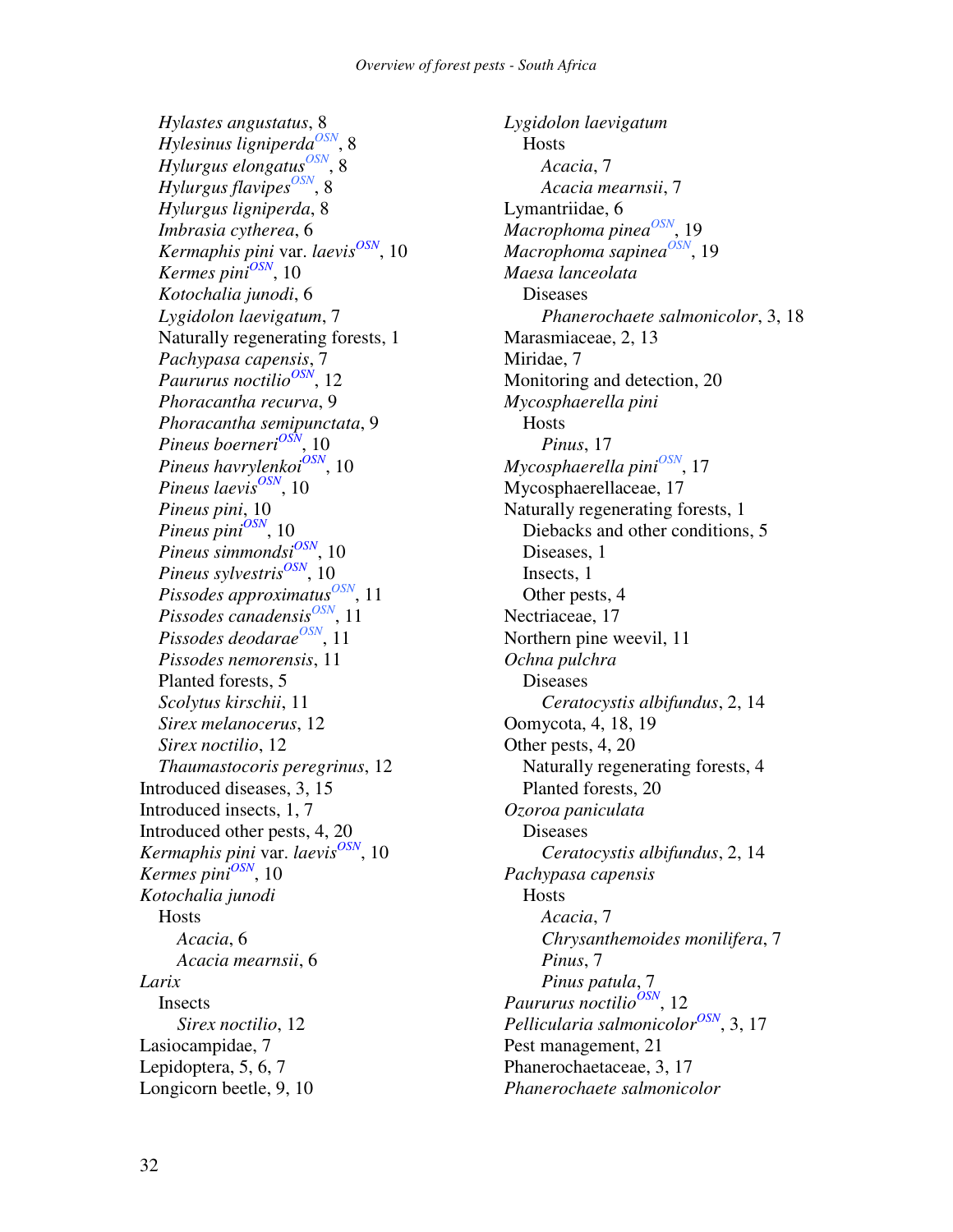*Hylastes angustatus*, 8
*Hylesinus ligniperda*[OSN], 8
*Hylurgus elongatus*[OSN], 8
*Hylurgus flavipes*[OSN], 8
*Hylurgus ligniperda*, 8
*Imbrasia cytherea*, 6
*Kermaphis pini* var. *laevis*[OSN], 10
*Kermes pini*[OSN], 10
*Kotochalia junodi*, 6
*Lygidolon laevigatum*, 7
Naturally regenerating forests, 1
*Pachypasa capensis*, 7
*Paururus noctilio*[OSN], 12
*Phoracantha recurva*, 9
*Phoracantha semipunctata*, 9
*Pineus boerneri*[OSN], 10
*Pineus havrylenkoi*[OSN], 10
*Pineus laevis*[OSN], 10
*Pineus pini*, 10
*Pineus pini*[OSN], 10
*Pineus simmondsi*[OSN], 10
*Pineus sylvestris*[OSN], 10
*Pissodes approximatus*[OSN], 11
*Pissodes canadensis*[OSN], 11
*Pissodes deodarae*[OSN], 11
*Pissodes nemorensis*, 11
Planted forests, 5
*Scolytus kirschii*, 11
*Sirex melanocerus*, 12
*Sirex noctilio*, 12
*Thaumastocoris peregrinus*, 12

Introduced diseases, 3, 15
Introduced insects, 1, 7
Introduced other pests, 4, 20
*Kermaphis pini* var. *laevis*[OSN], 10
*Kermes pini*[OSN], 10
*Kotochalia junodi*
- Hosts
  - *Acacia*, 6
  - *Acacia mearnsii*, 6

*Larix*
- Insects
  - *Sirex noctilio*, 12

Lasiocampidae, 7
Lepidoptera, 5, 6, 7
Longicorn beetle, 9, 10
*Lygidolon laevigatum*
- Hosts
  - *Acacia*, 7
  - *Acacia mearnsii*, 7

Lymantriidae, 6
*Macrophoma pinea*[OSN], 19
*Macrophoma sapinea*[OSN], 19
*Maesa lanceolata*
- Diseases
  - *Phanerochaete salmonicolor*, 3, 18

Marasmiaceae, 2, 13
Miridae, 7
Monitoring and detection, 20
*Mycosphaerella pini*
- Hosts
  - *Pinus*, 17

*Mycosphaerella pini*[OSN], 17
Mycosphaerellaceae, 17
Naturally regenerating forests, 1
- Diebacks and other conditions, 5
- Diseases, 1
- Insects, 1
- Other pests, 4

Nectriaceae, 17
Northern pine weevil, 11
*Ochna pulchra*
- Diseases
  - *Ceratocystis albifundus*, 2, 14

Oomycota, 4, 18, 19
Other pests, 4, 20
- Naturally regenerating forests, 4
- Planted forests, 20

*Ozoroa paniculata*
- Diseases
  - *Ceratocystis albifundus*, 2, 14

*Pachypasa capensis*
- Hosts
  - *Acacia*, 7
  - *Chrysanthemoides monilifera*, 7
  - *Pinus*, 7
  - *Pinus patula*, 7

*Paururus noctilio*[OSN], 12
*Pellicularia salmonicolor*[OSN], 3, 17
Pest management, 21
Phanerochaetaceae, 3, 17
*Phanerochaete salmonicolor*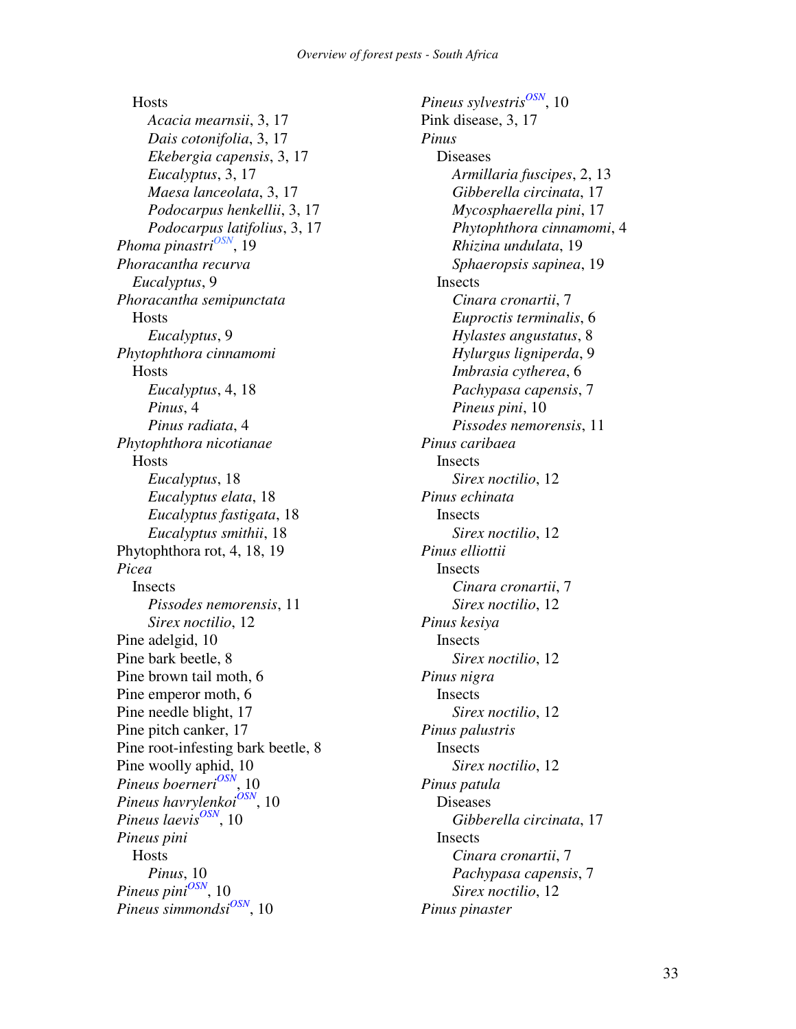Hosts
- *Acacia mearnsii*, 3, 17
- *Dais cotonifolia*, 3, 17
- *Ekebergia capensis*, 3, 17
- *Eucalyptus*, 3, 17
- *Maesa lanceolata*, 3, 17
- *Podocarpus henkellii*, 3, 17
- *Podocarpus latifolius*, 3, 17

*Phoma pinastri*[OSN], 19

*Phoracantha recurva*
- *Eucalyptus*, 9

*Phoracantha semipunctata*
- Hosts
  - *Eucalyptus*, 9

*Phytophthora cinnamomi*
- Hosts
  - *Eucalyptus*, 4, 18
  - *Pinus*, 4
  - *Pinus radiata*, 4

*Phytophthora nicotianae*
- Hosts
  - *Eucalyptus*, 18
  - *Eucalyptus elata*, 18
  - *Eucalyptus fastigata*, 18
  - *Eucalyptus smithii*, 18

Phytophthora rot, 4, 18, 19

*Picea*
- Insects
  - *Pissodes nemorensis*, 11
  - *Sirex noctilio*, 12

Pine adelgid, 10

Pine bark beetle, 8

Pine brown tail moth, 6

Pine emperor moth, 6

Pine needle blight, 17

Pine pitch canker, 17

Pine root-infesting bark beetle, 8

Pine woolly aphid, 10

*Pineus boerneri*[OSN], 10

*Pineus havrylenkoi*[OSN], 10

*Pineus laevis*[OSN], 10

*Pineus pini*
- Hosts
  - *Pinus*, 10

*Pineus pini*[OSN], 10

*Pineus simmondsi*[OSN], 10

*Pineus sylvestris*[OSN], 10

Pink disease, 3, 17

*Pinus*
- Diseases
  - *Armillaria fuscipes*, 2, 13
  - *Gibberella circinata*, 17
  - *Mycosphaerella pini*, 17
  - *Phytophthora cinnamomi*, 4
  - *Rhizina undulata*, 19
  - *Sphaeropsis sapinea*, 19
- Insects
  - *Cinara cronartii*, 7
  - *Euproctis terminalis*, 6
  - *Hylastes angustatus*, 8
  - *Hylurgus ligniperda*, 9
  - *Imbrasia cytherea*, 6
  - *Pachypasa capensis*, 7
  - *Pineus pini*, 10
  - *Pissodes nemorensis*, 11

*Pinus caribaea*
- Insects
  - *Sirex noctilio*, 12

*Pinus echinata*
- Insects
  - *Sirex noctilio*, 12

*Pinus elliottii*
- Insects
  - *Cinara cronartii*, 7
  - *Sirex noctilio*, 12

*Pinus kesiya*
- Insects
  - *Sirex noctilio*, 12

*Pinus nigra*
- Insects
  - *Sirex noctilio*, 12

*Pinus palustris*
- Insects
  - *Sirex noctilio*, 12

*Pinus patula*
- Diseases
  - *Gibberella circinata*, 17
- Insects
  - *Cinara cronartii*, 7
  - *Pachypasa capensis*, 7
  - *Sirex noctilio*, 12

*Pinus pinaster*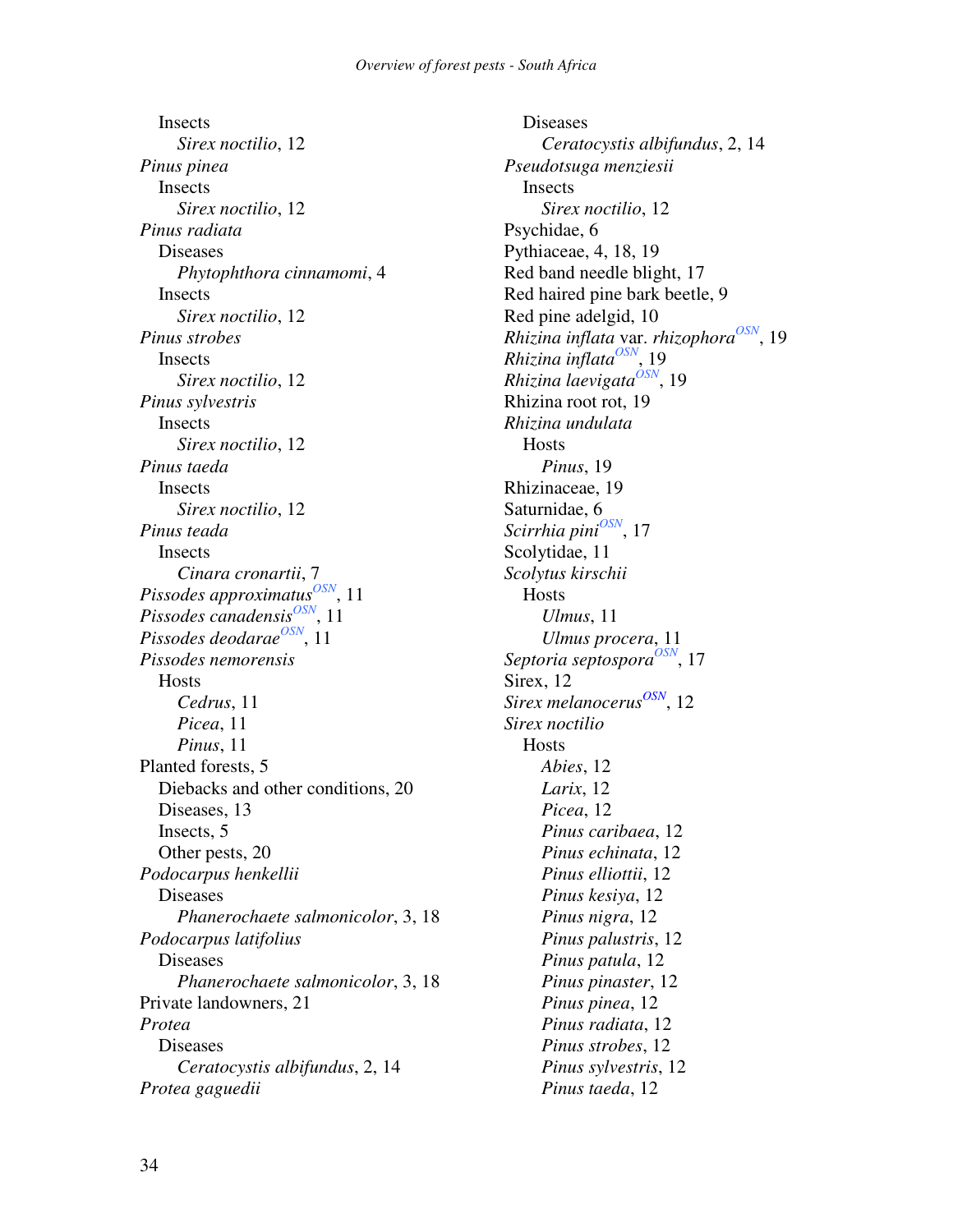Insects
*Sirex noctilio*, 12

*Pinus pinea*
Insects
*Sirex noctilio*, 12

*Pinus radiata*
Diseases
*Phytophthora cinnamomi*, 4
Insects
*Sirex noctilio*, 12

*Pinus strobes*
Insects
*Sirex noctilio*, 12

*Pinus sylvestris*
Insects
*Sirex noctilio*, 12

*Pinus taeda*
Insects
*Sirex noctilio*, 12

*Pinus teada*
Insects
*Cinara cronartii*, 7

*Pissodes approximatus*[OSN], 11
*Pissodes canadensis*[OSN], 11
*Pissodes deodarae*[OSN], 11
*Pissodes nemorensis*
Hosts
*Cedrus*, 11
*Picea*, 11
*Pinus*, 11

Planted forests, 5
Diebacks and other conditions, 20
Diseases, 13
Insects, 5
Other pests, 20

*Podocarpus henkellii*
Diseases
*Phanerochaete salmonicolor*, 3, 18

*Podocarpus latifolius*
Diseases
*Phanerochaete salmonicolor*, 3, 18

Private landowners, 21

*Protea*
Diseases
*Ceratocystis albifundus*, 2, 14

*Protea gaguedii*
Diseases
*Ceratocystis albifundus*, 2, 14

*Pseudotsuga menziesii*
Insects
*Sirex noctilio*, 12

Psychidae, 6
Pythiaceae, 4, 18, 19
Red band needle blight, 17
Red haired pine bark beetle, 9
Red pine adelgid, 10
*Rhizina inflata* var. *rhizophora*[OSN], 19
*Rhizina inflata*[OSN], 19
*Rhizina laevigata*[OSN], 19
Rhizina root rot, 19
*Rhizina undulata*
Hosts
*Pinus*, 19

Rhizinaceae, 19
Saturnidae, 6
*Scirrhia pini*[OSN], 17
Scolytidae, 11
*Scolytus kirschii*
Hosts
*Ulmus*, 11
*Ulmus procera*, 11

*Septoria septospora*[OSN], 17
Sirex, 12
*Sirex melanocerus*[OSN], 12
*Sirex noctilio*
Hosts
*Abies*, 12
*Larix*, 12
*Picea*, 12
*Pinus caribaea*, 12
*Pinus echinata*, 12
*Pinus elliottii*, 12
*Pinus kesiya*, 12
*Pinus nigra*, 12
*Pinus palustris*, 12
*Pinus patula*, 12
*Pinus pinaster*, 12
*Pinus pinea*, 12
*Pinus radiata*, 12
*Pinus strobes*, 12
*Pinus sylvestris*, 12
*Pinus taeda*, 12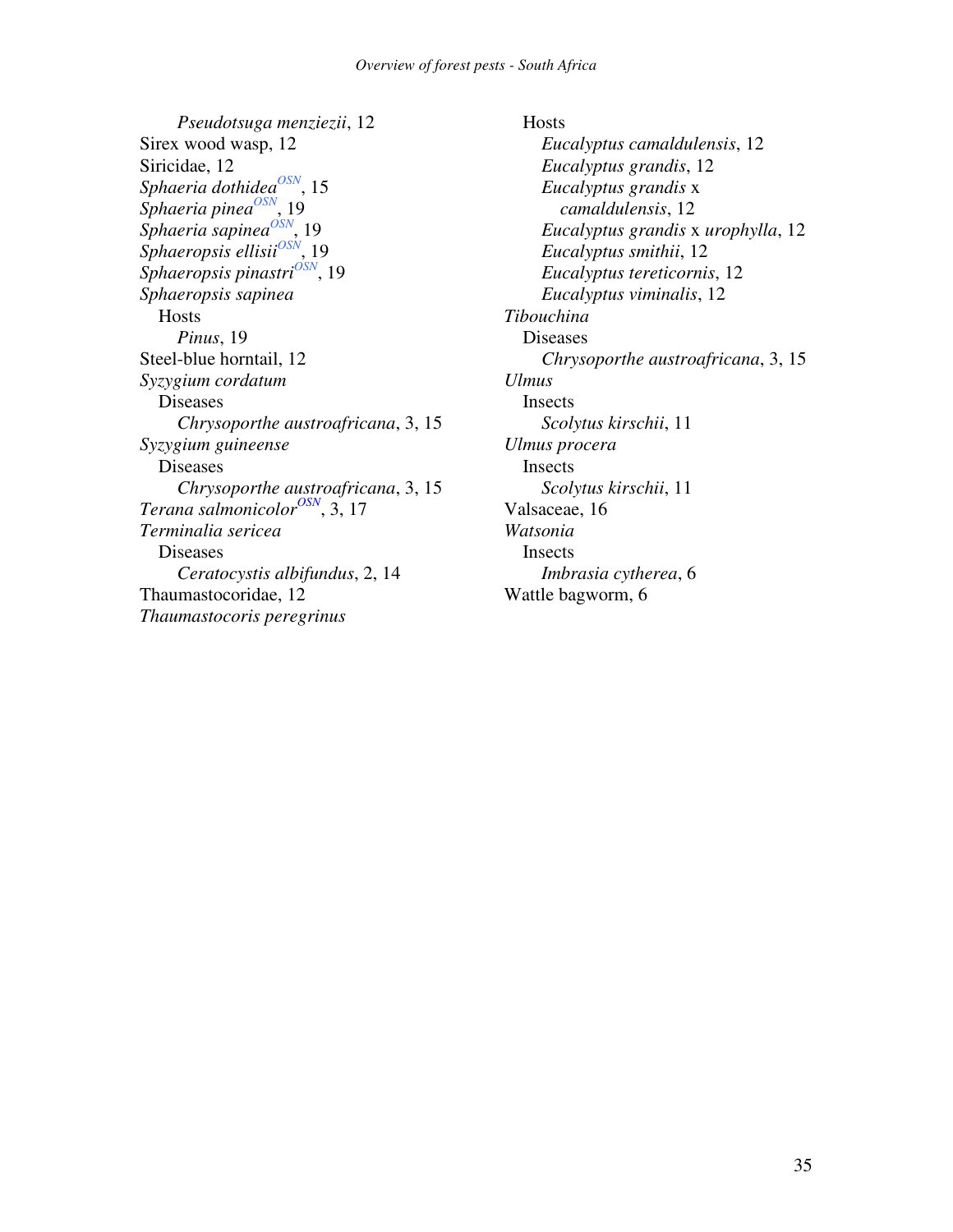*Pseudotsuga menziezii*, 12
Sirex wood wasp, 12
Siricidae, 12
*Sphaeria dothidea*[OSN], 15
*Sphaeria pinea*[OSN], 19
*Sphaeria sapinea*[OSN], 19
*Sphaeropsis ellisii*[OSN], 19
*Sphaeropsis pinastri*[OSN], 19
*Sphaeropsis sapinea*
  Hosts
    *Pinus*, 19
Steel-blue horntail, 12
*Syzygium cordatum*
  Diseases
    *Chrysoporthe austroafricana*, 3, 15
*Syzygium guineense*
  Diseases
    *Chrysoporthe austroafricana*, 3, 15
*Terana salmonicolor*[OSN], 3, 17
*Terminalia sericea*
  Diseases
    *Ceratocystis albifundus*, 2, 14
Thaumastocoridae, 12
*Thaumastocoris peregrinus*
  Hosts
    *Eucalyptus camaldulensis*, 12
    *Eucalyptus grandis*, 12
    *Eucalyptus grandis* x *camaldulensis*, 12
    *Eucalyptus grandis* x *urophylla*, 12
    *Eucalyptus smithii*, 12
    *Eucalyptus tereticornis*, 12
    *Eucalyptus viminalis*, 12
*Tibouchina*
  Diseases
    *Chrysoporthe austroafricana*, 3, 15
*Ulmus*
  Insects
    *Scolytus kirschii*, 11
*Ulmus procera*
  Insects
    *Scolytus kirschii*, 11
Valsaceae, 16
*Watsonia*
  Insects
    *Imbrasia cytherea*, 6
Wattle bagworm, 6